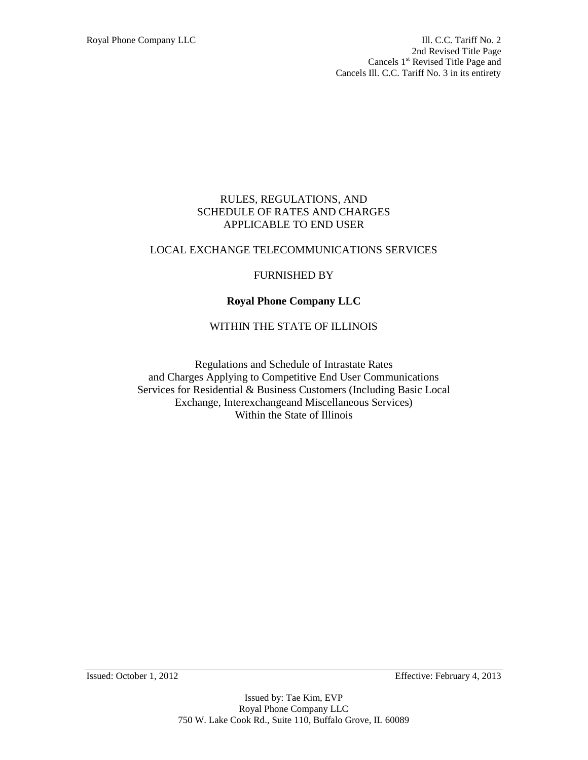Royal Phone Company LLC

Ill. C.C. Tariff No. 2
2nd Revised Title Page
Cancels 1st Revised Title Page and
Cancels Ill. C.C. Tariff No. 3 in its entirety

RULES, REGULATIONS, AND
SCHEDULE OF RATES AND CHARGES
APPLICABLE TO END USER

LOCAL EXCHANGE TELECOMMUNICATIONS SERVICES

FURNISHED BY

**Royal Phone Company LLC**

WITHIN THE STATE OF ILLINOIS

Regulations and Schedule of Intrastate Rates
and Charges Applying to Competitive End User Communications
Services for Residential & Business Customers (Including Basic Local
Exchange, Interexchangeand Miscellaneous Services)
Within the State of Illinois

Issued: October 1, 2012 Effective: February 4, 2013

Issued by: Tae Kim, EVP
Royal Phone Company LLC
750 W. Lake Cook Rd., Suite 110, Buffalo Grove, IL 60089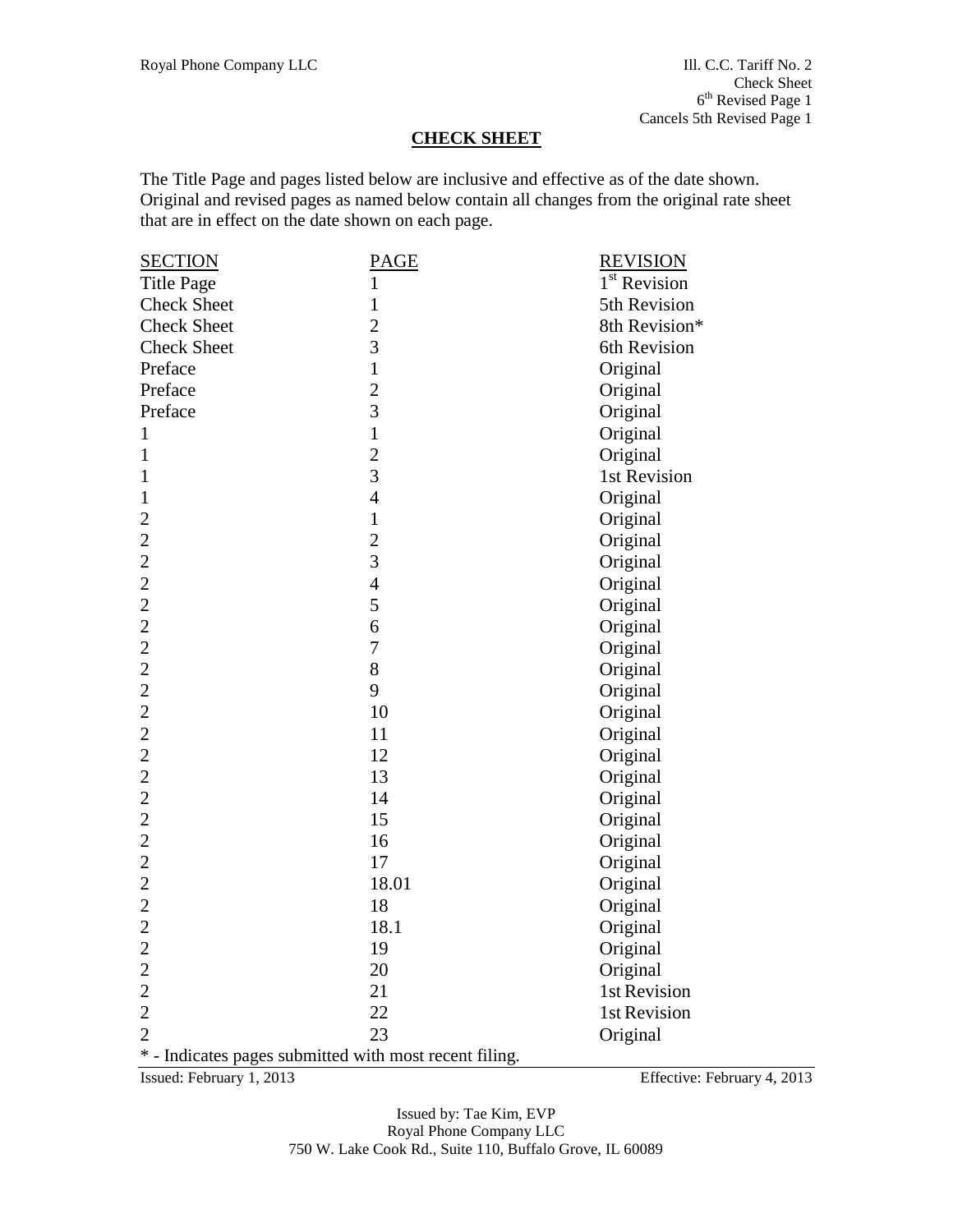## CHECK SHEET

The Title Page and pages listed below are inclusive and effective as of the date shown. Original and revised pages as named below contain all changes from the original rate sheet that are in effect on the date shown on each page.

| SECTION | PAGE | REVISION |
|---|---|---|
| Title Page | 1 | 1st Revision |
| Check Sheet | 1 | 5th Revision |
| Check Sheet | 2 | 8th Revision* |
| Check Sheet | 3 | 6th Revision |
| Preface | 1 | Original |
| Preface | 2 | Original |
| Preface | 3 | Original |
| 1 | 1 | Original |
| 1 | 2 | Original |
| 1 | 3 | 1st Revision |
| 1 | 4 | Original |
| 2 | 1 | Original |
| 2 | 2 | Original |
| 2 | 3 | Original |
| 2 | 4 | Original |
| 2 | 5 | Original |
| 2 | 6 | Original |
| 2 | 7 | Original |
| 2 | 8 | Original |
| 2 | 9 | Original |
| 2 | 10 | Original |
| 2 | 11 | Original |
| 2 | 12 | Original |
| 2 | 13 | Original |
| 2 | 14 | Original |
| 2 | 15 | Original |
| 2 | 16 | Original |
| 2 | 17 | Original |
| 2 | 18.01 | Original |
| 2 | 18 | Original |
| 2 | 18.1 | Original |
| 2 | 19 | Original |
| 2 | 20 | Original |
| 2 | 21 | 1st Revision |
| 2 | 22 | 1st Revision |
| 2 | 23 | Original |

* - Indicates pages submitted with most recent filing.

Issued: February 1, 2013 Effective: February 4, 2013

Issued by: Tae Kim, EVP
Royal Phone Company LLC
750 W. Lake Cook Rd., Suite 110, Buffalo Grove, IL 60089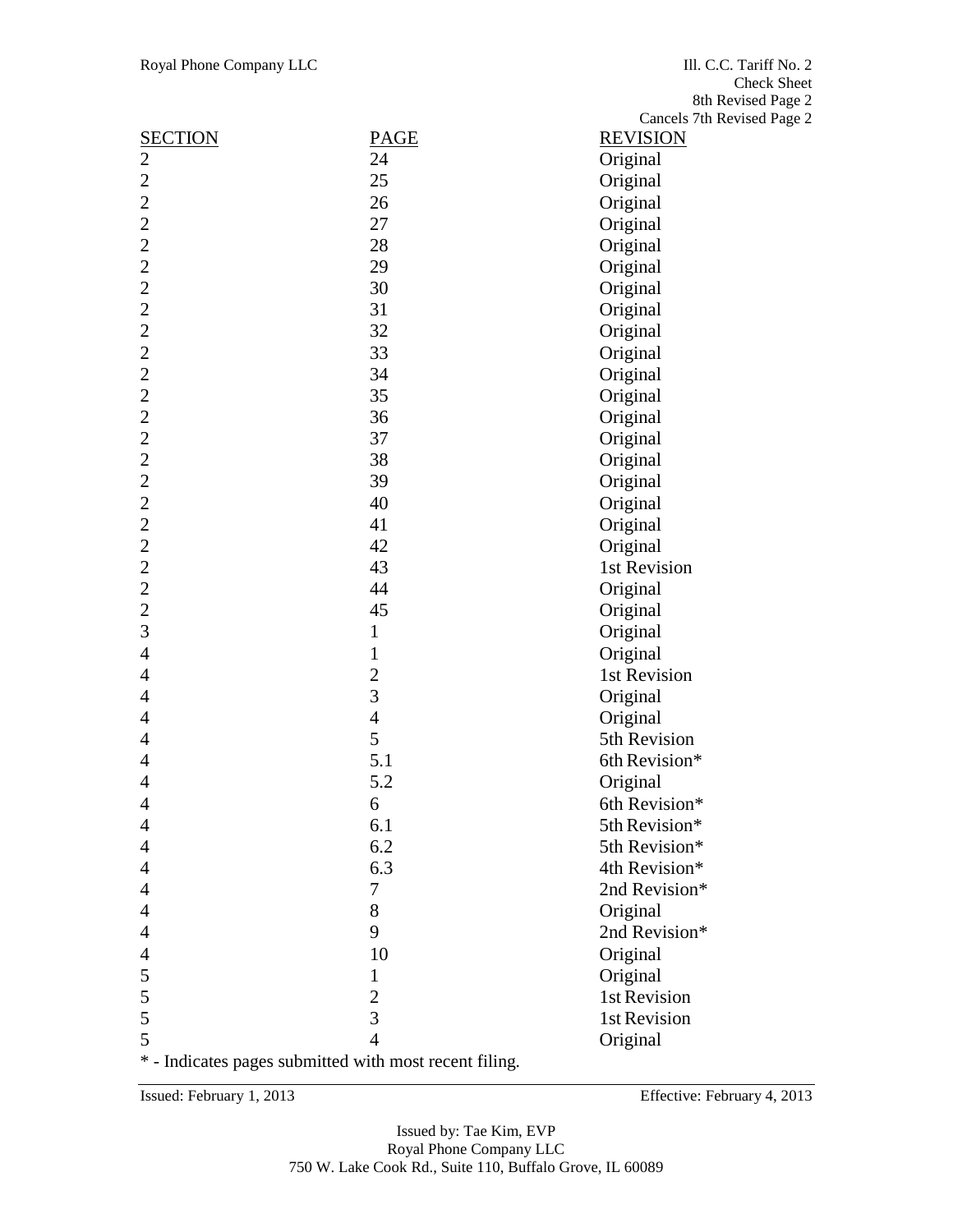Royal Phone Company LLC

Ill. C.C. Tariff No. 2
Check Sheet
8th Revised Page 2
Cancels 7th Revised Page 2

| SECTION | PAGE | REVISION |
|---|---|---|
| 2 | 24 | Original |
| 2 | 25 | Original |
| 2 | 26 | Original |
| 2 | 27 | Original |
| 2 | 28 | Original |
| 2 | 29 | Original |
| 2 | 30 | Original |
| 2 | 31 | Original |
| 2 | 32 | Original |
| 2 | 33 | Original |
| 2 | 34 | Original |
| 2 | 35 | Original |
| 2 | 36 | Original |
| 2 | 37 | Original |
| 2 | 38 | Original |
| 2 | 39 | Original |
| 2 | 40 | Original |
| 2 | 41 | Original |
| 2 | 42 | Original |
| 2 | 43 | 1st Revision |
| 2 | 44 | Original |
| 2 | 45 | Original |
| 3 | 1 | Original |
| 4 | 1 | Original |
| 4 | 2 | 1st Revision |
| 4 | 3 | Original |
| 4 | 4 | Original |
| 4 | 5 | 5th Revision |
| 4 | 5.1 | 6th Revision* |
| 4 | 5.2 | Original |
| 4 | 6 | 6th Revision* |
| 4 | 6.1 | 5th Revision* |
| 4 | 6.2 | 5th Revision* |
| 4 | 6.3 | 4th Revision* |
| 4 | 7 | 2nd Revision* |
| 4 | 8 | Original |
| 4 | 9 | 2nd Revision* |
| 4 | 10 | Original |
| 5 | 1 | Original |
| 5 | 2 | 1st Revision |
| 5 | 3 | 1st Revision |
| 5 | 4 | Original |

* - Indicates pages submitted with most recent filing.

Issued: February 1, 2013

Effective: February 4, 2013

Issued by: Tae Kim, EVP
Royal Phone Company LLC
750 W. Lake Cook Rd., Suite 110, Buffalo Grove, IL 60089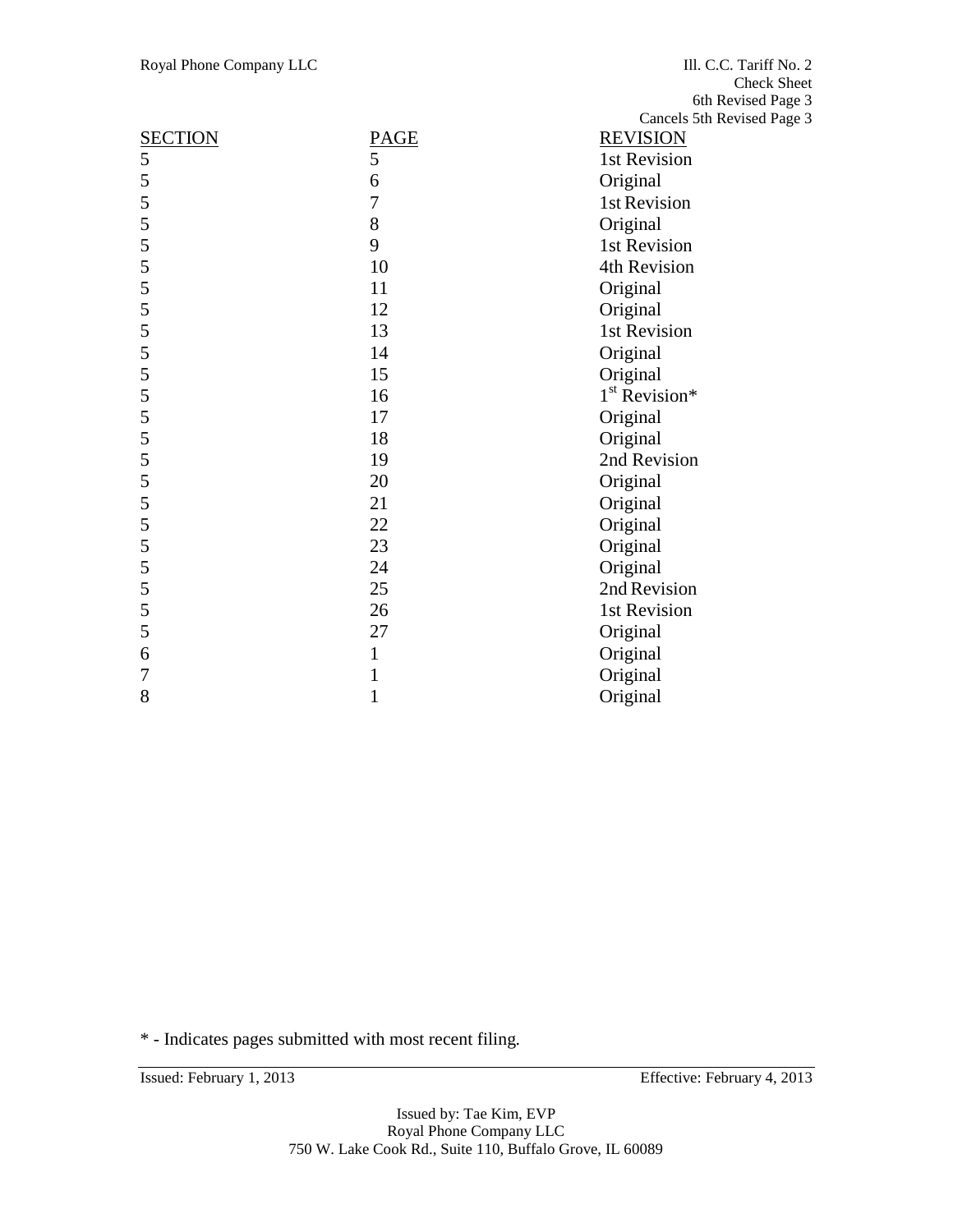| SECTION | PAGE | REVISION |
| --- | --- | --- |
| 5 | 5 | 1st Revision |
| 5 | 6 | Original |
| 5 | 7 | 1st Revision |
| 5 | 8 | Original |
| 5 | 9 | 1st Revision |
| 5 | 10 | 4th Revision |
| 5 | 11 | Original |
| 5 | 12 | Original |
| 5 | 13 | 1st Revision |
| 5 | 14 | Original |
| 5 | 15 | Original |
| 5 | 16 | 1st Revision* |
| 5 | 17 | Original |
| 5 | 18 | Original |
| 5 | 19 | 2nd Revision |
| 5 | 20 | Original |
| 5 | 21 | Original |
| 5 | 22 | Original |
| 5 | 23 | Original |
| 5 | 24 | Original |
| 5 | 25 | 2nd Revision |
| 5 | 26 | 1st Revision |
| 5 | 27 | Original |
| 6 | 1 | Original |
| 7 | 1 | Original |
| 8 | 1 | Original |

* - Indicates pages submitted with most recent filing.

Issued: February 1, 2013 Effective: February 4, 2013

Issued by: Tae Kim, EVP
Royal Phone Company LLC
750 W. Lake Cook Rd., Suite 110, Buffalo Grove, IL 60089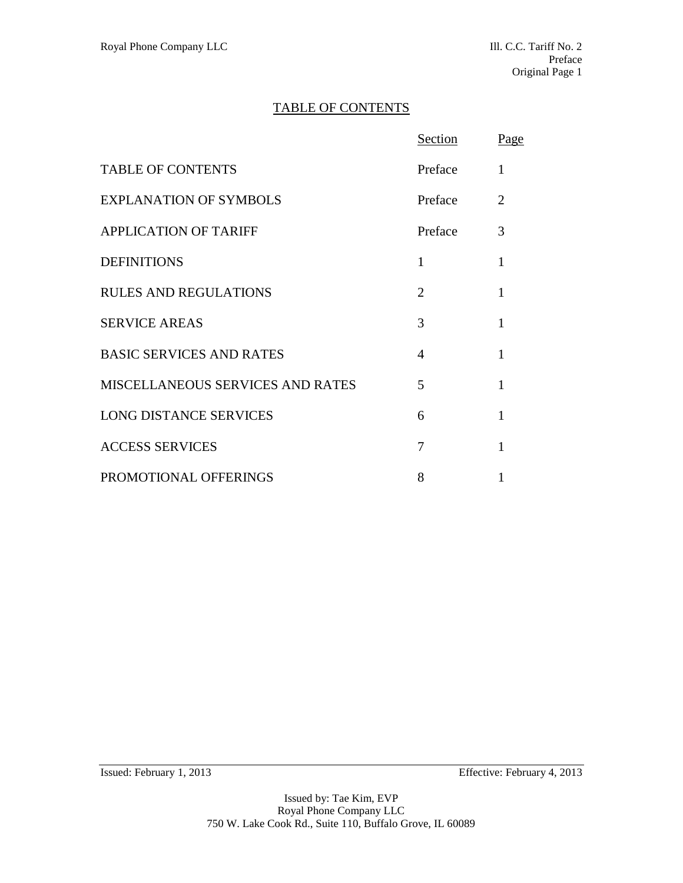# TABLE OF CONTENTS

| | Section | Page |
|---|---|---|
| TABLE OF CONTENTS | Preface | 1 |
| EXPLANATION OF SYMBOLS | Preface | 2 |
| APPLICATION OF TARIFF | Preface | 3 |
| DEFINITIONS | 1 | 1 |
| RULES AND REGULATIONS | 2 | 1 |
| SERVICE AREAS | 3 | 1 |
| BASIC SERVICES AND RATES | 4 | 1 |
| MISCELLANEOUS SERVICES AND RATES | 5 | 1 |
| LONG DISTANCE SERVICES | 6 | 1 |
| ACCESS SERVICES | 7 | 1 |
| PROMOTIONAL OFFERINGS | 8 | 1 |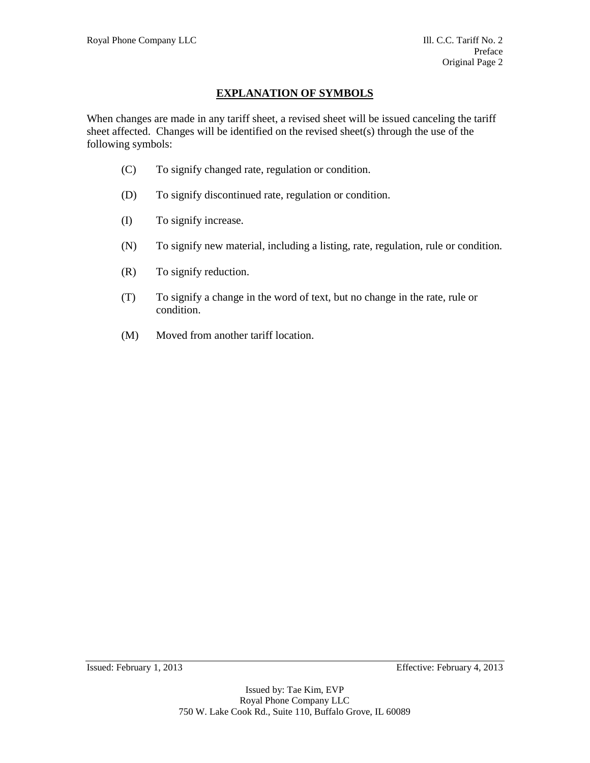# EXPLANATION OF SYMBOLS

When changes are made in any tariff sheet, a revised sheet will be issued canceling the tariff sheet affected. Changes will be identified on the revised sheet(s) through the use of the following symbols:

(C) To signify changed rate, regulation or condition.

(D) To signify discontinued rate, regulation or condition.

(I) To signify increase.

(N) To signify new material, including a listing, rate, regulation, rule or condition.

(R) To signify reduction.

(T) To signify a change in the word of text, but no change in the rate, rule or condition.

(M) Moved from another tariff location.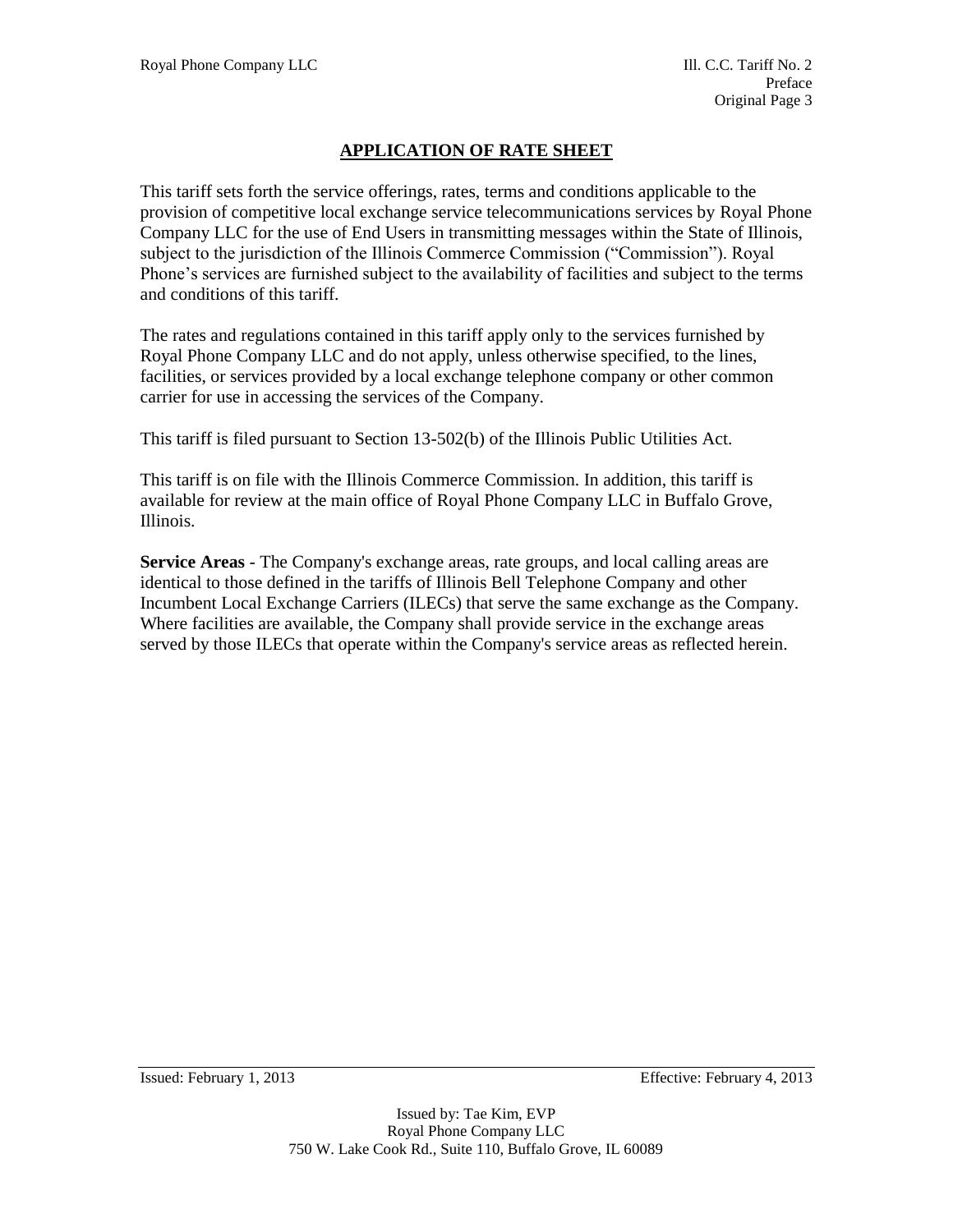## APPLICATION OF RATE SHEET

This tariff sets forth the service offerings, rates, terms and conditions applicable to the provision of competitive local exchange service telecommunications services by Royal Phone Company LLC for the use of End Users in transmitting messages within the State of Illinois, subject to the jurisdiction of the Illinois Commerce Commission ("Commission"). Royal Phone's services are furnished subject to the availability of facilities and subject to the terms and conditions of this tariff.

The rates and regulations contained in this tariff apply only to the services furnished by Royal Phone Company LLC and do not apply, unless otherwise specified, to the lines, facilities, or services provided by a local exchange telephone company or other common carrier for use in accessing the services of the Company.

This tariff is filed pursuant to Section 13-502(b) of the Illinois Public Utilities Act.

This tariff is on file with the Illinois Commerce Commission. In addition, this tariff is available for review at the main office of Royal Phone Company LLC in Buffalo Grove, Illinois.

**Service Areas** - The Company's exchange areas, rate groups, and local calling areas are identical to those defined in the tariffs of Illinois Bell Telephone Company and other Incumbent Local Exchange Carriers (ILECs) that serve the same exchange as the Company. Where facilities are available, the Company shall provide service in the exchange areas served by those ILECs that operate within the Company's service areas as reflected herein.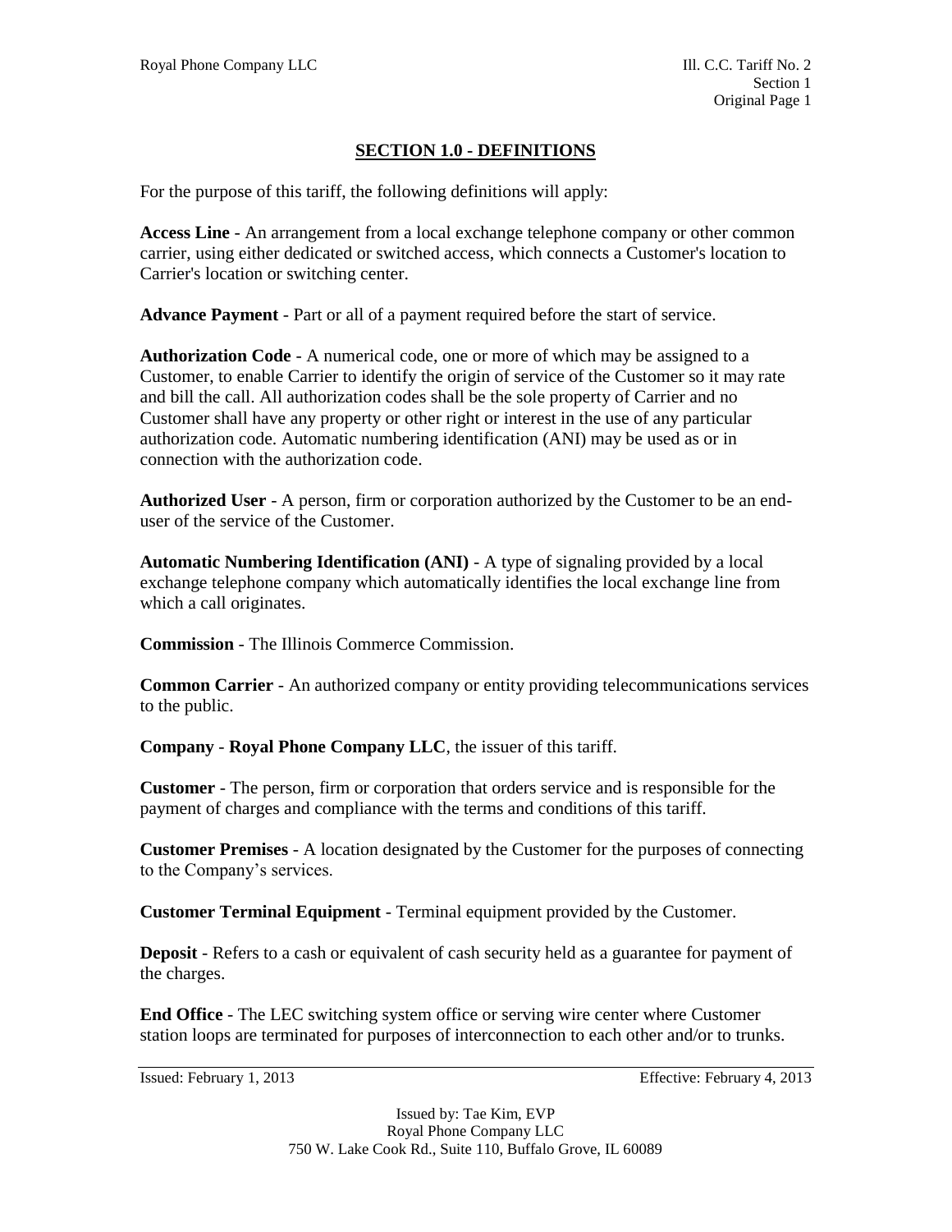## SECTION 1.0 - DEFINITIONS

For the purpose of this tariff, the following definitions will apply:

**Access Line** - An arrangement from a local exchange telephone company or other common carrier, using either dedicated or switched access, which connects a Customer's location to Carrier's location or switching center.

**Advance Payment** - Part or all of a payment required before the start of service.

**Authorization Code** - A numerical code, one or more of which may be assigned to a Customer, to enable Carrier to identify the origin of service of the Customer so it may rate and bill the call. All authorization codes shall be the sole property of Carrier and no Customer shall have any property or other right or interest in the use of any particular authorization code. Automatic numbering identification (ANI) may be used as or in connection with the authorization code.

**Authorized User** - A person, firm or corporation authorized by the Customer to be an end-user of the service of the Customer.

**Automatic Numbering Identification (ANI)** - A type of signaling provided by a local exchange telephone company which automatically identifies the local exchange line from which a call originates.

**Commission** - The Illinois Commerce Commission.

**Common Carrier** - An authorized company or entity providing telecommunications services to the public.

**Company** - **Royal Phone Company LLC**, the issuer of this tariff.

**Customer** - The person, firm or corporation that orders service and is responsible for the payment of charges and compliance with the terms and conditions of this tariff.

**Customer Premises** - A location designated by the Customer for the purposes of connecting to the Company's services.

**Customer Terminal Equipment** - Terminal equipment provided by the Customer.

**Deposit** - Refers to a cash or equivalent of cash security held as a guarantee for payment of the charges.

**End Office** - The LEC switching system office or serving wire center where Customer station loops are terminated for purposes of interconnection to each other and/or to trunks.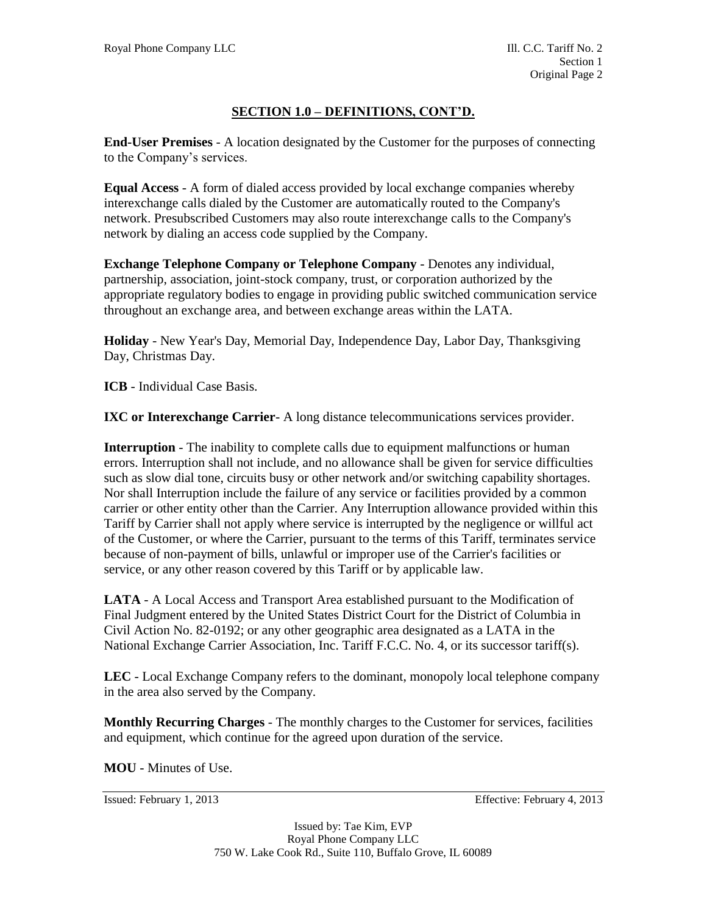## SECTION 1.0 – DEFINITIONS, CONT'D.

**End-User Premises** - A location designated by the Customer for the purposes of connecting to the Company's services.

**Equal Access** - A form of dialed access provided by local exchange companies whereby interexchange calls dialed by the Customer are automatically routed to the Company's network. Presubscribed Customers may also route interexchange calls to the Company's network by dialing an access code supplied by the Company.

**Exchange Telephone Company or Telephone Company** - Denotes any individual, partnership, association, joint-stock company, trust, or corporation authorized by the appropriate regulatory bodies to engage in providing public switched communication service throughout an exchange area, and between exchange areas within the LATA.

**Holiday** - New Year's Day, Memorial Day, Independence Day, Labor Day, Thanksgiving Day, Christmas Day.

**ICB** - Individual Case Basis.

**IXC or Interexchange Carrier**- A long distance telecommunications services provider.

**Interruption** - The inability to complete calls due to equipment malfunctions or human errors. Interruption shall not include, and no allowance shall be given for service difficulties such as slow dial tone, circuits busy or other network and/or switching capability shortages. Nor shall Interruption include the failure of any service or facilities provided by a common carrier or other entity other than the Carrier. Any Interruption allowance provided within this Tariff by Carrier shall not apply where service is interrupted by the negligence or willful act of the Customer, or where the Carrier, pursuant to the terms of this Tariff, terminates service because of non-payment of bills, unlawful or improper use of the Carrier's facilities or service, or any other reason covered by this Tariff or by applicable law.

**LATA** - A Local Access and Transport Area established pursuant to the Modification of Final Judgment entered by the United States District Court for the District of Columbia in Civil Action No. 82-0192; or any other geographic area designated as a LATA in the National Exchange Carrier Association, Inc. Tariff F.C.C. No. 4, or its successor tariff(s).

**LEC** - Local Exchange Company refers to the dominant, monopoly local telephone company in the area also served by the Company.

**Monthly Recurring Charges** - The monthly charges to the Customer for services, facilities and equipment, which continue for the agreed upon duration of the service.

**MOU** - Minutes of Use.

Issued: February 1, 2013 Effective: February 4, 2013

Issued by: Tae Kim, EVP
Royal Phone Company LLC
750 W. Lake Cook Rd., Suite 110, Buffalo Grove, IL 60089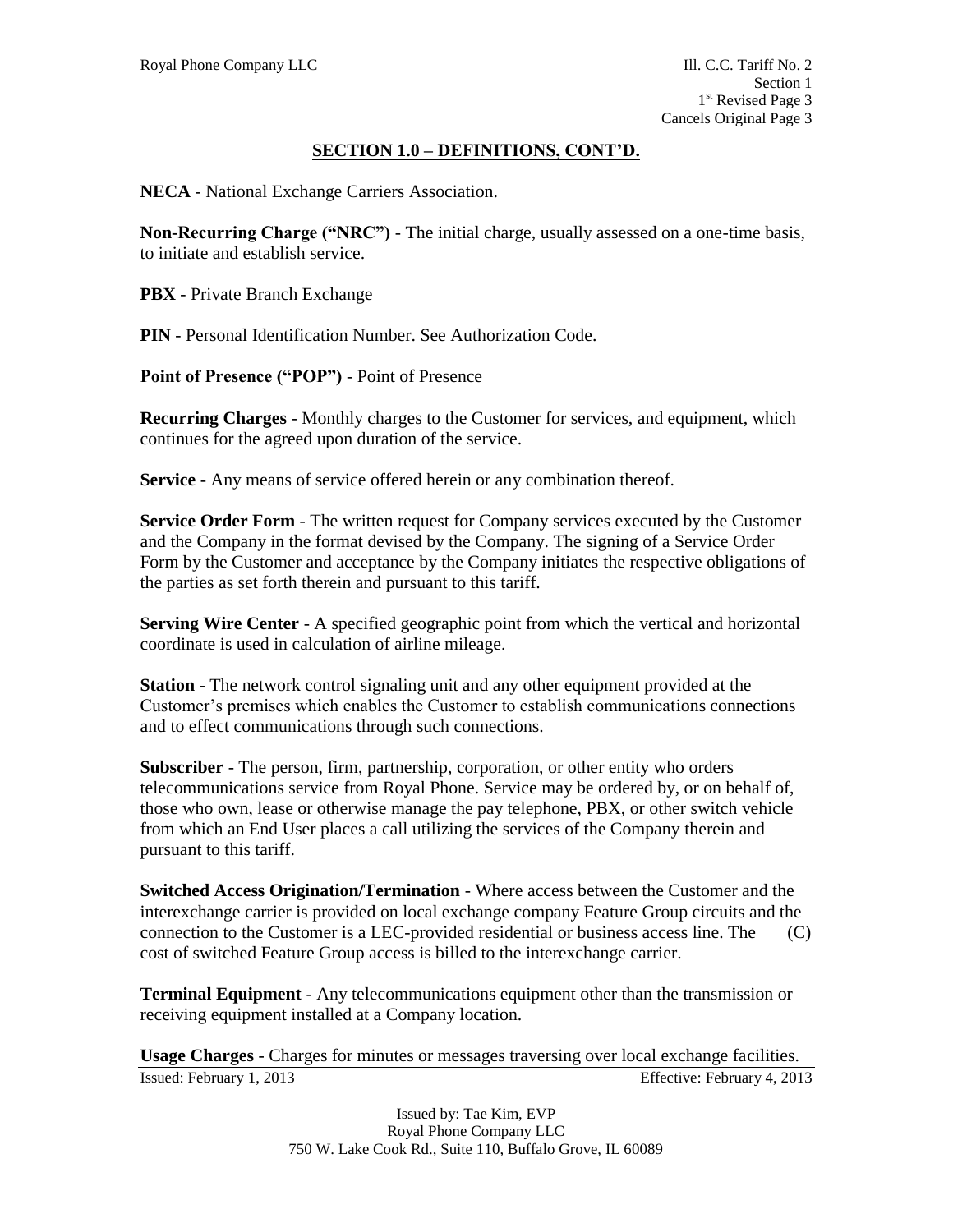## SECTION 1.0 – DEFINITIONS, CONT'D.

**NECA** - National Exchange Carriers Association.

**Non-Recurring Charge ("NRC")** - The initial charge, usually assessed on a one-time basis, to initiate and establish service.

**PBX** - Private Branch Exchange

**PIN** - Personal Identification Number. See Authorization Code.

**Point of Presence ("POP")** - Point of Presence

**Recurring Charges** - Monthly charges to the Customer for services, and equipment, which continues for the agreed upon duration of the service.

**Service** - Any means of service offered herein or any combination thereof.

**Service Order Form** - The written request for Company services executed by the Customer and the Company in the format devised by the Company. The signing of a Service Order Form by the Customer and acceptance by the Company initiates the respective obligations of the parties as set forth therein and pursuant to this tariff.

**Serving Wire Center** - A specified geographic point from which the vertical and horizontal coordinate is used in calculation of airline mileage.

**Station** - The network control signaling unit and any other equipment provided at the Customer's premises which enables the Customer to establish communications connections and to effect communications through such connections.

**Subscriber** - The person, firm, partnership, corporation, or other entity who orders telecommunications service from Royal Phone. Service may be ordered by, or on behalf of, those who own, lease or otherwise manage the pay telephone, PBX, or other switch vehicle from which an End User places a call utilizing the services of the Company therein and pursuant to this tariff.

**Switched Access Origination/Termination** - Where access between the Customer and the interexchange carrier is provided on local exchange company Feature Group circuits and the connection to the Customer is a LEC-provided residential or business access line. The cost of switched Feature Group access is billed to the interexchange carrier. (C)

**Terminal Equipment** - Any telecommunications equipment other than the transmission or receiving equipment installed at a Company location.

**Usage Charges** - Charges for minutes or messages traversing over local exchange facilities.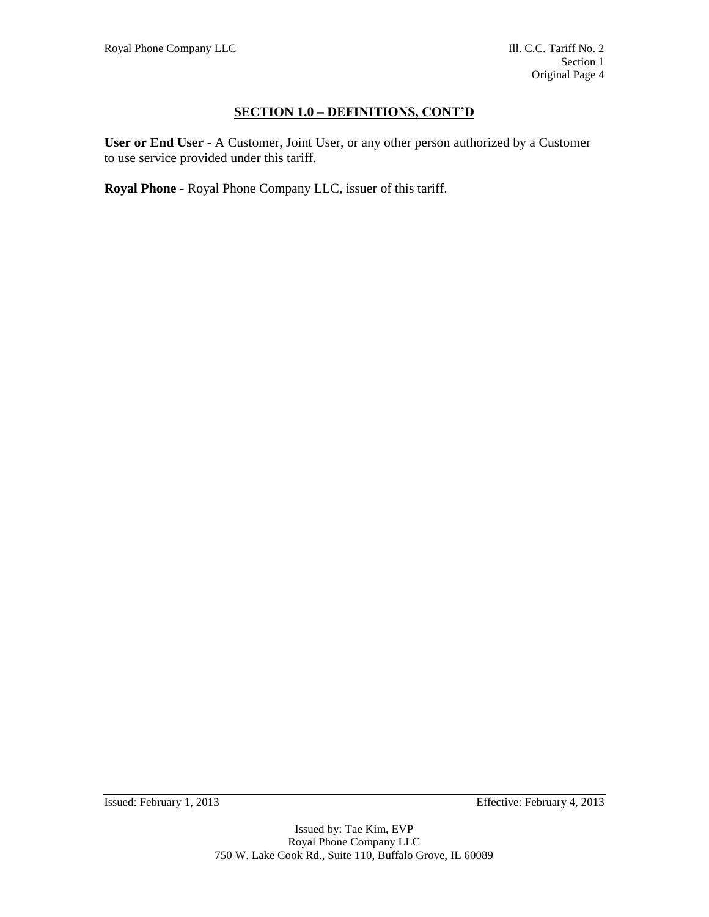## SECTION 1.0 – DEFINITIONS, CONT'D

**User or End User** - A Customer, Joint User, or any other person authorized by a Customer to use service provided under this tariff.

**Royal Phone** - Royal Phone Company LLC, issuer of this tariff.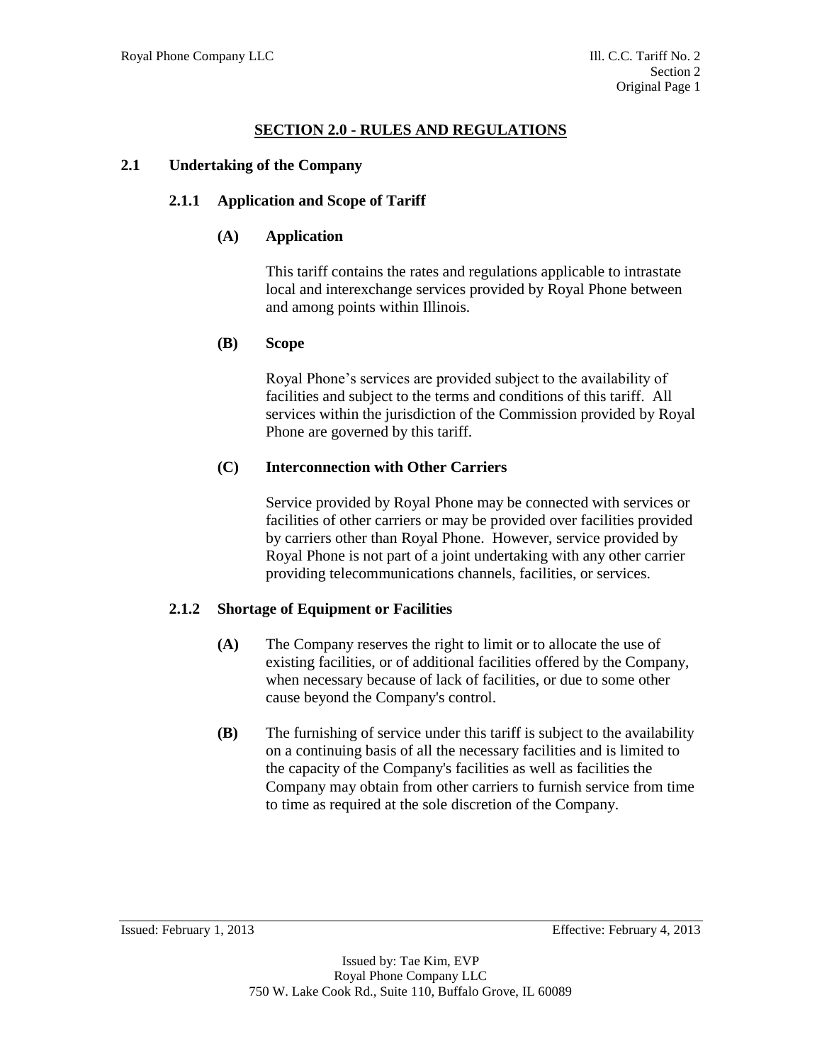# SECTION 2.0 - RULES AND REGULATIONS

## 2.1 Undertaking of the Company

### 2.1.1 Application and Scope of Tariff

**(A) Application**

This tariff contains the rates and regulations applicable to intrastate local and interexchange services provided by Royal Phone between and among points within Illinois.

**(B) Scope**

Royal Phone's services are provided subject to the availability of facilities and subject to the terms and conditions of this tariff. All services within the jurisdiction of the Commission provided by Royal Phone are governed by this tariff.

**(C) Interconnection with Other Carriers**

Service provided by Royal Phone may be connected with services or facilities of other carriers or may be provided over facilities provided by carriers other than Royal Phone. However, service provided by Royal Phone is not part of a joint undertaking with any other carrier providing telecommunications channels, facilities, or services.

### 2.1.2 Shortage of Equipment or Facilities

**(A)** The Company reserves the right to limit or to allocate the use of existing facilities, or of additional facilities offered by the Company, when necessary because of lack of facilities, or due to some other cause beyond the Company's control.

**(B)** The furnishing of service under this tariff is subject to the availability on a continuing basis of all the necessary facilities and is limited to the capacity of the Company's facilities as well as facilities the Company may obtain from other carriers to furnish service from time to time as required at the sole discretion of the Company.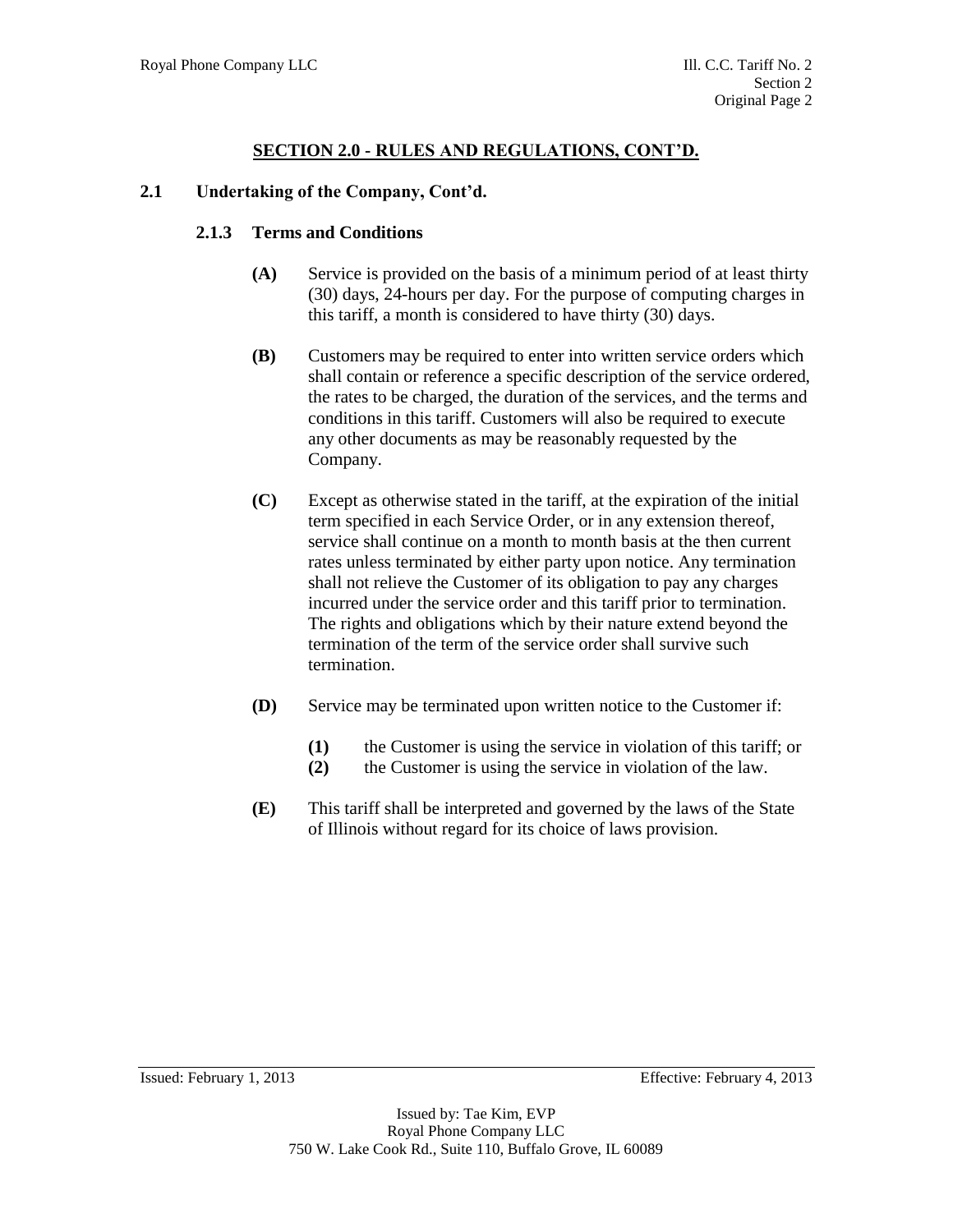## SECTION 2.0 - RULES AND REGULATIONS, CONT'D.

### 2.1 Undertaking of the Company, Cont'd.

#### 2.1.3 Terms and Conditions

**(A)** Service is provided on the basis of a minimum period of at least thirty (30) days, 24-hours per day. For the purpose of computing charges in this tariff, a month is considered to have thirty (30) days.

**(B)** Customers may be required to enter into written service orders which shall contain or reference a specific description of the service ordered, the rates to be charged, the duration of the services, and the terms and conditions in this tariff. Customers will also be required to execute any other documents as may be reasonably requested by the Company.

**(C)** Except as otherwise stated in the tariff, at the expiration of the initial term specified in each Service Order, or in any extension thereof, service shall continue on a month to month basis at the then current rates unless terminated by either party upon notice. Any termination shall not relieve the Customer of its obligation to pay any charges incurred under the service order and this tariff prior to termination. The rights and obligations which by their nature extend beyond the termination of the term of the service order shall survive such termination.

**(D)** Service may be terminated upon written notice to the Customer if:

- **(1)** the Customer is using the service in violation of this tariff; or
- **(2)** the Customer is using the service in violation of the law.

**(E)** This tariff shall be interpreted and governed by the laws of the State of Illinois without regard for its choice of laws provision.

Issued: February 1, 2013 Effective: February 4, 2013

Issued by: Tae Kim, EVP
Royal Phone Company LLC
750 W. Lake Cook Rd., Suite 110, Buffalo Grove, IL 60089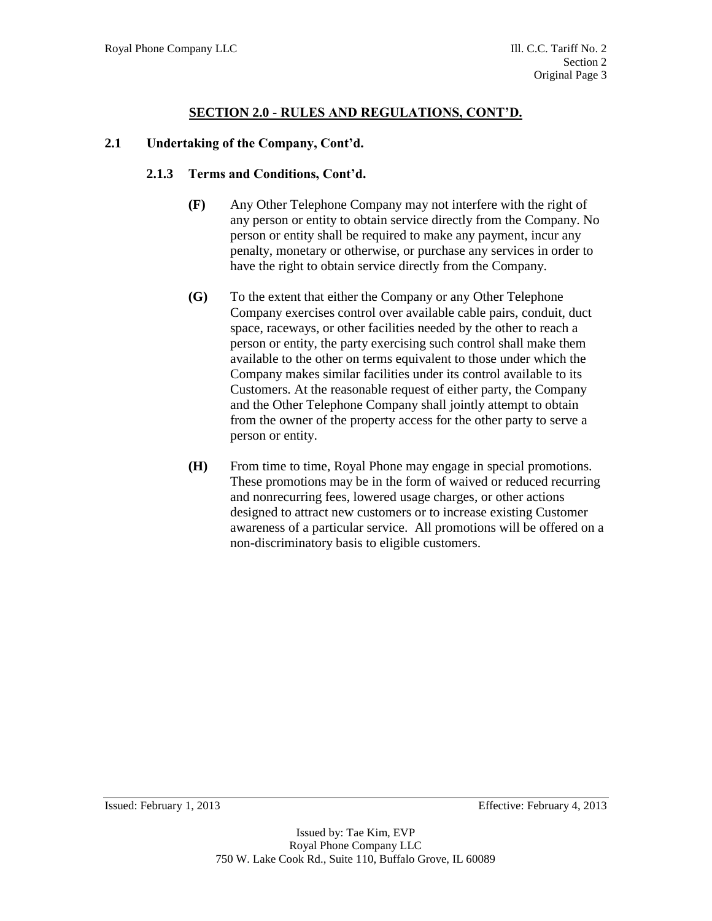## SECTION 2.0 - RULES AND REGULATIONS, CONT'D.

### 2.1 Undertaking of the Company, Cont'd.

#### 2.1.3 Terms and Conditions, Cont'd.

**(F)** Any Other Telephone Company may not interfere with the right of any person or entity to obtain service directly from the Company. No person or entity shall be required to make any payment, incur any penalty, monetary or otherwise, or purchase any services in order to have the right to obtain service directly from the Company.

**(G)** To the extent that either the Company or any Other Telephone Company exercises control over available cable pairs, conduit, duct space, raceways, or other facilities needed by the other to reach a person or entity, the party exercising such control shall make them available to the other on terms equivalent to those under which the Company makes similar facilities under its control available to its Customers. At the reasonable request of either party, the Company and the Other Telephone Company shall jointly attempt to obtain from the owner of the property access for the other party to serve a person or entity.

**(H)** From time to time, Royal Phone may engage in special promotions. These promotions may be in the form of waived or reduced recurring and nonrecurring fees, lowered usage charges, or other actions designed to attract new customers or to increase existing Customer awareness of a particular service. All promotions will be offered on a non-discriminatory basis to eligible customers.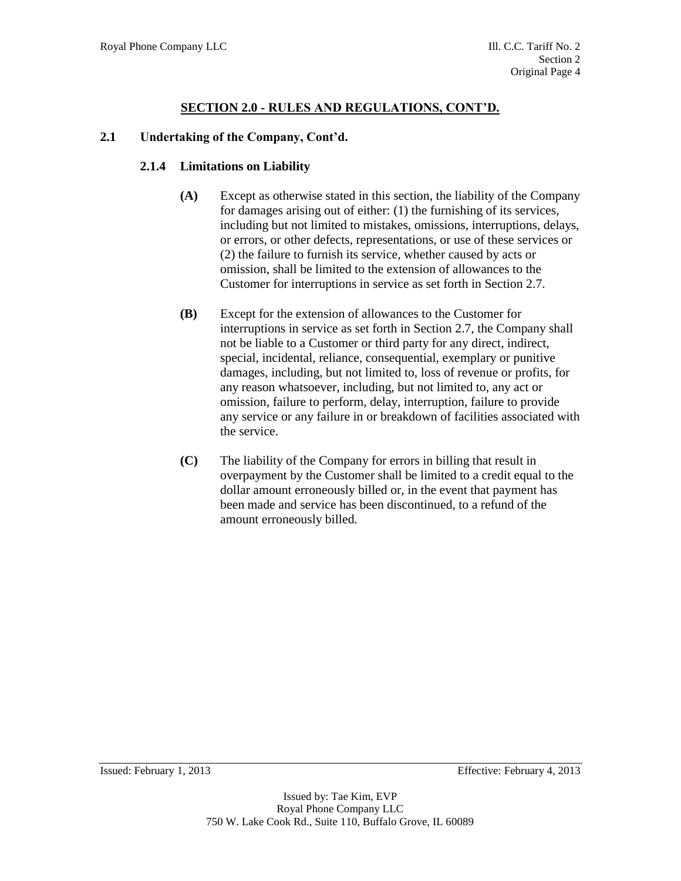## SECTION 2.0 - RULES AND REGULATIONS, CONT'D.

### 2.1 Undertaking of the Company, Cont'd.

#### 2.1.4 Limitations on Liability

**(A)** Except as otherwise stated in this section, the liability of the Company for damages arising out of either: (1) the furnishing of its services, including but not limited to mistakes, omissions, interruptions, delays, or errors, or other defects, representations, or use of these services or (2) the failure to furnish its service, whether caused by acts or omission, shall be limited to the extension of allowances to the Customer for interruptions in service as set forth in Section 2.7.

**(B)** Except for the extension of allowances to the Customer for interruptions in service as set forth in Section 2.7, the Company shall not be liable to a Customer or third party for any direct, indirect, special, incidental, reliance, consequential, exemplary or punitive damages, including, but not limited to, loss of revenue or profits, for any reason whatsoever, including, but not limited to, any act or omission, failure to perform, delay, interruption, failure to provide any service or any failure in or breakdown of facilities associated with the service.

**(C)** The liability of the Company for errors in billing that result in overpayment by the Customer shall be limited to a credit equal to the dollar amount erroneously billed or, in the event that payment has been made and service has been discontinued, to a refund of the amount erroneously billed.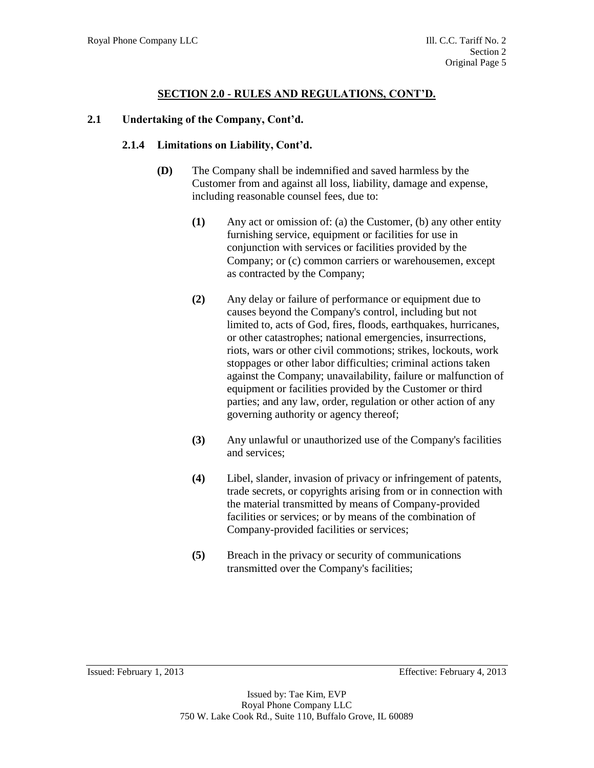## SECTION 2.0 - RULES AND REGULATIONS, CONT'D.

### 2.1 Undertaking of the Company, Cont'd.

#### 2.1.4 Limitations on Liability, Cont'd.

**(D)** The Company shall be indemnified and saved harmless by the Customer from and against all loss, liability, damage and expense, including reasonable counsel fees, due to:

**(1)** Any act or omission of: (a) the Customer, (b) any other entity furnishing service, equipment or facilities for use in conjunction with services or facilities provided by the Company; or (c) common carriers or warehousemen, except as contracted by the Company;

**(2)** Any delay or failure of performance or equipment due to causes beyond the Company's control, including but not limited to, acts of God, fires, floods, earthquakes, hurricanes, or other catastrophes; national emergencies, insurrections, riots, wars or other civil commotions; strikes, lockouts, work stoppages or other labor difficulties; criminal actions taken against the Company; unavailability, failure or malfunction of equipment or facilities provided by the Customer or third parties; and any law, order, regulation or other action of any governing authority or agency thereof;

**(3)** Any unlawful or unauthorized use of the Company's facilities and services;

**(4)** Libel, slander, invasion of privacy or infringement of patents, trade secrets, or copyrights arising from or in connection with the material transmitted by means of Company-provided facilities or services; or by means of the combination of Company-provided facilities or services;

**(5)** Breach in the privacy or security of communications transmitted over the Company's facilities;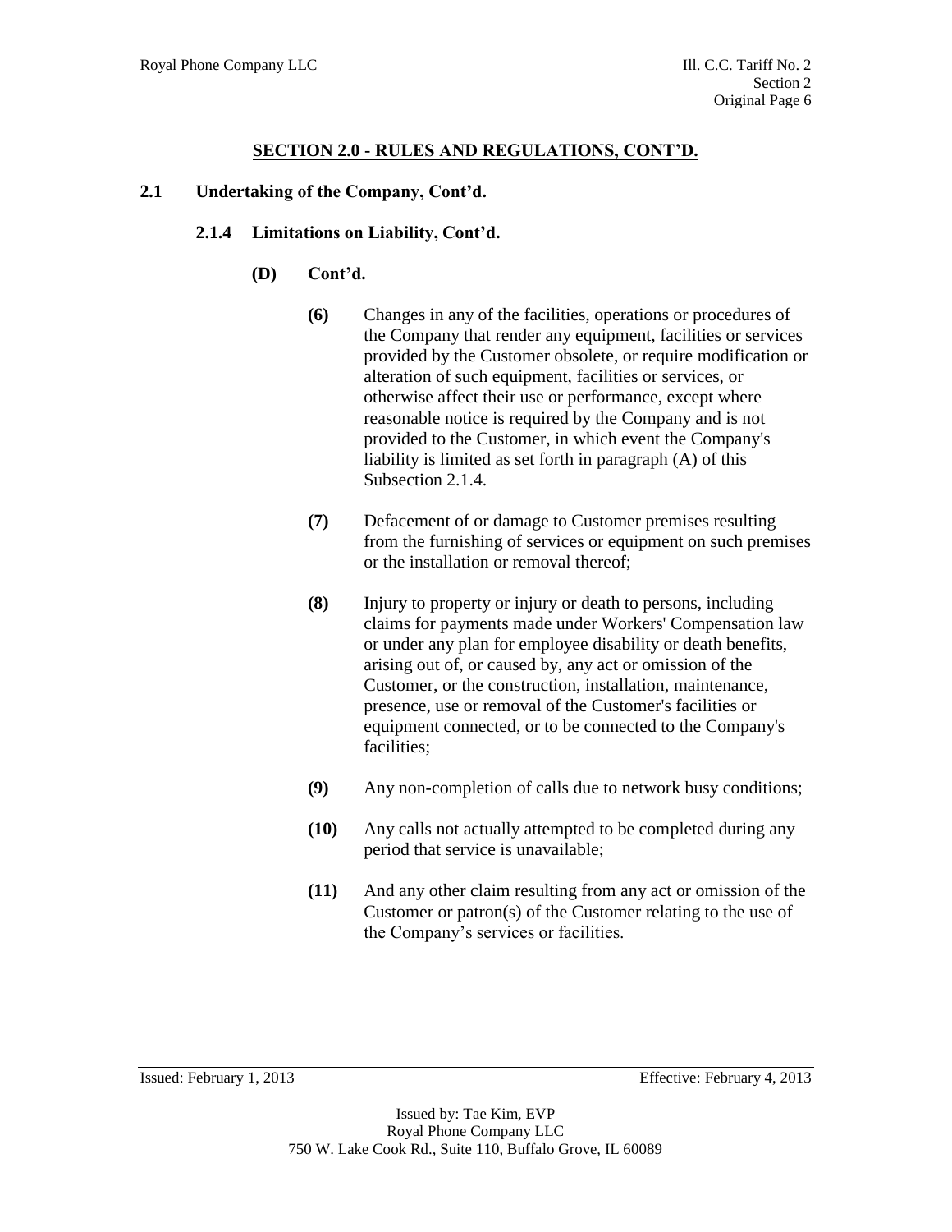## SECTION 2.0 - RULES AND REGULATIONS, CONT'D.

### 2.1 Undertaking of the Company, Cont'd.

#### 2.1.4 Limitations on Liability, Cont'd.

**(D) Cont'd.**

**(6)** Changes in any of the facilities, operations or procedures of the Company that render any equipment, facilities or services provided by the Customer obsolete, or require modification or alteration of such equipment, facilities or services, or otherwise affect their use or performance, except where reasonable notice is required by the Company and is not provided to the Customer, in which event the Company's liability is limited as set forth in paragraph (A) of this Subsection 2.1.4.

**(7)** Defacement of or damage to Customer premises resulting from the furnishing of services or equipment on such premises or the installation or removal thereof;

**(8)** Injury to property or injury or death to persons, including claims for payments made under Workers' Compensation law or under any plan for employee disability or death benefits, arising out of, or caused by, any act or omission of the Customer, or the construction, installation, maintenance, presence, use or removal of the Customer's facilities or equipment connected, or to be connected to the Company's facilities;

**(9)** Any non-completion of calls due to network busy conditions;

**(10)** Any calls not actually attempted to be completed during any period that service is unavailable;

**(11)** And any other claim resulting from any act or omission of the Customer or patron(s) of the Customer relating to the use of the Company's services or facilities.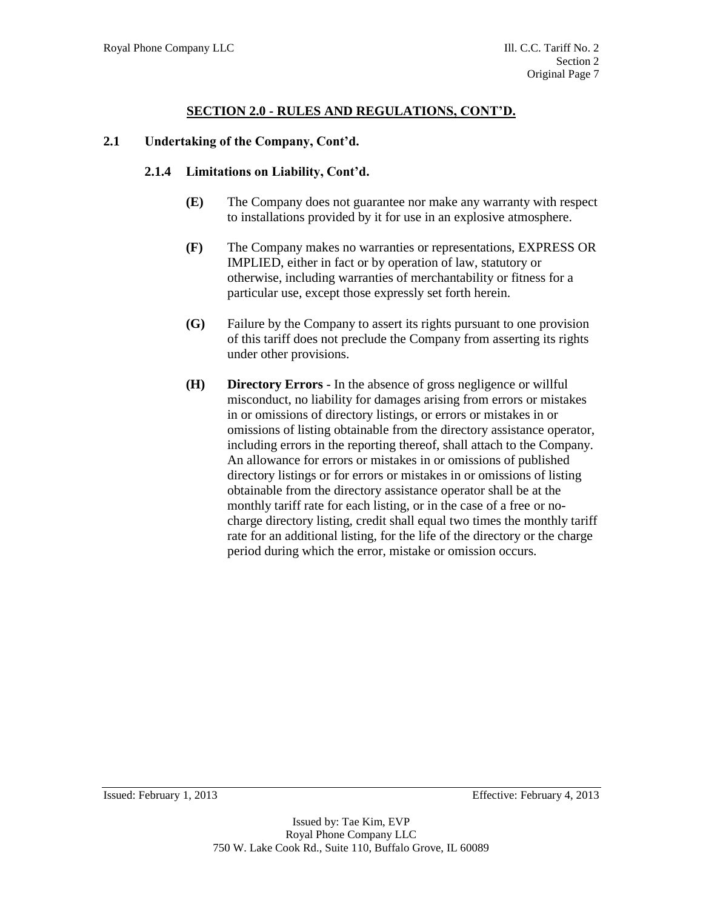## SECTION 2.0 - RULES AND REGULATIONS, CONT'D.

### 2.1 Undertaking of the Company, Cont'd.

#### 2.1.4 Limitations on Liability, Cont'd.

**(E)** The Company does not guarantee nor make any warranty with respect to installations provided by it for use in an explosive atmosphere.

**(F)** The Company makes no warranties or representations, EXPRESS OR IMPLIED, either in fact or by operation of law, statutory or otherwise, including warranties of merchantability or fitness for a particular use, except those expressly set forth herein.

**(G)** Failure by the Company to assert its rights pursuant to one provision of this tariff does not preclude the Company from asserting its rights under other provisions.

**(H)** **Directory Errors** - In the absence of gross negligence or willful misconduct, no liability for damages arising from errors or mistakes in or omissions of directory listings, or errors or mistakes in or omissions of listing obtainable from the directory assistance operator, including errors in the reporting thereof, shall attach to the Company. An allowance for errors or mistakes in or omissions of published directory listings or for errors or mistakes in or omissions of listing obtainable from the directory assistance operator shall be at the monthly tariff rate for each listing, or in the case of a free or no-charge directory listing, credit shall equal two times the monthly tariff rate for an additional listing, for the life of the directory or the charge period during which the error, mistake or omission occurs.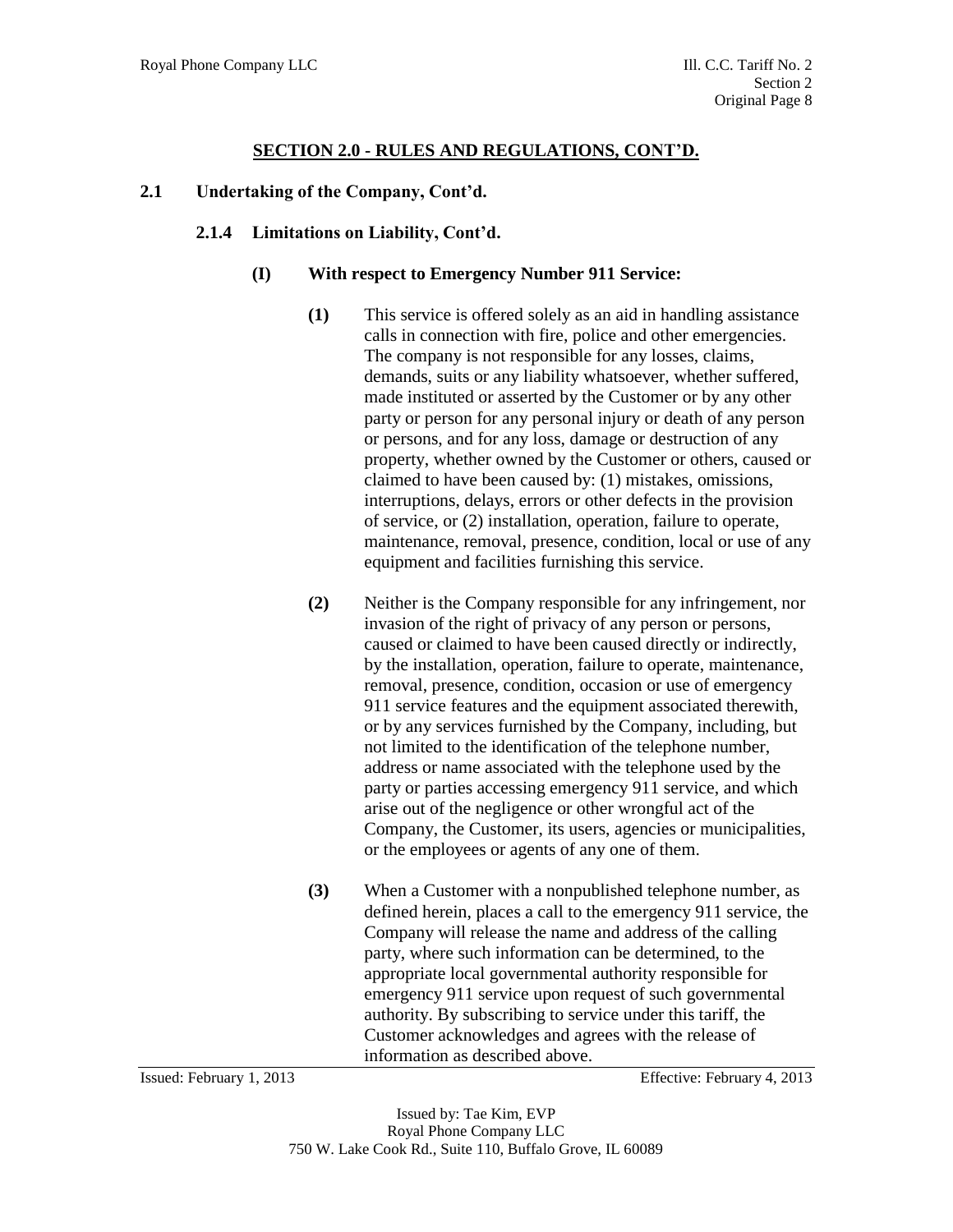## SECTION 2.0 - RULES AND REGULATIONS, CONT'D.

### 2.1 Undertaking of the Company, Cont'd.

#### 2.1.4 Limitations on Liability, Cont'd.

**(I) With respect to Emergency Number 911 Service:**

**(1)** This service is offered solely as an aid in handling assistance calls in connection with fire, police and other emergencies. The company is not responsible for any losses, claims, demands, suits or any liability whatsoever, whether suffered, made instituted or asserted by the Customer or by any other party or person for any personal injury or death of any person or persons, and for any loss, damage or destruction of any property, whether owned by the Customer or others, caused or claimed to have been caused by: (1) mistakes, omissions, interruptions, delays, errors or other defects in the provision of service, or (2) installation, operation, failure to operate, maintenance, removal, presence, condition, local or use of any equipment and facilities furnishing this service.

**(2)** Neither is the Company responsible for any infringement, nor invasion of the right of privacy of any person or persons, caused or claimed to have been caused directly or indirectly, by the installation, operation, failure to operate, maintenance, removal, presence, condition, occasion or use of emergency 911 service features and the equipment associated therewith, or by any services furnished by the Company, including, but not limited to the identification of the telephone number, address or name associated with the telephone used by the party or parties accessing emergency 911 service, and which arise out of the negligence or other wrongful act of the Company, the Customer, its users, agencies or municipalities, or the employees or agents of any one of them.

**(3)** When a Customer with a nonpublished telephone number, as defined herein, places a call to the emergency 911 service, the Company will release the name and address of the calling party, where such information can be determined, to the appropriate local governmental authority responsible for emergency 911 service upon request of such governmental authority. By subscribing to service under this tariff, the Customer acknowledges and agrees with the release of information as described above.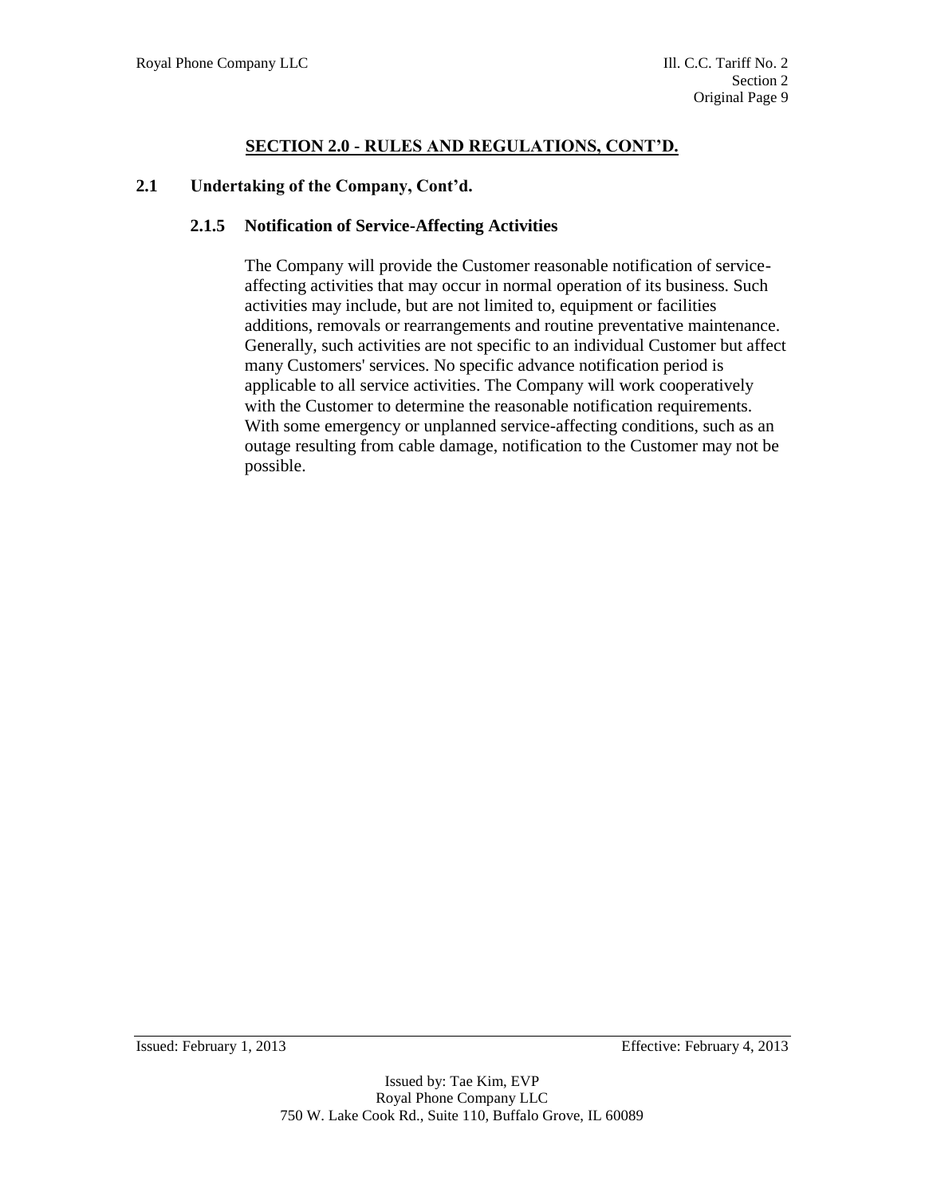## SECTION 2.0 - RULES AND REGULATIONS, CONT'D.

### 2.1 Undertaking of the Company, Cont'd.

#### 2.1.5 Notification of Service-Affecting Activities

The Company will provide the Customer reasonable notification of service-affecting activities that may occur in normal operation of its business. Such activities may include, but are not limited to, equipment or facilities additions, removals or rearrangements and routine preventative maintenance. Generally, such activities are not specific to an individual Customer but affect many Customers' services. No specific advance notification period is applicable to all service activities. The Company will work cooperatively with the Customer to determine the reasonable notification requirements. With some emergency or unplanned service-affecting conditions, such as an outage resulting from cable damage, notification to the Customer may not be possible.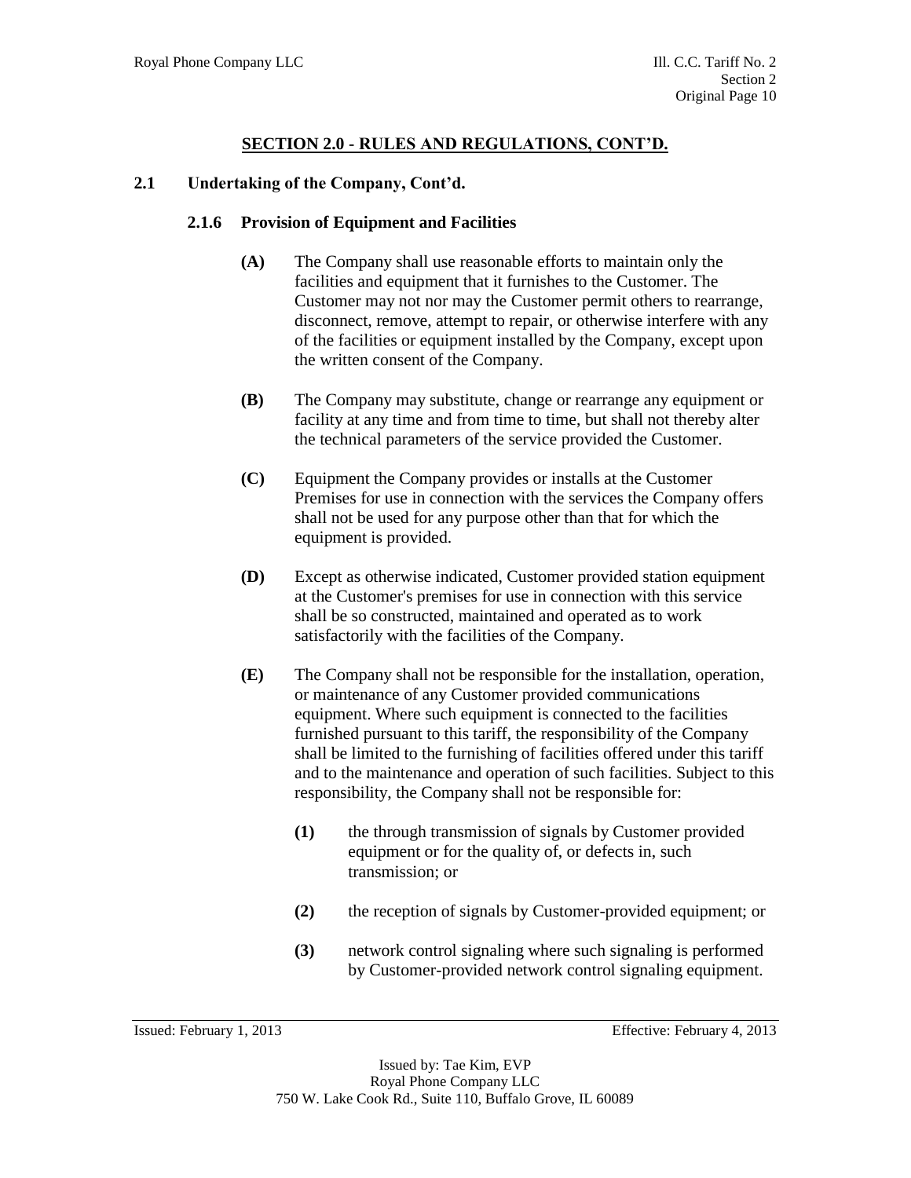## SECTION 2.0 - RULES AND REGULATIONS, CONT'D.

### 2.1 Undertaking of the Company, Cont'd.

#### 2.1.6 Provision of Equipment and Facilities

**(A)** The Company shall use reasonable efforts to maintain only the facilities and equipment that it furnishes to the Customer. The Customer may not nor may the Customer permit others to rearrange, disconnect, remove, attempt to repair, or otherwise interfere with any of the facilities or equipment installed by the Company, except upon the written consent of the Company.

**(B)** The Company may substitute, change or rearrange any equipment or facility at any time and from time to time, but shall not thereby alter the technical parameters of the service provided the Customer.

**(C)** Equipment the Company provides or installs at the Customer Premises for use in connection with the services the Company offers shall not be used for any purpose other than that for which the equipment is provided.

**(D)** Except as otherwise indicated, Customer provided station equipment at the Customer's premises for use in connection with this service shall be so constructed, maintained and operated as to work satisfactorily with the facilities of the Company.

**(E)** The Company shall not be responsible for the installation, operation, or maintenance of any Customer provided communications equipment. Where such equipment is connected to the facilities furnished pursuant to this tariff, the responsibility of the Company shall be limited to the furnishing of facilities offered under this tariff and to the maintenance and operation of such facilities. Subject to this responsibility, the Company shall not be responsible for:

**(1)** the through transmission of signals by Customer provided equipment or for the quality of, or defects in, such transmission; or

**(2)** the reception of signals by Customer-provided equipment; or

**(3)** network control signaling where such signaling is performed by Customer-provided network control signaling equipment.

Issued: February 1, 2013 Effective: February 4, 2013

Issued by: Tae Kim, EVP
Royal Phone Company LLC
750 W. Lake Cook Rd., Suite 110, Buffalo Grove, IL 60089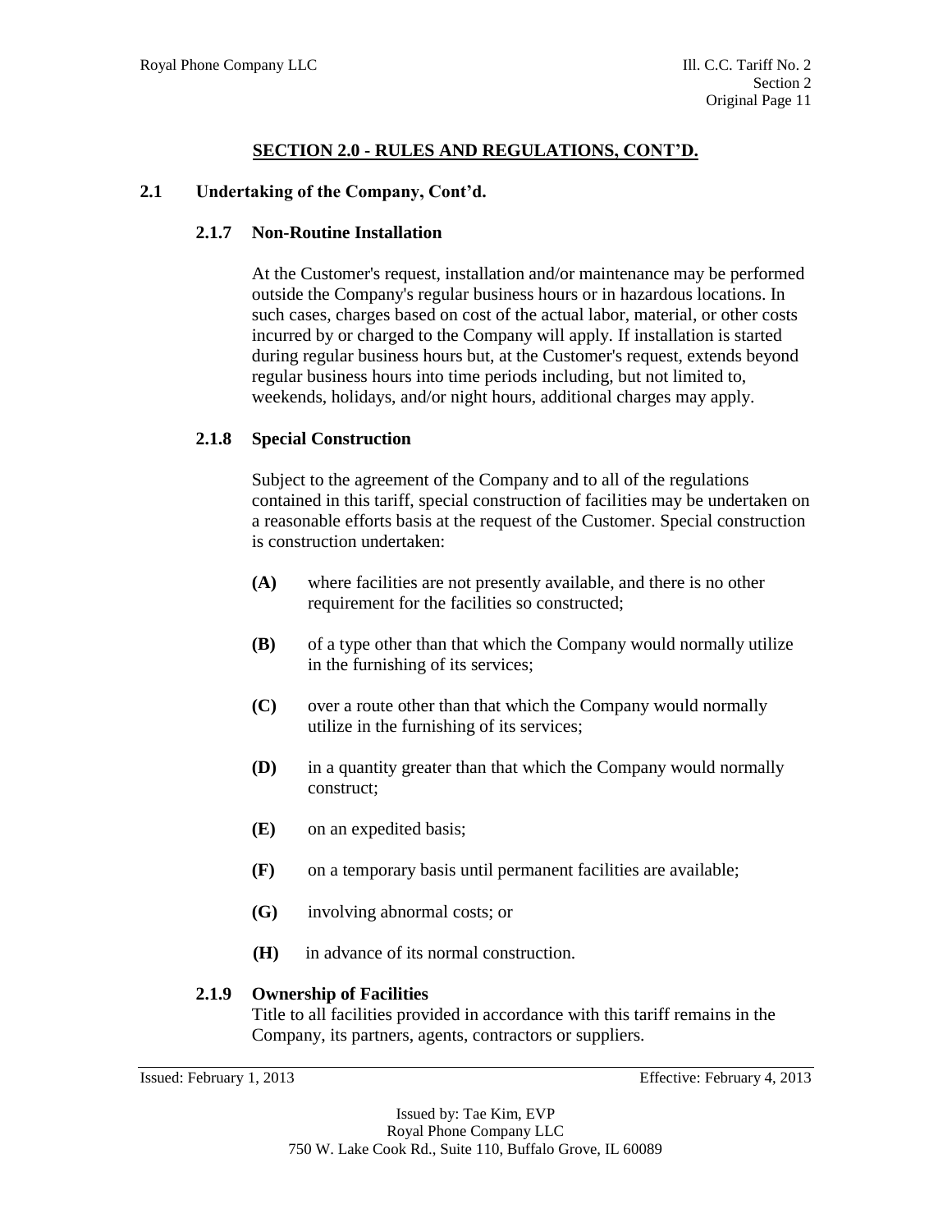## SECTION 2.0 - RULES AND REGULATIONS, CONT'D.

### 2.1 Undertaking of the Company, Cont'd.

#### 2.1.7 Non-Routine Installation

At the Customer's request, installation and/or maintenance may be performed outside the Company's regular business hours or in hazardous locations. In such cases, charges based on cost of the actual labor, material, or other costs incurred by or charged to the Company will apply. If installation is started during regular business hours but, at the Customer's request, extends beyond regular business hours into time periods including, but not limited to, weekends, holidays, and/or night hours, additional charges may apply.

#### 2.1.8 Special Construction

Subject to the agreement of the Company and to all of the regulations contained in this tariff, special construction of facilities may be undertaken on a reasonable efforts basis at the request of the Customer. Special construction is construction undertaken:

**(A)** where facilities are not presently available, and there is no other requirement for the facilities so constructed;

**(B)** of a type other than that which the Company would normally utilize in the furnishing of its services;

**(C)** over a route other than that which the Company would normally utilize in the furnishing of its services;

**(D)** in a quantity greater than that which the Company would normally construct;

**(E)** on an expedited basis;

**(F)** on a temporary basis until permanent facilities are available;

**(G)** involving abnormal costs; or

**(H)** in advance of its normal construction.

#### 2.1.9 Ownership of Facilities

Title to all facilities provided in accordance with this tariff remains in the Company, its partners, agents, contractors or suppliers.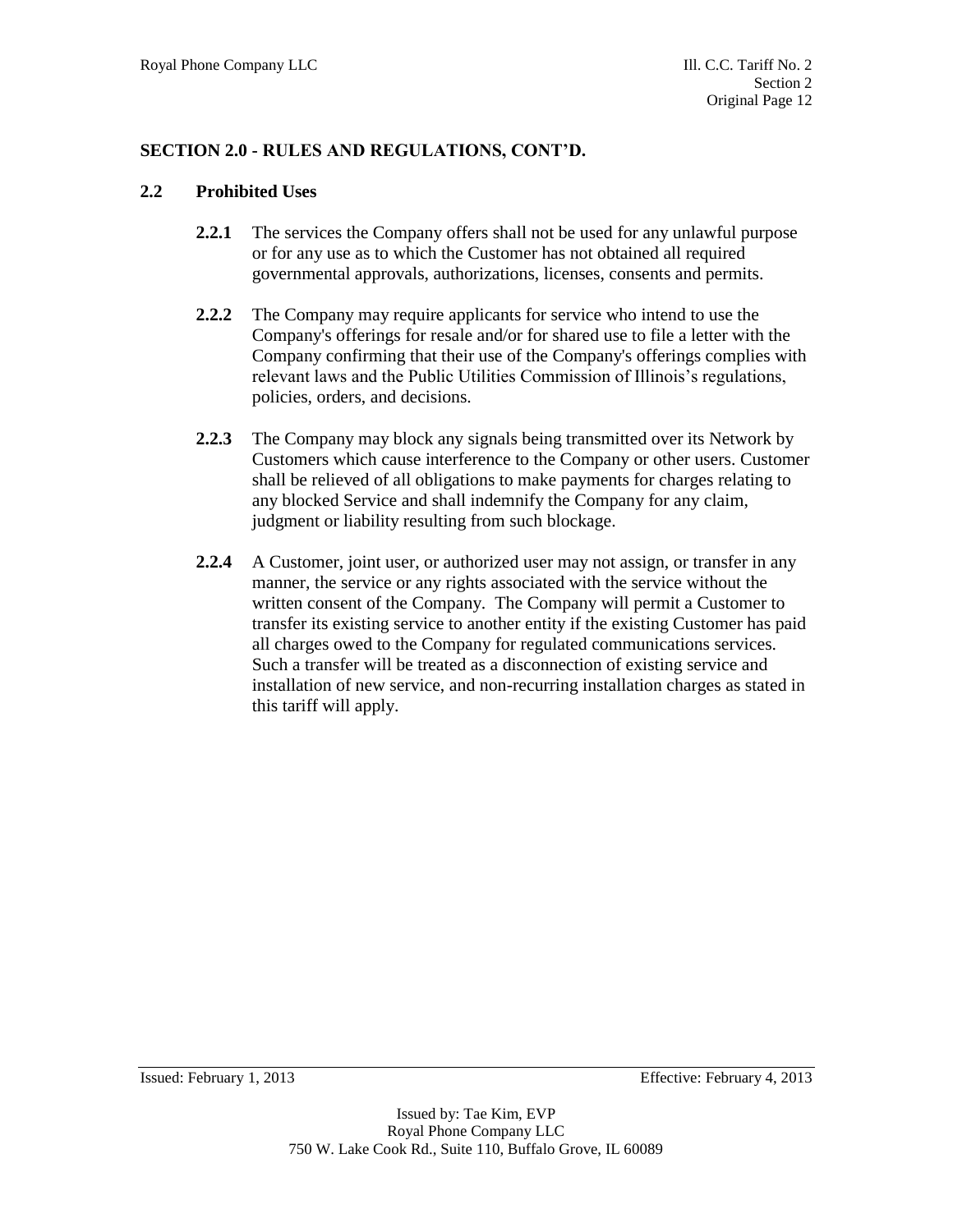## SECTION 2.0 - RULES AND REGULATIONS, CONT'D.

### 2.2 Prohibited Uses

**2.2.1** The services the Company offers shall not be used for any unlawful purpose or for any use as to which the Customer has not obtained all required governmental approvals, authorizations, licenses, consents and permits.

**2.2.2** The Company may require applicants for service who intend to use the Company's offerings for resale and/or for shared use to file a letter with the Company confirming that their use of the Company's offerings complies with relevant laws and the Public Utilities Commission of Illinois's regulations, policies, orders, and decisions.

**2.2.3** The Company may block any signals being transmitted over its Network by Customers which cause interference to the Company or other users. Customer shall be relieved of all obligations to make payments for charges relating to any blocked Service and shall indemnify the Company for any claim, judgment or liability resulting from such blockage.

**2.2.4** A Customer, joint user, or authorized user may not assign, or transfer in any manner, the service or any rights associated with the service without the written consent of the Company. The Company will permit a Customer to transfer its existing service to another entity if the existing Customer has paid all charges owed to the Company for regulated communications services. Such a transfer will be treated as a disconnection of existing service and installation of new service, and non-recurring installation charges as stated in this tariff will apply.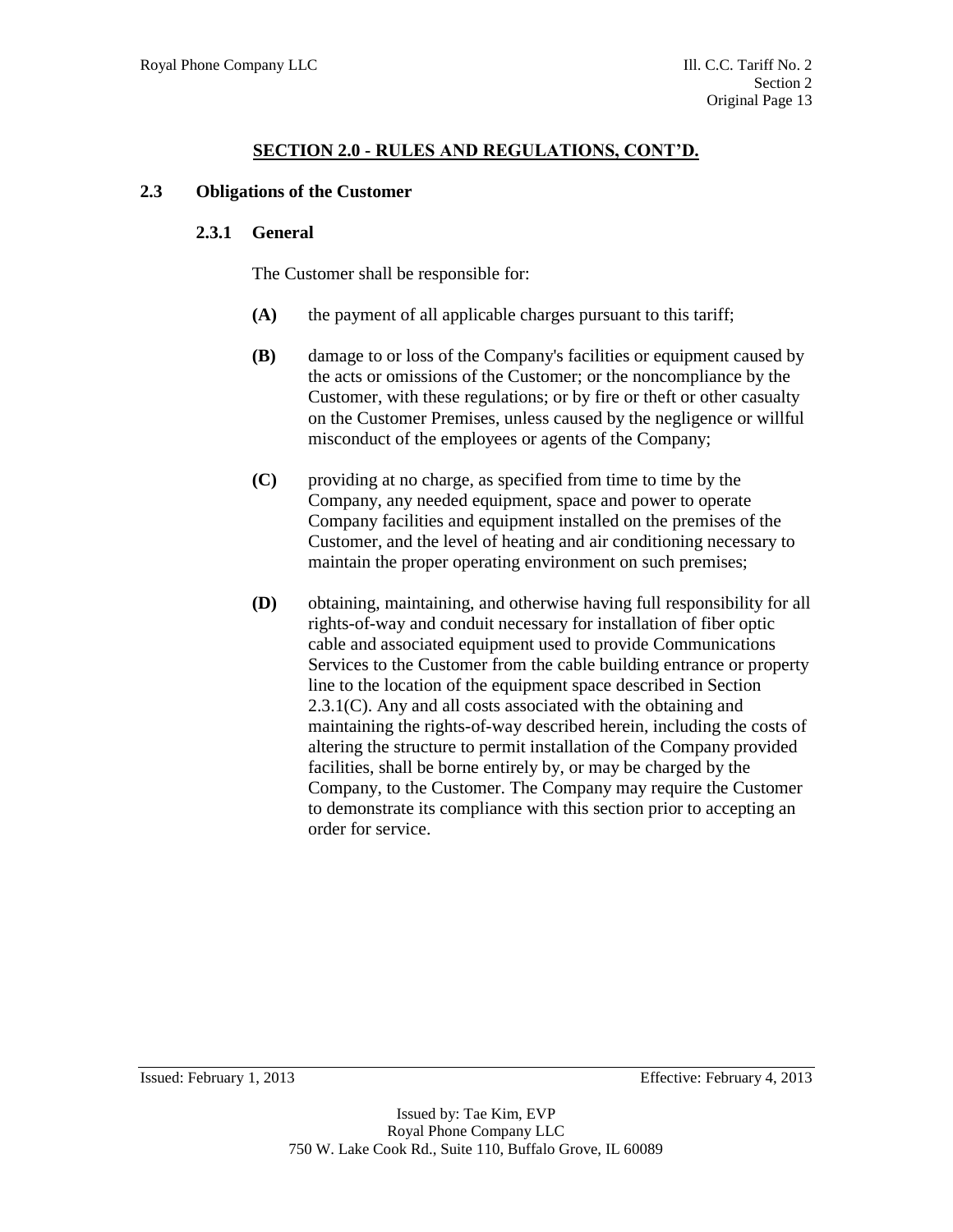## SECTION 2.0 - RULES AND REGULATIONS, CONT'D.

### 2.3 Obligations of the Customer

#### 2.3.1 General

The Customer shall be responsible for:

**(A)** the payment of all applicable charges pursuant to this tariff;

**(B)** damage to or loss of the Company's facilities or equipment caused by the acts or omissions of the Customer; or the noncompliance by the Customer, with these regulations; or by fire or theft or other casualty on the Customer Premises, unless caused by the negligence or willful misconduct of the employees or agents of the Company;

**(C)** providing at no charge, as specified from time to time by the Company, any needed equipment, space and power to operate Company facilities and equipment installed on the premises of the Customer, and the level of heating and air conditioning necessary to maintain the proper operating environment on such premises;

**(D)** obtaining, maintaining, and otherwise having full responsibility for all rights-of-way and conduit necessary for installation of fiber optic cable and associated equipment used to provide Communications Services to the Customer from the cable building entrance or property line to the location of the equipment space described in Section 2.3.1(C). Any and all costs associated with the obtaining and maintaining the rights-of-way described herein, including the costs of altering the structure to permit installation of the Company provided facilities, shall be borne entirely by, or may be charged by the Company, to the Customer. The Company may require the Customer to demonstrate its compliance with this section prior to accepting an order for service.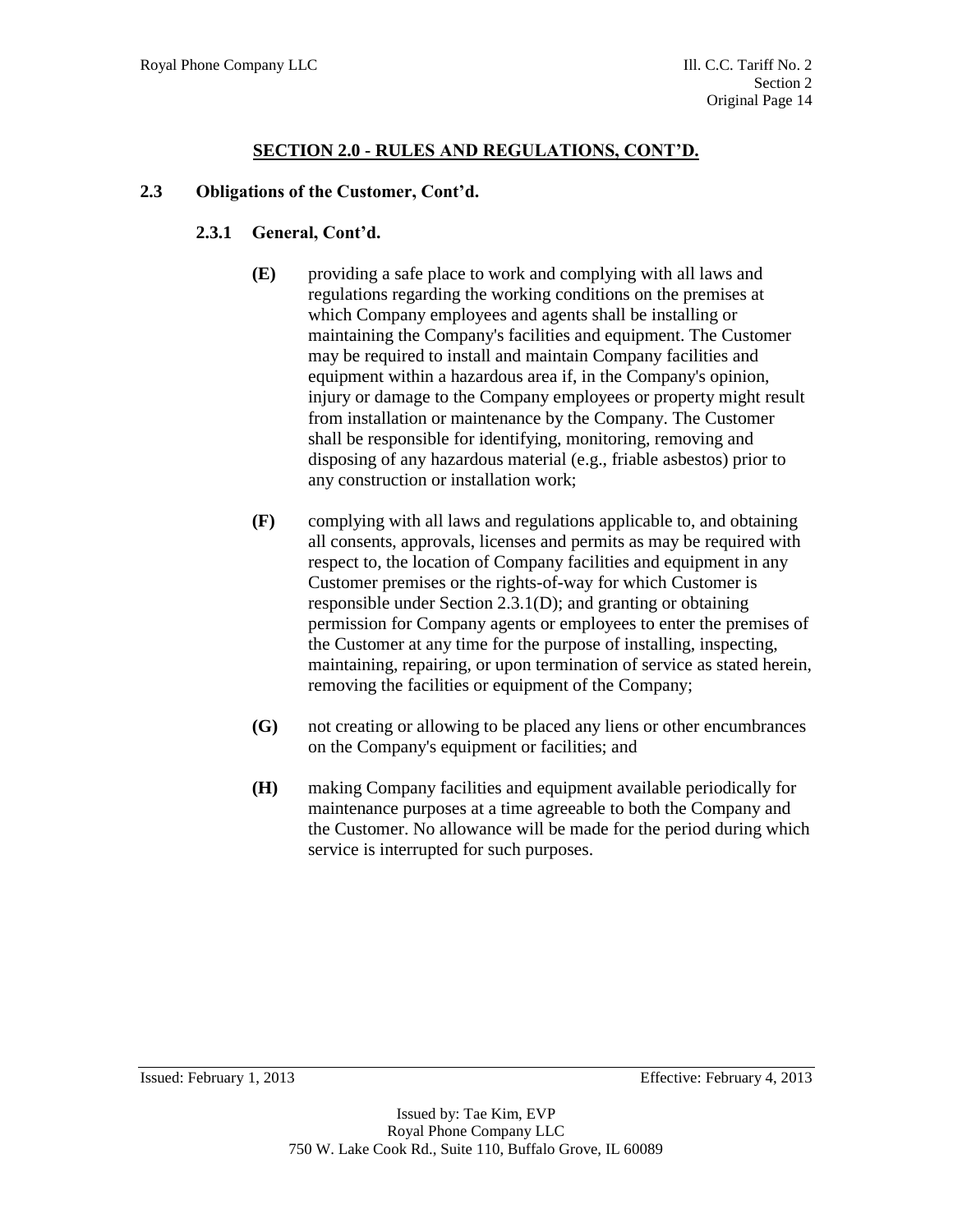## SECTION 2.0 - RULES AND REGULATIONS, CONT'D.

### 2.3 Obligations of the Customer, Cont'd.

#### 2.3.1 General, Cont'd.

**(E)** providing a safe place to work and complying with all laws and regulations regarding the working conditions on the premises at which Company employees and agents shall be installing or maintaining the Company's facilities and equipment. The Customer may be required to install and maintain Company facilities and equipment within a hazardous area if, in the Company's opinion, injury or damage to the Company employees or property might result from installation or maintenance by the Company. The Customer shall be responsible for identifying, monitoring, removing and disposing of any hazardous material (e.g., friable asbestos) prior to any construction or installation work;

**(F)** complying with all laws and regulations applicable to, and obtaining all consents, approvals, licenses and permits as may be required with respect to, the location of Company facilities and equipment in any Customer premises or the rights-of-way for which Customer is responsible under Section 2.3.1(D); and granting or obtaining permission for Company agents or employees to enter the premises of the Customer at any time for the purpose of installing, inspecting, maintaining, repairing, or upon termination of service as stated herein, removing the facilities or equipment of the Company;

**(G)** not creating or allowing to be placed any liens or other encumbrances on the Company's equipment or facilities; and

**(H)** making Company facilities and equipment available periodically for maintenance purposes at a time agreeable to both the Company and the Customer. No allowance will be made for the period during which service is interrupted for such purposes.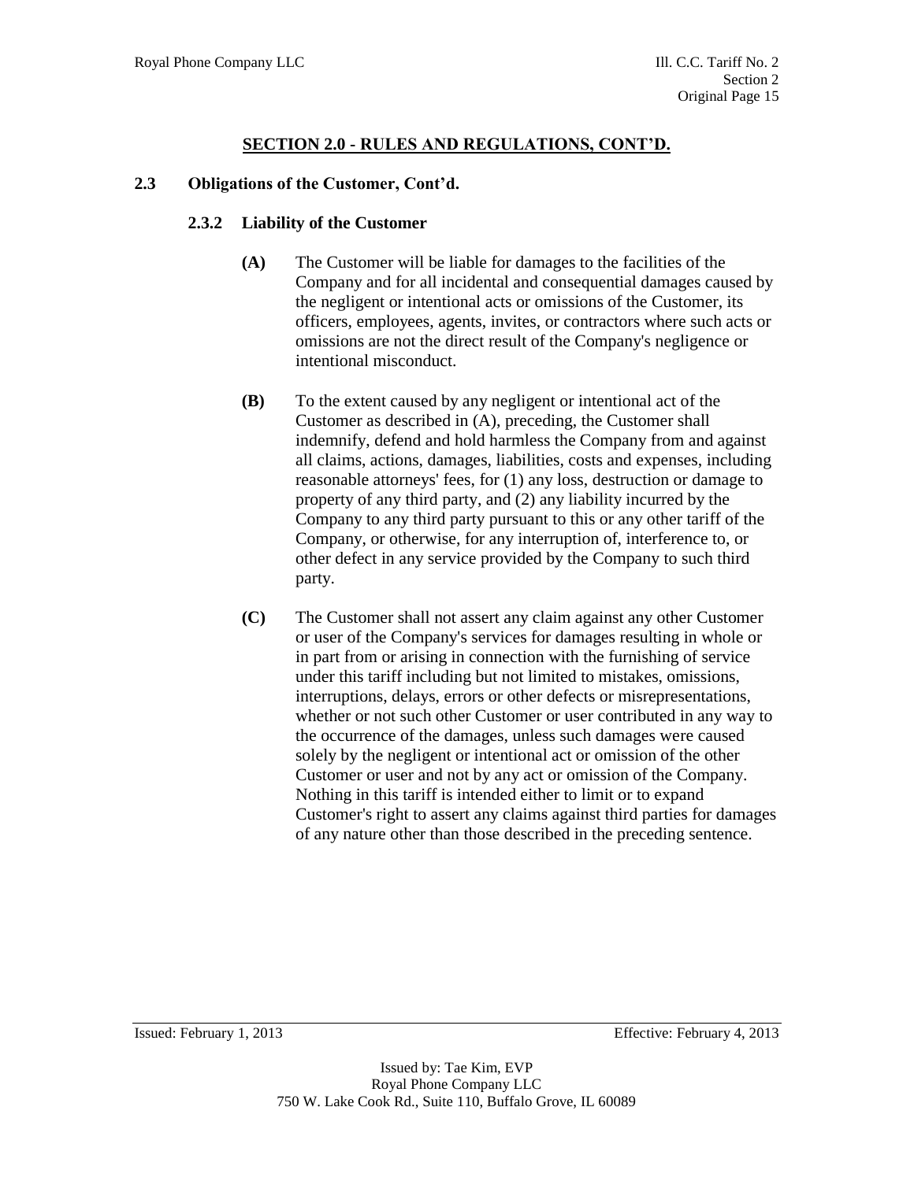## SECTION 2.0 - RULES AND REGULATIONS, CONT'D.

### 2.3 Obligations of the Customer, Cont'd.

#### 2.3.2 Liability of the Customer

**(A)** The Customer will be liable for damages to the facilities of the Company and for all incidental and consequential damages caused by the negligent or intentional acts or omissions of the Customer, its officers, employees, agents, invites, or contractors where such acts or omissions are not the direct result of the Company's negligence or intentional misconduct.

**(B)** To the extent caused by any negligent or intentional act of the Customer as described in (A), preceding, the Customer shall indemnify, defend and hold harmless the Company from and against all claims, actions, damages, liabilities, costs and expenses, including reasonable attorneys' fees, for (1) any loss, destruction or damage to property of any third party, and (2) any liability incurred by the Company to any third party pursuant to this or any other tariff of the Company, or otherwise, for any interruption of, interference to, or other defect in any service provided by the Company to such third party.

**(C)** The Customer shall not assert any claim against any other Customer or user of the Company's services for damages resulting in whole or in part from or arising in connection with the furnishing of service under this tariff including but not limited to mistakes, omissions, interruptions, delays, errors or other defects or misrepresentations, whether or not such other Customer or user contributed in any way to the occurrence of the damages, unless such damages were caused solely by the negligent or intentional act or omission of the other Customer or user and not by any act or omission of the Company. Nothing in this tariff is intended either to limit or to expand Customer's right to assert any claims against third parties for damages of any nature other than those described in the preceding sentence.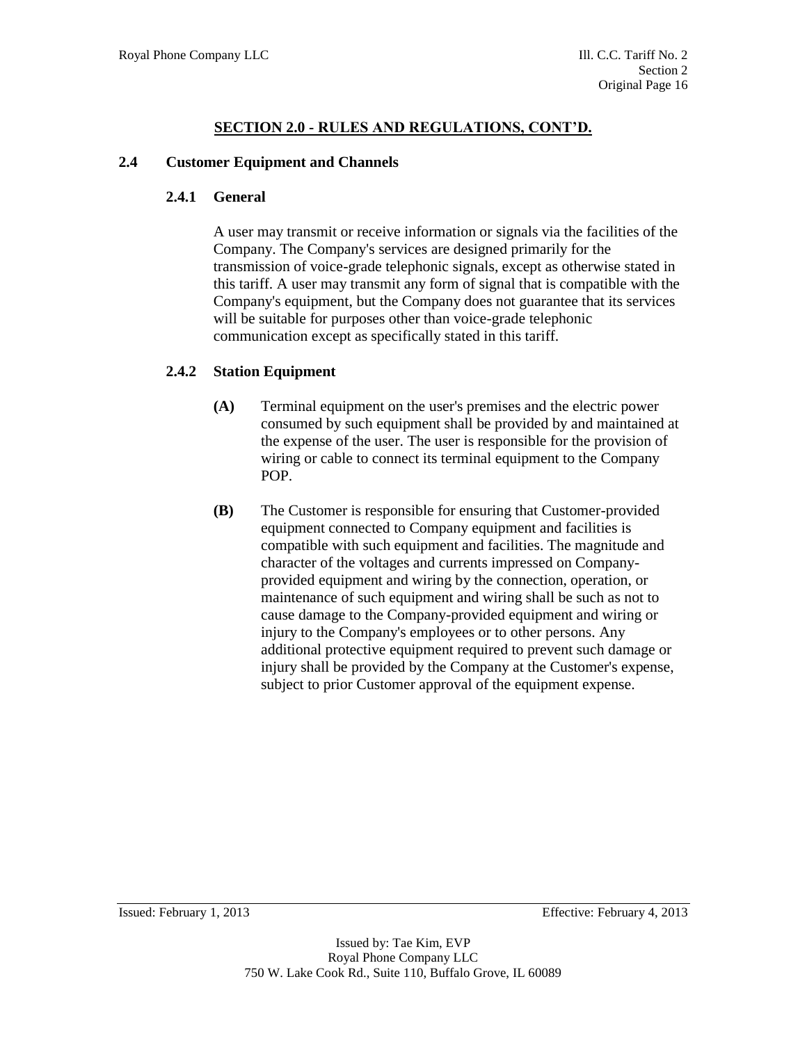## SECTION 2.0 - RULES AND REGULATIONS, CONT'D.

### 2.4 Customer Equipment and Channels

#### 2.4.1 General

A user may transmit or receive information or signals via the facilities of the Company. The Company's services are designed primarily for the transmission of voice-grade telephonic signals, except as otherwise stated in this tariff. A user may transmit any form of signal that is compatible with the Company's equipment, but the Company does not guarantee that its services will be suitable for purposes other than voice-grade telephonic communication except as specifically stated in this tariff.

#### 2.4.2 Station Equipment

**(A)** Terminal equipment on the user's premises and the electric power consumed by such equipment shall be provided by and maintained at the expense of the user. The user is responsible for the provision of wiring or cable to connect its terminal equipment to the Company POP.

**(B)** The Customer is responsible for ensuring that Customer-provided equipment connected to Company equipment and facilities is compatible with such equipment and facilities. The magnitude and character of the voltages and currents impressed on Company-provided equipment and wiring by the connection, operation, or maintenance of such equipment and wiring shall be such as not to cause damage to the Company-provided equipment and wiring or injury to the Company's employees or to other persons. Any additional protective equipment required to prevent such damage or injury shall be provided by the Company at the Customer's expense, subject to prior Customer approval of the equipment expense.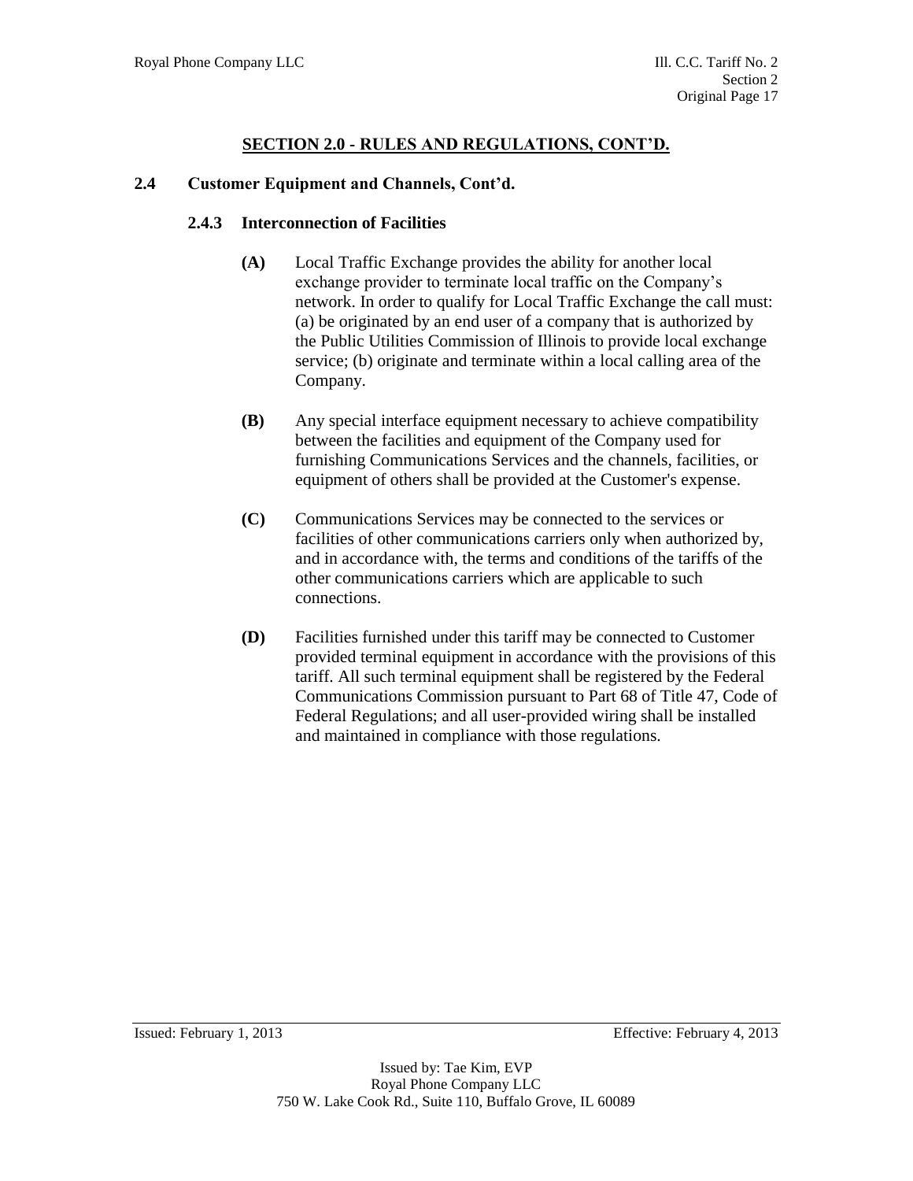## SECTION 2.0 - RULES AND REGULATIONS, CONT'D.

### 2.4 Customer Equipment and Channels, Cont'd.

#### 2.4.3 Interconnection of Facilities

**(A)** Local Traffic Exchange provides the ability for another local exchange provider to terminate local traffic on the Company's network. In order to qualify for Local Traffic Exchange the call must: (a) be originated by an end user of a company that is authorized by the Public Utilities Commission of Illinois to provide local exchange service; (b) originate and terminate within a local calling area of the Company.

**(B)** Any special interface equipment necessary to achieve compatibility between the facilities and equipment of the Company used for furnishing Communications Services and the channels, facilities, or equipment of others shall be provided at the Customer's expense.

**(C)** Communications Services may be connected to the services or facilities of other communications carriers only when authorized by, and in accordance with, the terms and conditions of the tariffs of the other communications carriers which are applicable to such connections.

**(D)** Facilities furnished under this tariff may be connected to Customer provided terminal equipment in accordance with the provisions of this tariff. All such terminal equipment shall be registered by the Federal Communications Commission pursuant to Part 68 of Title 47, Code of Federal Regulations; and all user-provided wiring shall be installed and maintained in compliance with those regulations.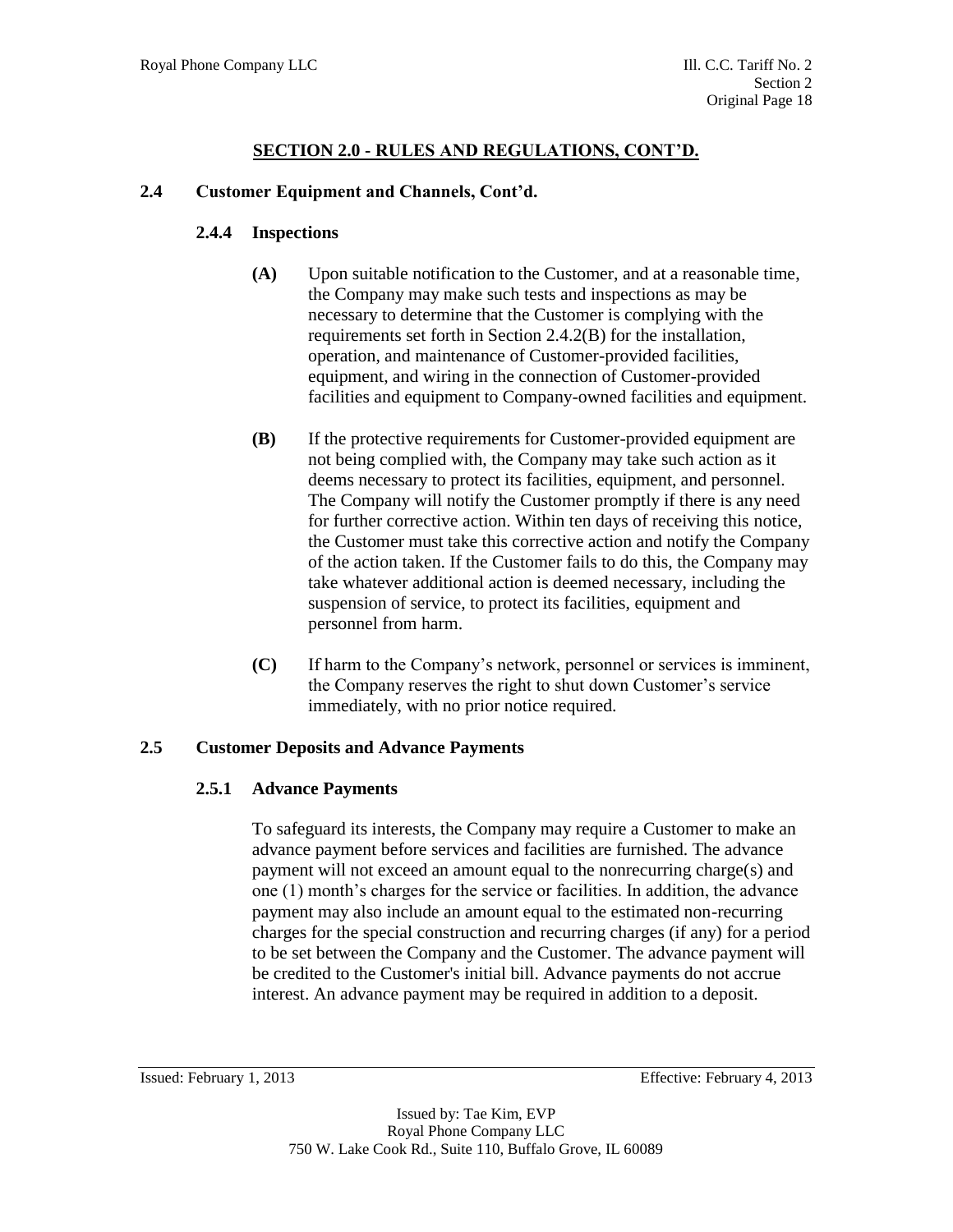## SECTION 2.0 - RULES AND REGULATIONS, CONT'D.

### 2.4 Customer Equipment and Channels, Cont'd.

#### 2.4.4 Inspections

**(A)** Upon suitable notification to the Customer, and at a reasonable time, the Company may make such tests and inspections as may be necessary to determine that the Customer is complying with the requirements set forth in Section 2.4.2(B) for the installation, operation, and maintenance of Customer-provided facilities, equipment, and wiring in the connection of Customer-provided facilities and equipment to Company-owned facilities and equipment.

**(B)** If the protective requirements for Customer-provided equipment are not being complied with, the Company may take such action as it deems necessary to protect its facilities, equipment, and personnel. The Company will notify the Customer promptly if there is any need for further corrective action. Within ten days of receiving this notice, the Customer must take this corrective action and notify the Company of the action taken. If the Customer fails to do this, the Company may take whatever additional action is deemed necessary, including the suspension of service, to protect its facilities, equipment and personnel from harm.

**(C)** If harm to the Company's network, personnel or services is imminent, the Company reserves the right to shut down Customer's service immediately, with no prior notice required.

### 2.5 Customer Deposits and Advance Payments

#### 2.5.1 Advance Payments

To safeguard its interests, the Company may require a Customer to make an advance payment before services and facilities are furnished. The advance payment will not exceed an amount equal to the nonrecurring charge(s) and one (1) month's charges for the service or facilities. In addition, the advance payment may also include an amount equal to the estimated non-recurring charges for the special construction and recurring charges (if any) for a period to be set between the Company and the Customer. The advance payment will be credited to the Customer's initial bill. Advance payments do not accrue interest. An advance payment may be required in addition to a deposit.

Issued: February 1, 2013 Effective: February 4, 2013

Issued by: Tae Kim, EVP
Royal Phone Company LLC
750 W. Lake Cook Rd., Suite 110, Buffalo Grove, IL 60089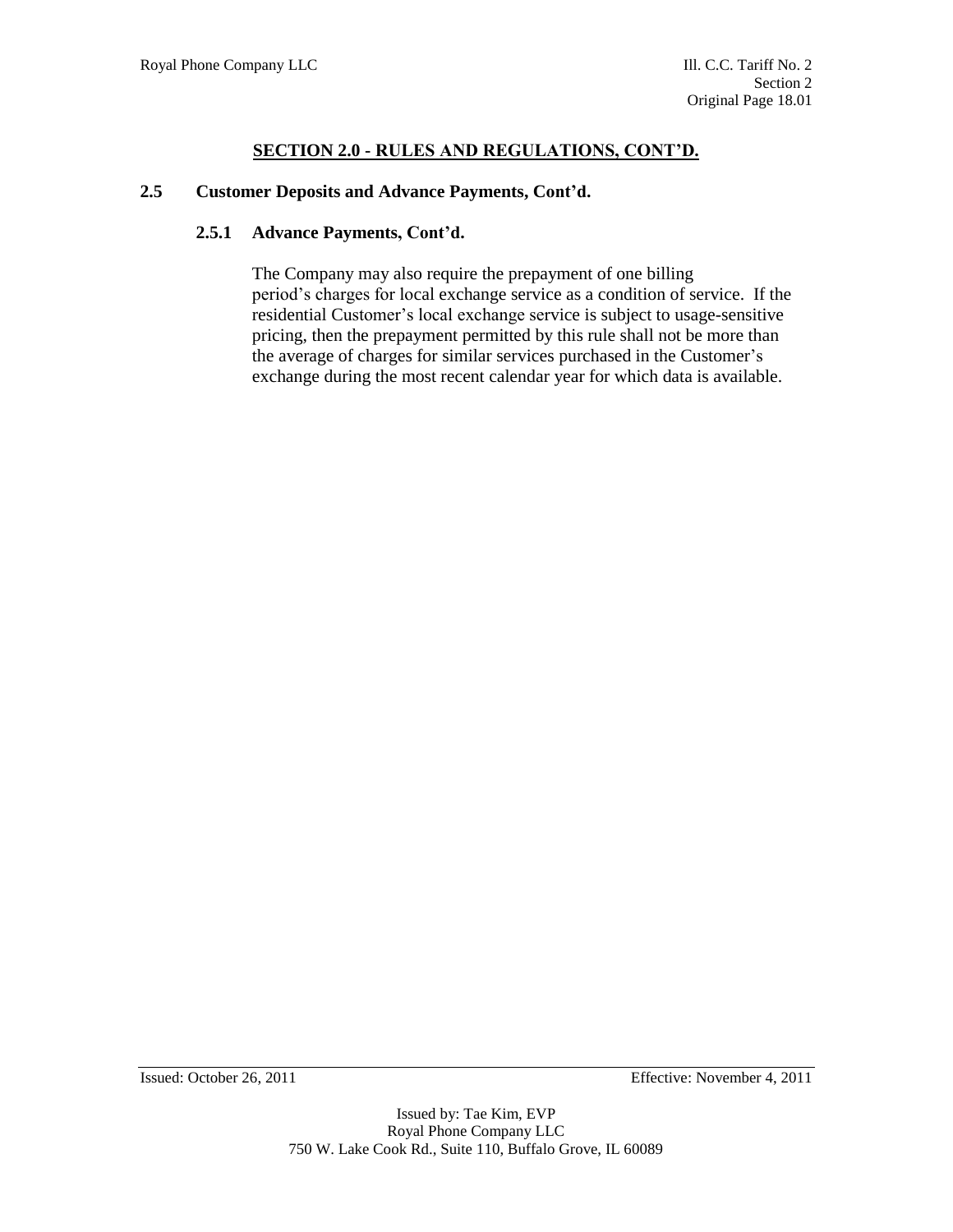## SECTION 2.0 - RULES AND REGULATIONS, CONT'D.

### 2.5 Customer Deposits and Advance Payments, Cont'd.

#### 2.5.1 Advance Payments, Cont'd.

The Company may also require the prepayment of one billing period's charges for local exchange service as a condition of service. If the residential Customer's local exchange service is subject to usage-sensitive pricing, then the prepayment permitted by this rule shall not be more than the average of charges for similar services purchased in the Customer's exchange during the most recent calendar year for which data is available.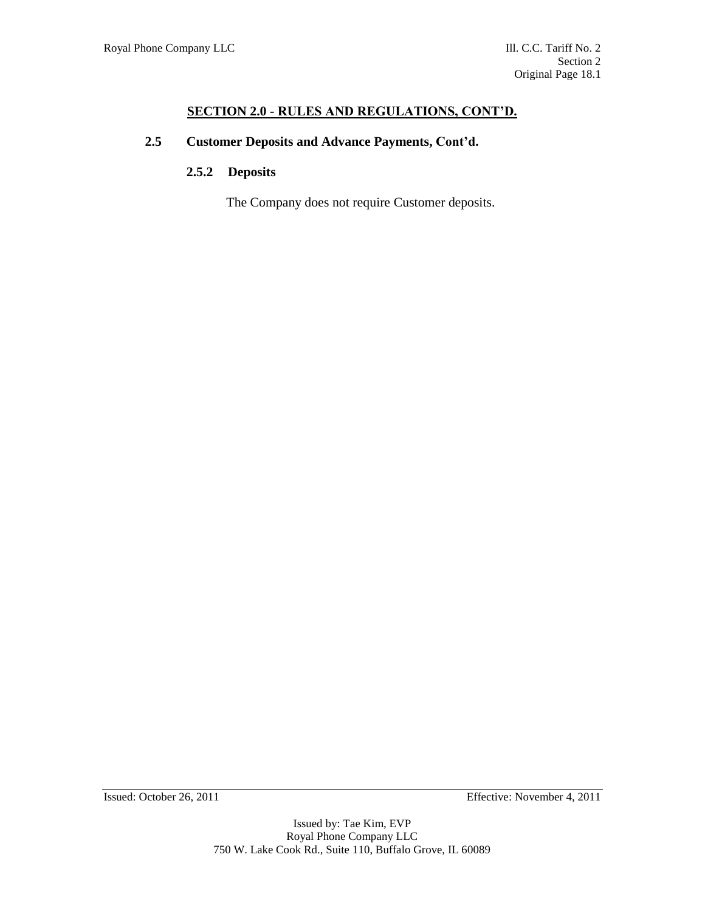## SECTION 2.0 - RULES AND REGULATIONS, CONT'D.

### 2.5 Customer Deposits and Advance Payments, Cont'd.

#### 2.5.2 Deposits

The Company does not require Customer deposits.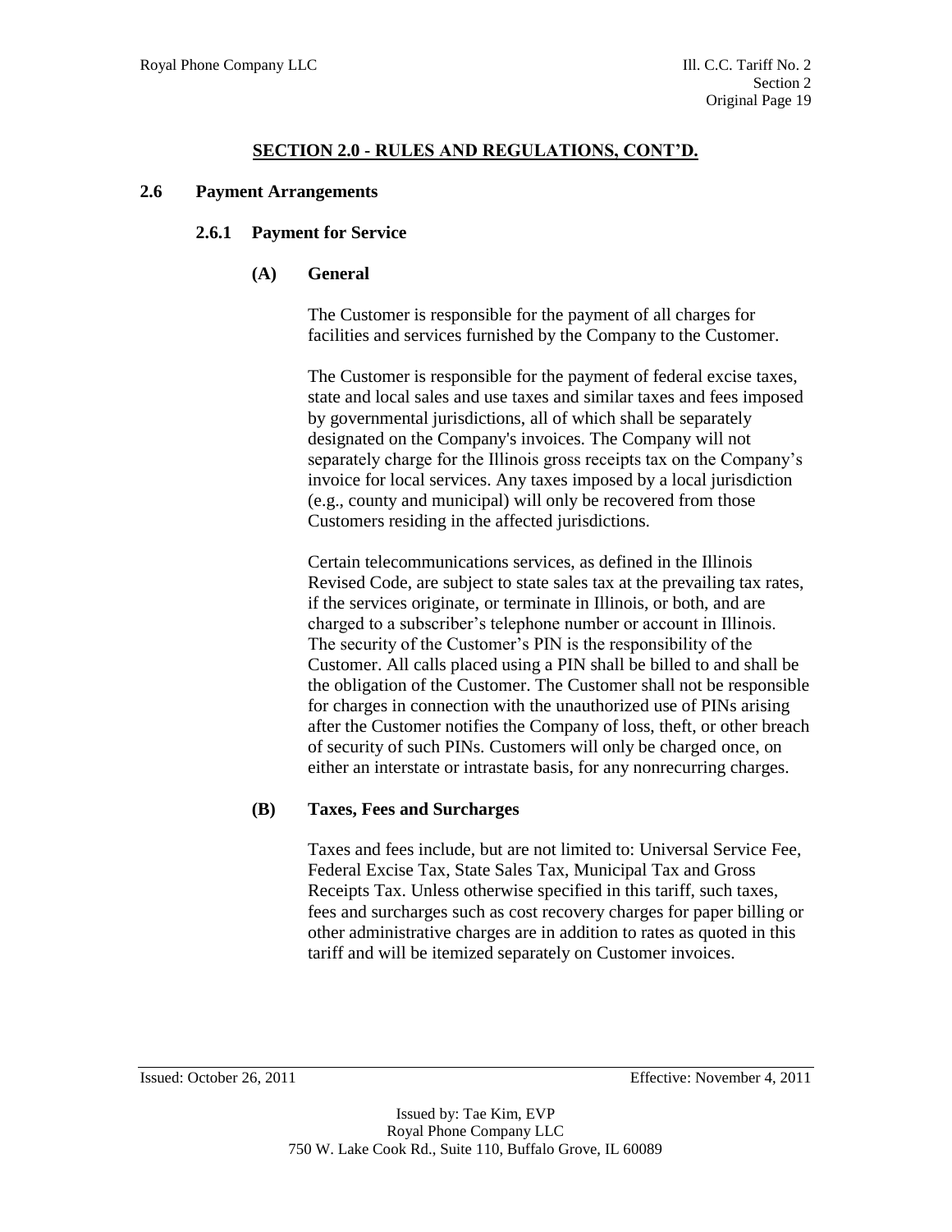## SECTION 2.0 - RULES AND REGULATIONS, CONT'D.

### 2.6 Payment Arrangements

#### 2.6.1 Payment for Service

**(A) General**

The Customer is responsible for the payment of all charges for facilities and services furnished by the Company to the Customer.

The Customer is responsible for the payment of federal excise taxes, state and local sales and use taxes and similar taxes and fees imposed by governmental jurisdictions, all of which shall be separately designated on the Company's invoices. The Company will not separately charge for the Illinois gross receipts tax on the Company's invoice for local services. Any taxes imposed by a local jurisdiction (e.g., county and municipal) will only be recovered from those Customers residing in the affected jurisdictions.

Certain telecommunications services, as defined in the Illinois Revised Code, are subject to state sales tax at the prevailing tax rates, if the services originate, or terminate in Illinois, or both, and are charged to a subscriber's telephone number or account in Illinois. The security of the Customer's PIN is the responsibility of the Customer. All calls placed using a PIN shall be billed to and shall be the obligation of the Customer. The Customer shall not be responsible for charges in connection with the unauthorized use of PINs arising after the Customer notifies the Company of loss, theft, or other breach of security of such PINs. Customers will only be charged once, on either an interstate or intrastate basis, for any nonrecurring charges.

**(B) Taxes, Fees and Surcharges**

Taxes and fees include, but are not limited to: Universal Service Fee, Federal Excise Tax, State Sales Tax, Municipal Tax and Gross Receipts Tax. Unless otherwise specified in this tariff, such taxes, fees and surcharges such as cost recovery charges for paper billing or other administrative charges are in addition to rates as quoted in this tariff and will be itemized separately on Customer invoices.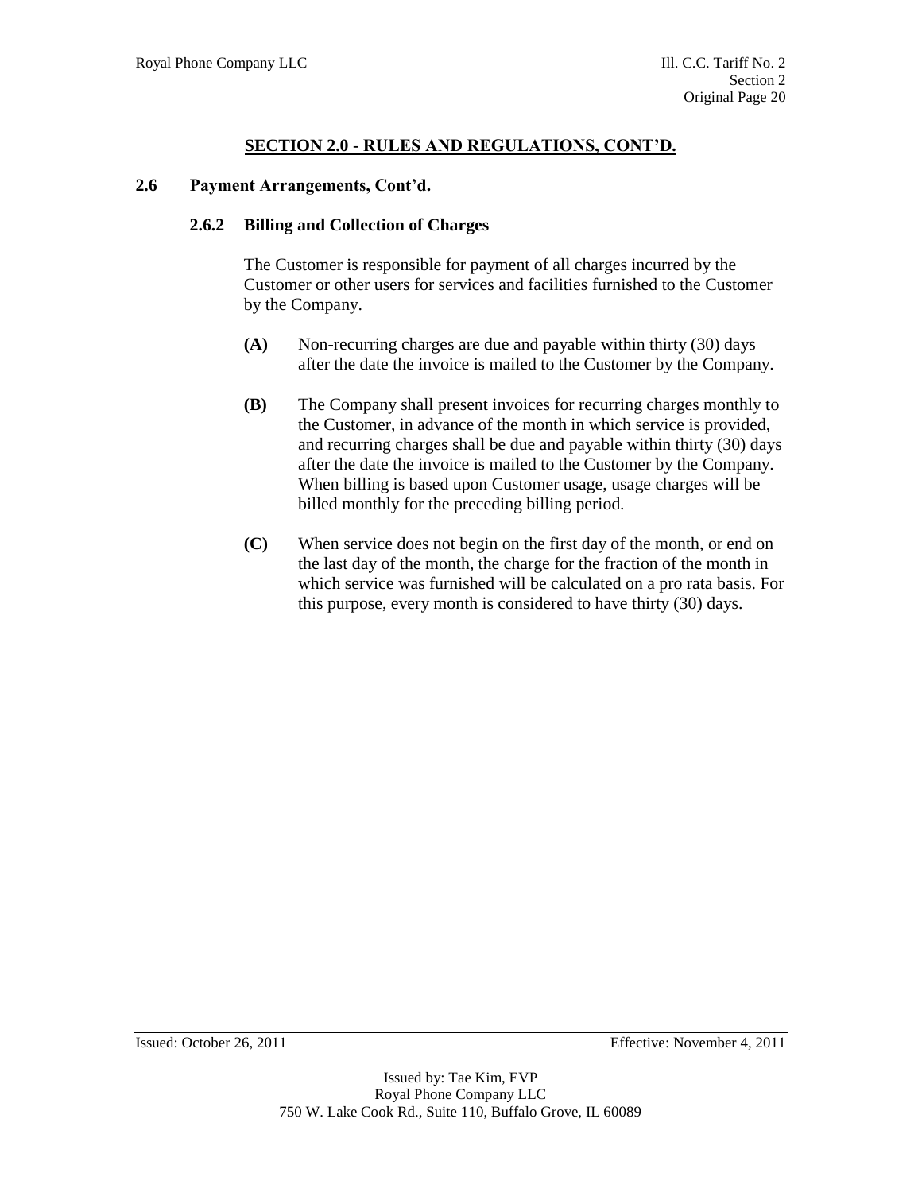## SECTION 2.0 - RULES AND REGULATIONS, CONT'D.

### 2.6 Payment Arrangements, Cont'd.

#### 2.6.2 Billing and Collection of Charges

The Customer is responsible for payment of all charges incurred by the Customer or other users for services and facilities furnished to the Customer by the Company.

**(A)** Non-recurring charges are due and payable within thirty (30) days after the date the invoice is mailed to the Customer by the Company.

**(B)** The Company shall present invoices for recurring charges monthly to the Customer, in advance of the month in which service is provided, and recurring charges shall be due and payable within thirty (30) days after the date the invoice is mailed to the Customer by the Company. When billing is based upon Customer usage, usage charges will be billed monthly for the preceding billing period.

**(C)** When service does not begin on the first day of the month, or end on the last day of the month, the charge for the fraction of the month in which service was furnished will be calculated on a pro rata basis. For this purpose, every month is considered to have thirty (30) days.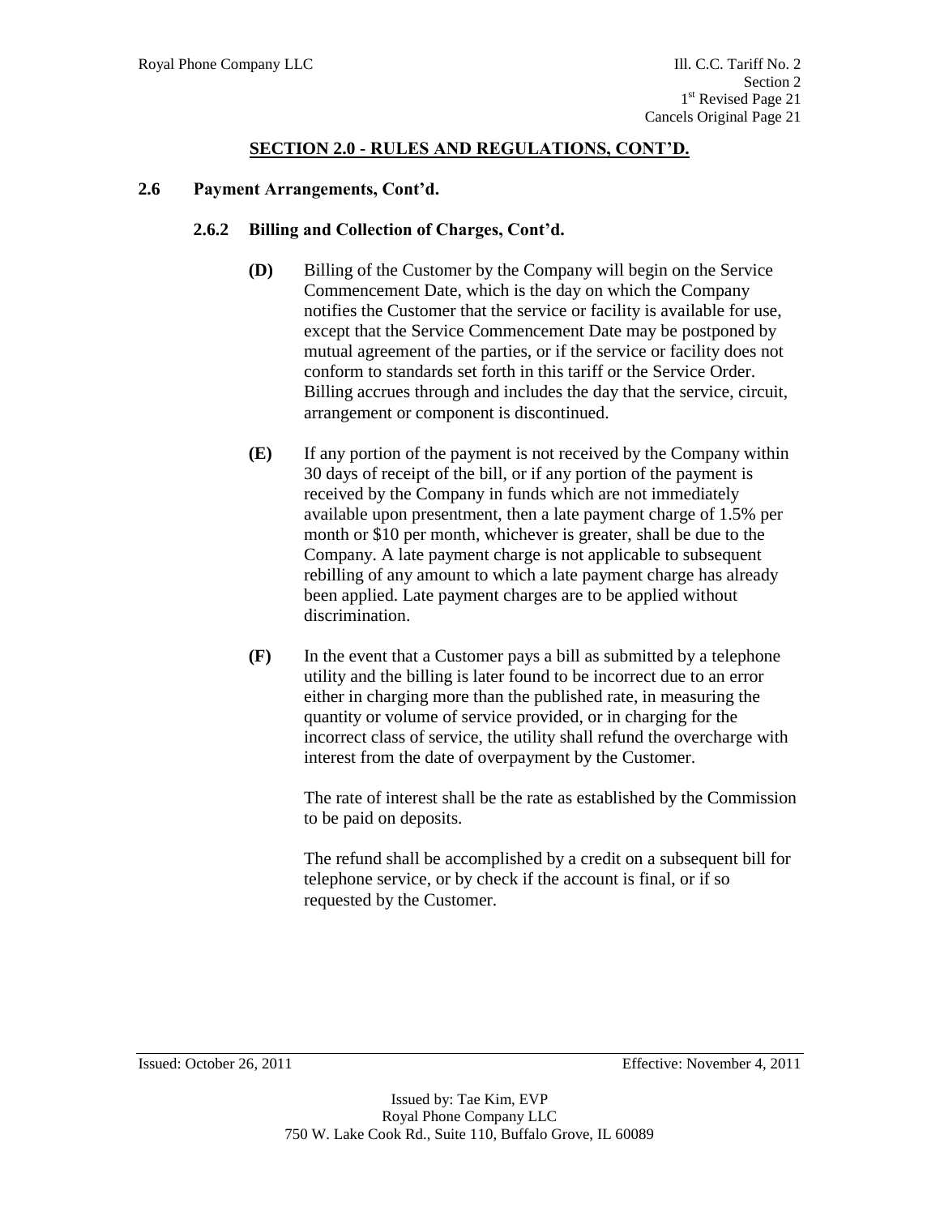## SECTION 2.0 - RULES AND REGULATIONS, CONT'D.

### 2.6 Payment Arrangements, Cont'd.

#### 2.6.2 Billing and Collection of Charges, Cont'd.

**(D)** Billing of the Customer by the Company will begin on the Service Commencement Date, which is the day on which the Company notifies the Customer that the service or facility is available for use, except that the Service Commencement Date may be postponed by mutual agreement of the parties, or if the service or facility does not conform to standards set forth in this tariff or the Service Order. Billing accrues through and includes the day that the service, circuit, arrangement or component is discontinued.

**(E)** If any portion of the payment is not received by the Company within 30 days of receipt of the bill, or if any portion of the payment is received by the Company in funds which are not immediately available upon presentment, then a late payment charge of 1.5% per month or $10 per month, whichever is greater, shall be due to the Company. A late payment charge is not applicable to subsequent rebilling of any amount to which a late payment charge has already been applied. Late payment charges are to be applied without discrimination.

**(F)** In the event that a Customer pays a bill as submitted by a telephone utility and the billing is later found to be incorrect due to an error either in charging more than the published rate, in measuring the quantity or volume of service provided, or in charging for the incorrect class of service, the utility shall refund the overcharge with interest from the date of overpayment by the Customer.

The rate of interest shall be the rate as established by the Commission to be paid on deposits.

The refund shall be accomplished by a credit on a subsequent bill for telephone service, or by check if the account is final, or if so requested by the Customer.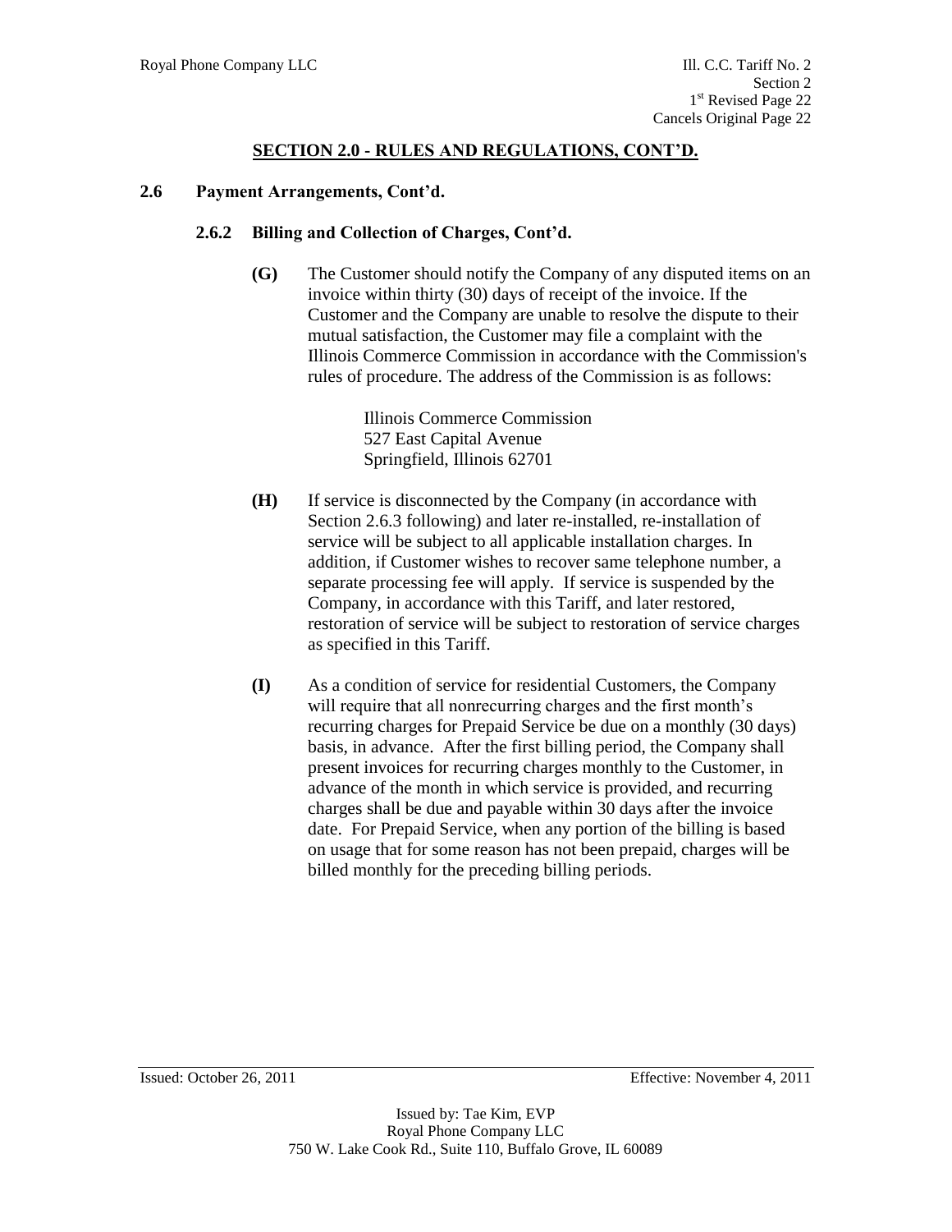## SECTION 2.0 - RULES AND REGULATIONS, CONT'D.

### 2.6 Payment Arrangements, Cont'd.

#### 2.6.2 Billing and Collection of Charges, Cont'd.

**(G)** The Customer should notify the Company of any disputed items on an invoice within thirty (30) days of receipt of the invoice. If the Customer and the Company are unable to resolve the dispute to their mutual satisfaction, the Customer may file a complaint with the Illinois Commerce Commission in accordance with the Commission's rules of procedure. The address of the Commission is as follows:

> Illinois Commerce Commission
> 527 East Capital Avenue
> Springfield, Illinois 62701

**(H)** If service is disconnected by the Company (in accordance with Section 2.6.3 following) and later re-installed, re-installation of service will be subject to all applicable installation charges. In addition, if Customer wishes to recover same telephone number, a separate processing fee will apply. If service is suspended by the Company, in accordance with this Tariff, and later restored, restoration of service will be subject to restoration of service charges as specified in this Tariff.

**(I)** As a condition of service for residential Customers, the Company will require that all nonrecurring charges and the first month's recurring charges for Prepaid Service be due on a monthly (30 days) basis, in advance. After the first billing period, the Company shall present invoices for recurring charges monthly to the Customer, in advance of the month in which service is provided, and recurring charges shall be due and payable within 30 days after the invoice date. For Prepaid Service, when any portion of the billing is based on usage that for some reason has not been prepaid, charges will be billed monthly for the preceding billing periods.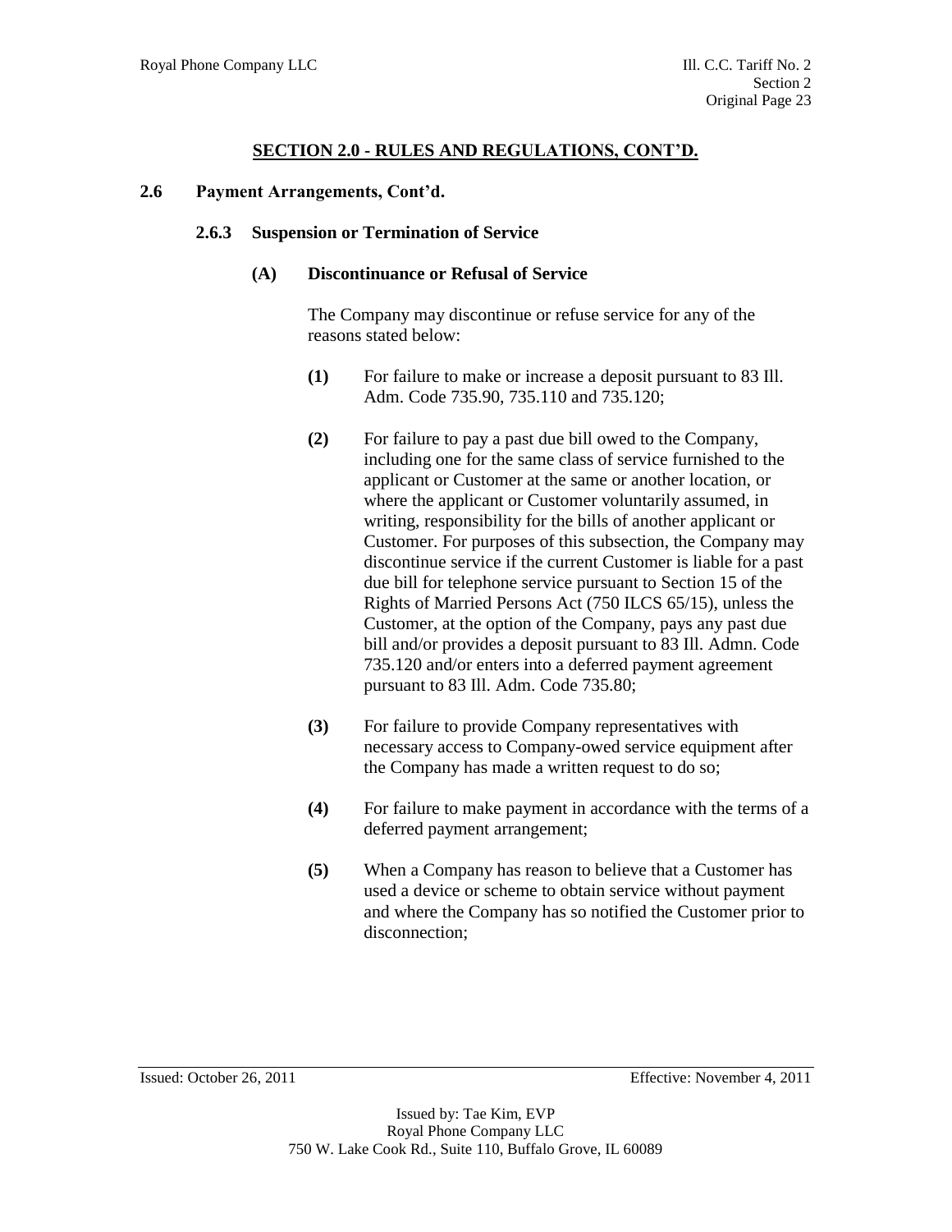## SECTION 2.0 - RULES AND REGULATIONS, CONT'D.

### 2.6 Payment Arrangements, Cont'd.

#### 2.6.3 Suspension or Termination of Service

**(A) Discontinuance or Refusal of Service**

The Company may discontinue or refuse service for any of the reasons stated below:

**(1)** For failure to make or increase a deposit pursuant to 83 Ill. Adm. Code 735.90, 735.110 and 735.120;

**(2)** For failure to pay a past due bill owed to the Company, including one for the same class of service furnished to the applicant or Customer at the same or another location, or where the applicant or Customer voluntarily assumed, in writing, responsibility for the bills of another applicant or Customer. For purposes of this subsection, the Company may discontinue service if the current Customer is liable for a past due bill for telephone service pursuant to Section 15 of the Rights of Married Persons Act (750 ILCS 65/15), unless the Customer, at the option of the Company, pays any past due bill and/or provides a deposit pursuant to 83 Ill. Admn. Code 735.120 and/or enters into a deferred payment agreement pursuant to 83 Ill. Adm. Code 735.80;

**(3)** For failure to provide Company representatives with necessary access to Company-owed service equipment after the Company has made a written request to do so;

**(4)** For failure to make payment in accordance with the terms of a deferred payment arrangement;

**(5)** When a Company has reason to believe that a Customer has used a device or scheme to obtain service without payment and where the Company has so notified the Customer prior to disconnection;

Issued: October 26, 2011 Effective: November 4, 2011

Issued by: Tae Kim, EVP
Royal Phone Company LLC
750 W. Lake Cook Rd., Suite 110, Buffalo Grove, IL 60089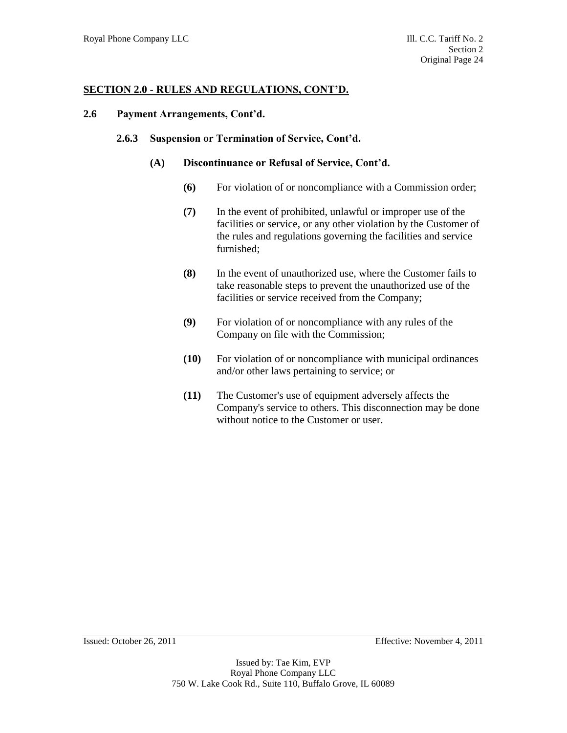## SECTION 2.0 - RULES AND REGULATIONS, CONT'D.

### 2.6 Payment Arrangements, Cont'd.

#### 2.6.3 Suspension or Termination of Service, Cont'd.

**(A) Discontinuance or Refusal of Service, Cont'd.**

**(6)** For violation of or noncompliance with a Commission order;

**(7)** In the event of prohibited, unlawful or improper use of the facilities or service, or any other violation by the Customer of the rules and regulations governing the facilities and service furnished;

**(8)** In the event of unauthorized use, where the Customer fails to take reasonable steps to prevent the unauthorized use of the facilities or service received from the Company;

**(9)** For violation of or noncompliance with any rules of the Company on file with the Commission;

**(10)** For violation of or noncompliance with municipal ordinances and/or other laws pertaining to service; or

**(11)** The Customer's use of equipment adversely affects the Company's service to others. This disconnection may be done without notice to the Customer or user.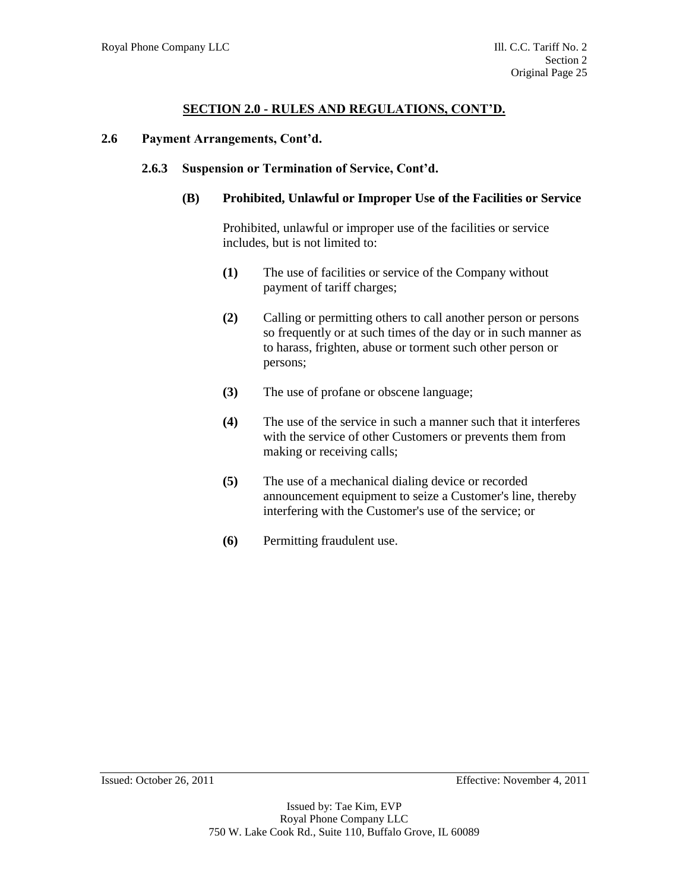## SECTION 2.0 - RULES AND REGULATIONS, CONT'D.

### 2.6 Payment Arrangements, Cont'd.

#### 2.6.3 Suspension or Termination of Service, Cont'd.

**(B) Prohibited, Unlawful or Improper Use of the Facilities or Service**

Prohibited, unlawful or improper use of the facilities or service includes, but is not limited to:

**(1)** The use of facilities or service of the Company without payment of tariff charges;

**(2)** Calling or permitting others to call another person or persons so frequently or at such times of the day or in such manner as to harass, frighten, abuse or torment such other person or persons;

**(3)** The use of profane or obscene language;

**(4)** The use of the service in such a manner such that it interferes with the service of other Customers or prevents them from making or receiving calls;

**(5)** The use of a mechanical dialing device or recorded announcement equipment to seize a Customer's line, thereby interfering with the Customer's use of the service; or

**(6)** Permitting fraudulent use.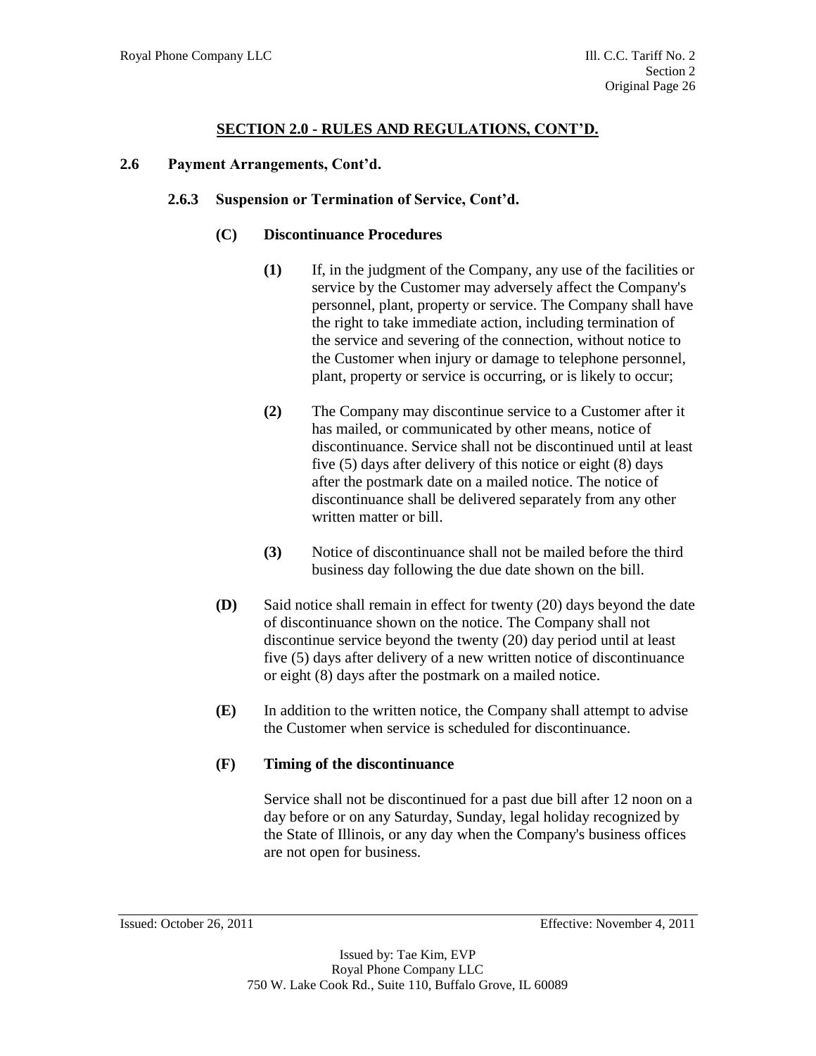## SECTION 2.0 - RULES AND REGULATIONS, CONT'D.

### 2.6 Payment Arrangements, Cont'd.

#### 2.6.3 Suspension or Termination of Service, Cont'd.

**(C) Discontinuance Procedures**

**(1)** If, in the judgment of the Company, any use of the facilities or service by the Customer may adversely affect the Company's personnel, plant, property or service. The Company shall have the right to take immediate action, including termination of the service and severing of the connection, without notice to the Customer when injury or damage to telephone personnel, plant, property or service is occurring, or is likely to occur;

**(2)** The Company may discontinue service to a Customer after it has mailed, or communicated by other means, notice of discontinuance. Service shall not be discontinued until at least five (5) days after delivery of this notice or eight (8) days after the postmark date on a mailed notice. The notice of discontinuance shall be delivered separately from any other written matter or bill.

**(3)** Notice of discontinuance shall not be mailed before the third business day following the due date shown on the bill.

**(D)** Said notice shall remain in effect for twenty (20) days beyond the date of discontinuance shown on the notice. The Company shall not discontinue service beyond the twenty (20) day period until at least five (5) days after delivery of a new written notice of discontinuance or eight (8) days after the postmark on a mailed notice.

**(E)** In addition to the written notice, the Company shall attempt to advise the Customer when service is scheduled for discontinuance.

**(F) Timing of the discontinuance**

Service shall not be discontinued for a past due bill after 12 noon on a day before or on any Saturday, Sunday, legal holiday recognized by the State of Illinois, or any day when the Company's business offices are not open for business.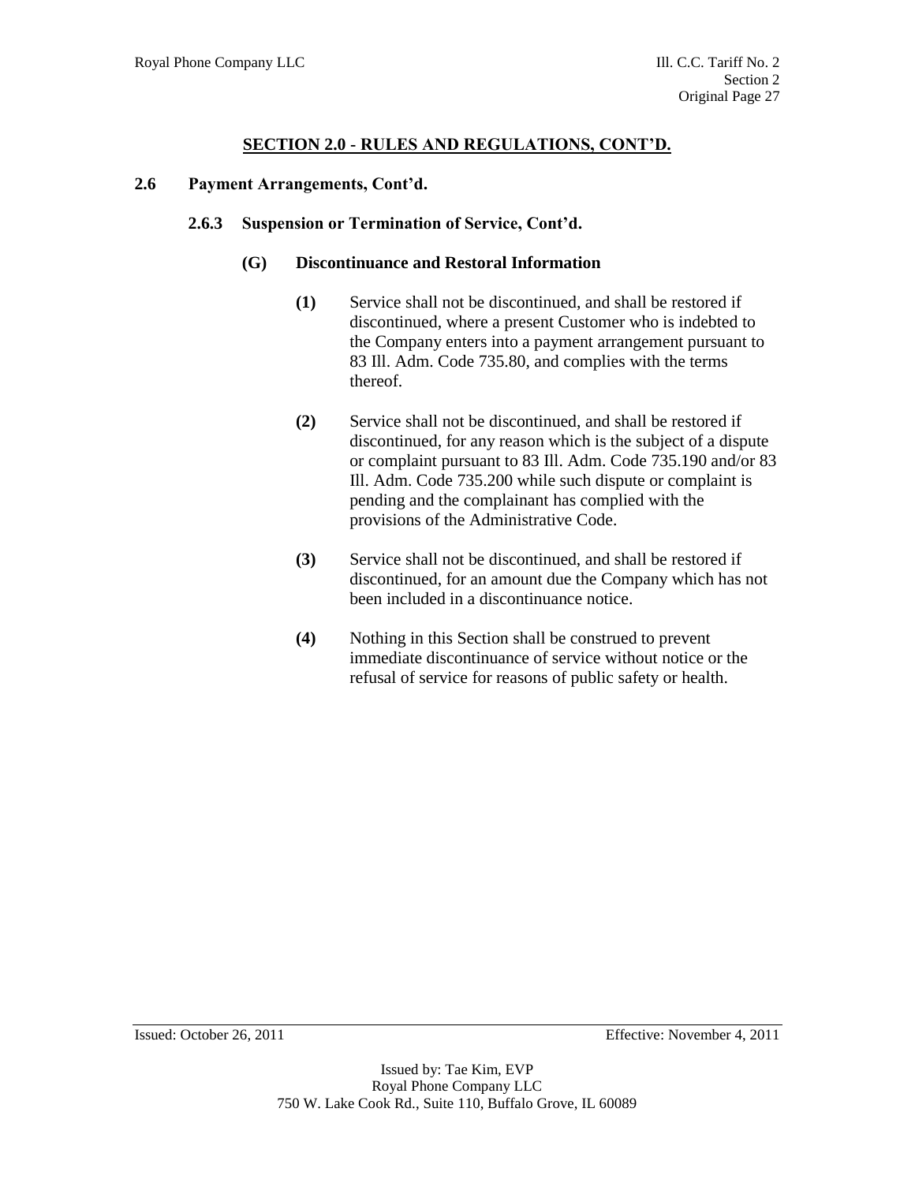## SECTION 2.0 - RULES AND REGULATIONS, CONT'D.

### 2.6 Payment Arrangements, Cont'd.

#### 2.6.3 Suspension or Termination of Service, Cont'd.

**(G) Discontinuance and Restoral Information**

**(1)** Service shall not be discontinued, and shall be restored if discontinued, where a present Customer who is indebted to the Company enters into a payment arrangement pursuant to 83 Ill. Adm. Code 735.80, and complies with the terms thereof.

**(2)** Service shall not be discontinued, and shall be restored if discontinued, for any reason which is the subject of a dispute or complaint pursuant to 83 Ill. Adm. Code 735.190 and/or 83 Ill. Adm. Code 735.200 while such dispute or complaint is pending and the complainant has complied with the provisions of the Administrative Code.

**(3)** Service shall not be discontinued, and shall be restored if discontinued, for an amount due the Company which has not been included in a discontinuance notice.

**(4)** Nothing in this Section shall be construed to prevent immediate discontinuance of service without notice or the refusal of service for reasons of public safety or health.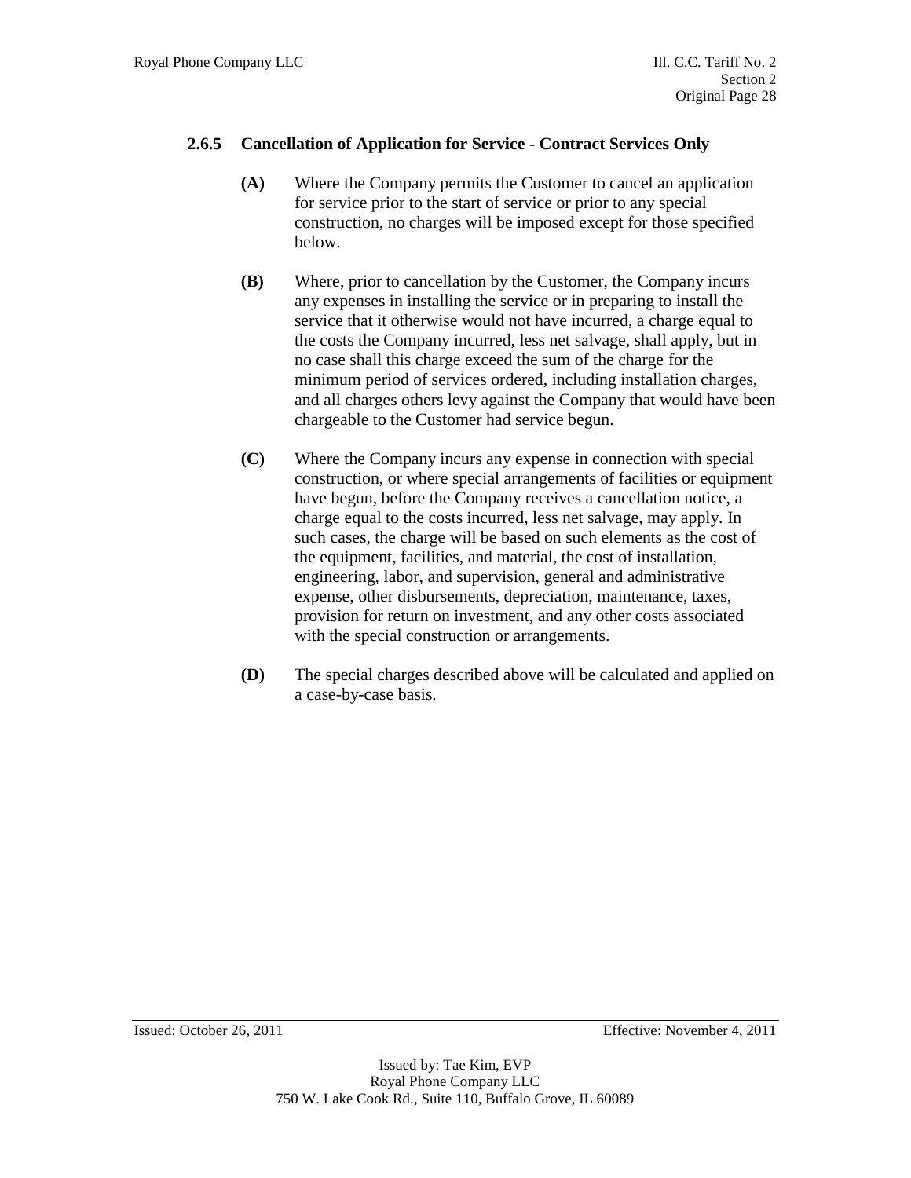### 2.6.5 Cancellation of Application for Service - Contract Services Only

**(A)** Where the Company permits the Customer to cancel an application for service prior to the start of service or prior to any special construction, no charges will be imposed except for those specified below.

**(B)** Where, prior to cancellation by the Customer, the Company incurs any expenses in installing the service or in preparing to install the service that it otherwise would not have incurred, a charge equal to the costs the Company incurred, less net salvage, shall apply, but in no case shall this charge exceed the sum of the charge for the minimum period of services ordered, including installation charges, and all charges others levy against the Company that would have been chargeable to the Customer had service begun.

**(C)** Where the Company incurs any expense in connection with special construction, or where special arrangements of facilities or equipment have begun, before the Company receives a cancellation notice, a charge equal to the costs incurred, less net salvage, may apply. In such cases, the charge will be based on such elements as the cost of the equipment, facilities, and material, the cost of installation, engineering, labor, and supervision, general and administrative expense, other disbursements, depreciation, maintenance, taxes, provision for return on investment, and any other costs associated with the special construction or arrangements.

**(D)** The special charges described above will be calculated and applied on a case-by-case basis.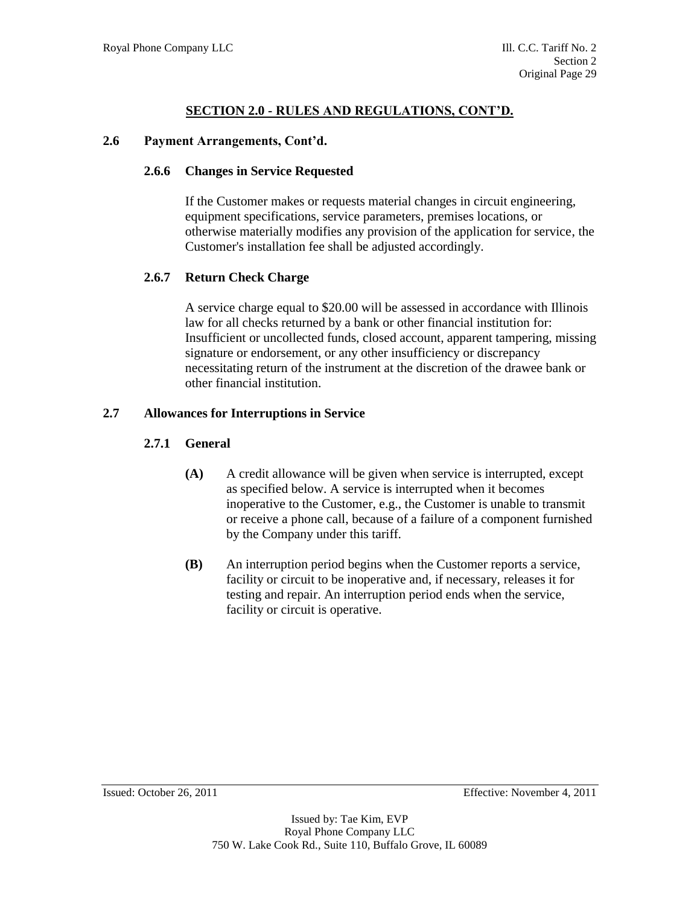## SECTION 2.0 - RULES AND REGULATIONS, CONT'D.

### 2.6 Payment Arrangements, Cont'd.

#### 2.6.6 Changes in Service Requested

If the Customer makes or requests material changes in circuit engineering, equipment specifications, service parameters, premises locations, or otherwise materially modifies any provision of the application for service, the Customer's installation fee shall be adjusted accordingly.

#### 2.6.7 Return Check Charge

A service charge equal to $20.00 will be assessed in accordance with Illinois law for all checks returned by a bank or other financial institution for: Insufficient or uncollected funds, closed account, apparent tampering, missing signature or endorsement, or any other insufficiency or discrepancy necessitating return of the instrument at the discretion of the drawee bank or other financial institution.

### 2.7 Allowances for Interruptions in Service

#### 2.7.1 General

**(A)** A credit allowance will be given when service is interrupted, except as specified below. A service is interrupted when it becomes inoperative to the Customer, e.g., the Customer is unable to transmit or receive a phone call, because of a failure of a component furnished by the Company under this tariff.

**(B)** An interruption period begins when the Customer reports a service, facility or circuit to be inoperative and, if necessary, releases it for testing and repair. An interruption period ends when the service, facility or circuit is operative.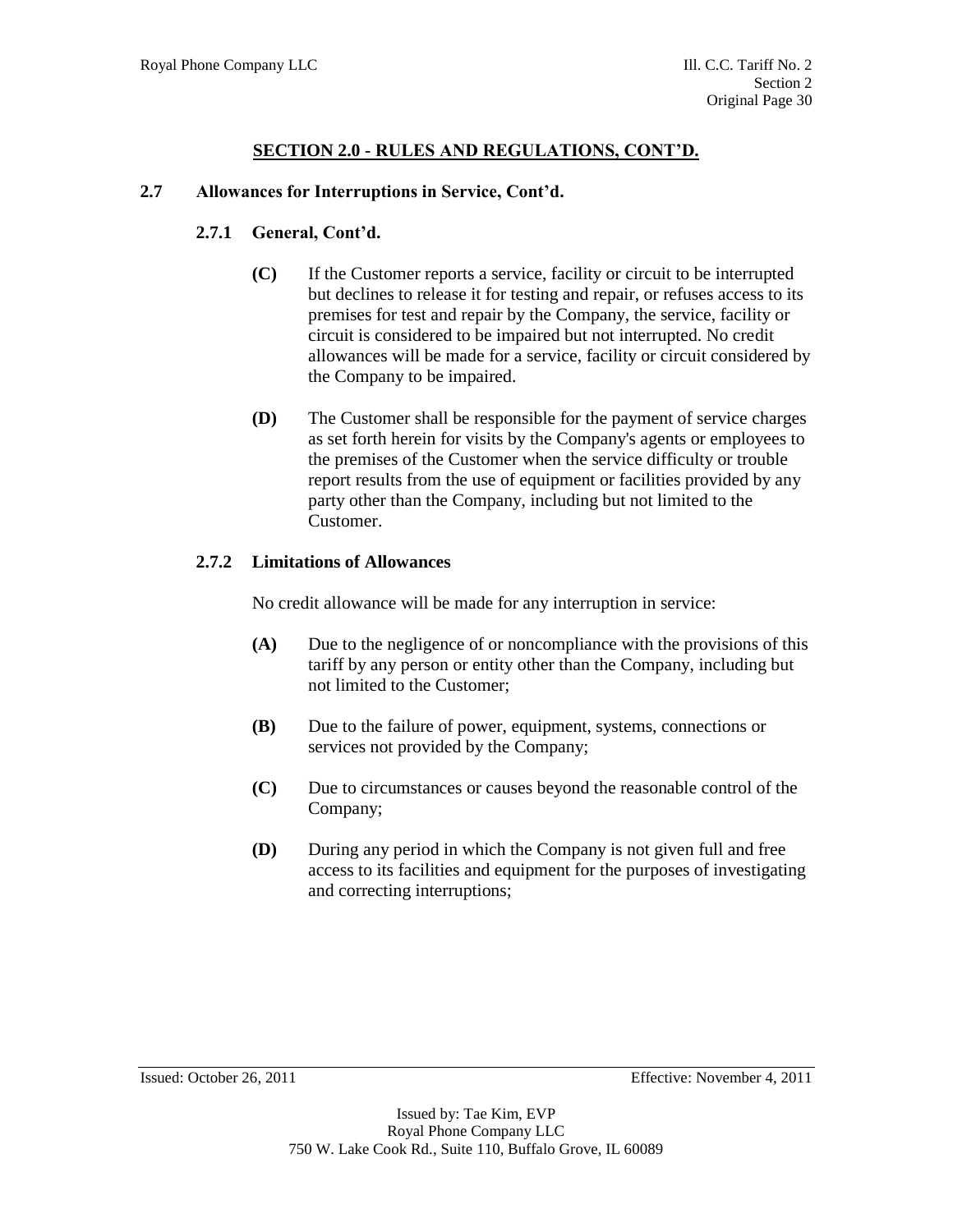## SECTION 2.0 - RULES AND REGULATIONS, CONT'D.

### 2.7 Allowances for Interruptions in Service, Cont'd.

#### 2.7.1 General, Cont'd.

**(C)** If the Customer reports a service, facility or circuit to be interrupted but declines to release it for testing and repair, or refuses access to its premises for test and repair by the Company, the service, facility or circuit is considered to be impaired but not interrupted. No credit allowances will be made for a service, facility or circuit considered by the Company to be impaired.

**(D)** The Customer shall be responsible for the payment of service charges as set forth herein for visits by the Company's agents or employees to the premises of the Customer when the service difficulty or trouble report results from the use of equipment or facilities provided by any party other than the Company, including but not limited to the Customer.

#### 2.7.2 Limitations of Allowances

No credit allowance will be made for any interruption in service:

**(A)** Due to the negligence of or noncompliance with the provisions of this tariff by any person or entity other than the Company, including but not limited to the Customer;

**(B)** Due to the failure of power, equipment, systems, connections or services not provided by the Company;

**(C)** Due to circumstances or causes beyond the reasonable control of the Company;

**(D)** During any period in which the Company is not given full and free access to its facilities and equipment for the purposes of investigating and correcting interruptions;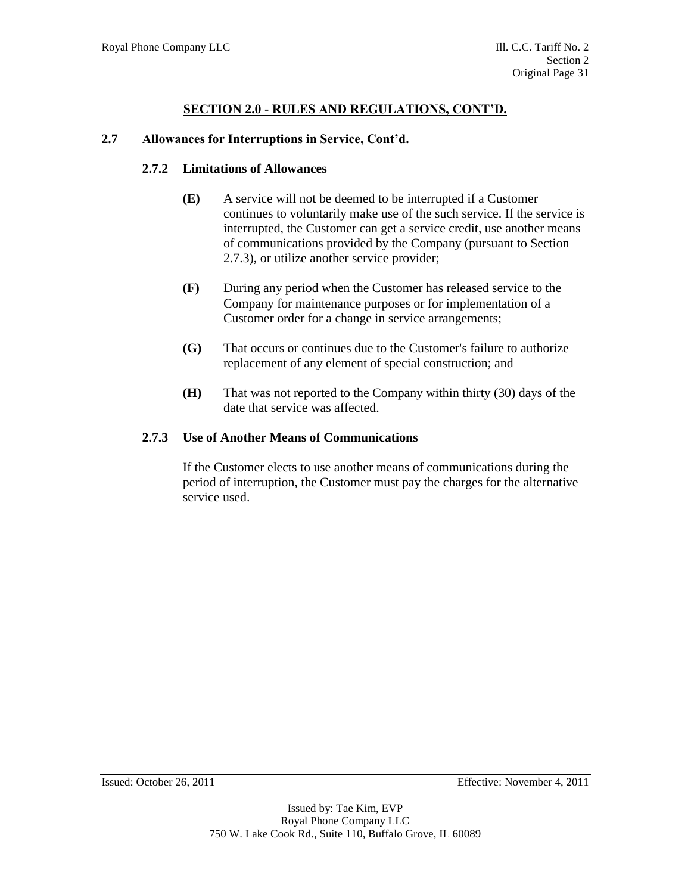## SECTION 2.0 - RULES AND REGULATIONS, CONT'D.

### 2.7 Allowances for Interruptions in Service, Cont'd.

#### 2.7.2 Limitations of Allowances

**(E)** A service will not be deemed to be interrupted if a Customer continues to voluntarily make use of the such service. If the service is interrupted, the Customer can get a service credit, use another means of communications provided by the Company (pursuant to Section 2.7.3), or utilize another service provider;

**(F)** During any period when the Customer has released service to the Company for maintenance purposes or for implementation of a Customer order for a change in service arrangements;

**(G)** That occurs or continues due to the Customer's failure to authorize replacement of any element of special construction; and

**(H)** That was not reported to the Company within thirty (30) days of the date that service was affected.

#### 2.7.3 Use of Another Means of Communications

If the Customer elects to use another means of communications during the period of interruption, the Customer must pay the charges for the alternative service used.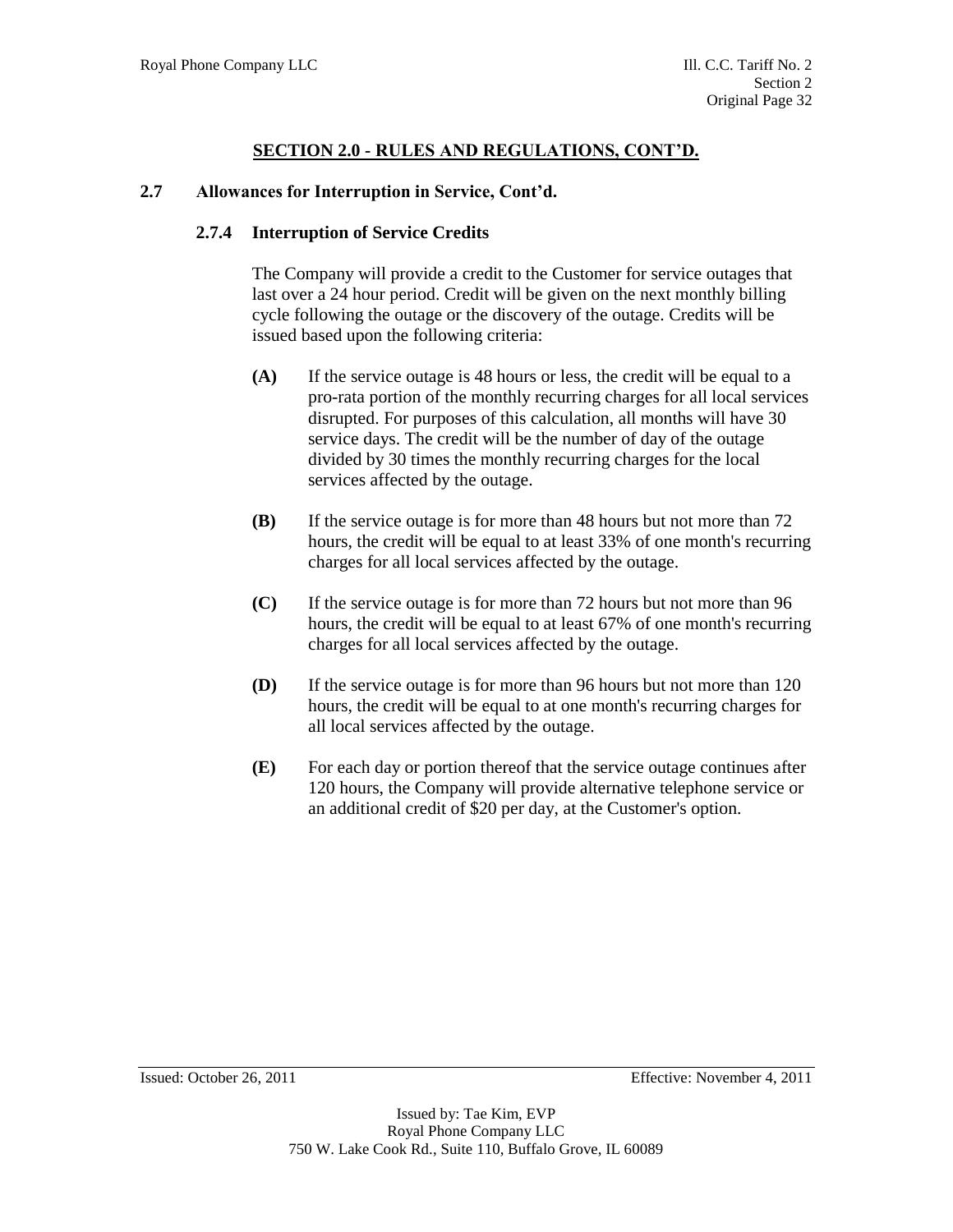## SECTION 2.0 - RULES AND REGULATIONS, CONT'D.

### 2.7 Allowances for Interruption in Service, Cont'd.

#### 2.7.4 Interruption of Service Credits

The Company will provide a credit to the Customer for service outages that last over a 24 hour period. Credit will be given on the next monthly billing cycle following the outage or the discovery of the outage. Credits will be issued based upon the following criteria:

**(A)** If the service outage is 48 hours or less, the credit will be equal to a pro-rata portion of the monthly recurring charges for all local services disrupted. For purposes of this calculation, all months will have 30 service days. The credit will be the number of day of the outage divided by 30 times the monthly recurring charges for the local services affected by the outage.

**(B)** If the service outage is for more than 48 hours but not more than 72 hours, the credit will be equal to at least 33% of one month's recurring charges for all local services affected by the outage.

**(C)** If the service outage is for more than 72 hours but not more than 96 hours, the credit will be equal to at least 67% of one month's recurring charges for all local services affected by the outage.

**(D)** If the service outage is for more than 96 hours but not more than 120 hours, the credit will be equal to at one month's recurring charges for all local services affected by the outage.

**(E)** For each day or portion thereof that the service outage continues after 120 hours, the Company will provide alternative telephone service or an additional credit of $20 per day, at the Customer's option.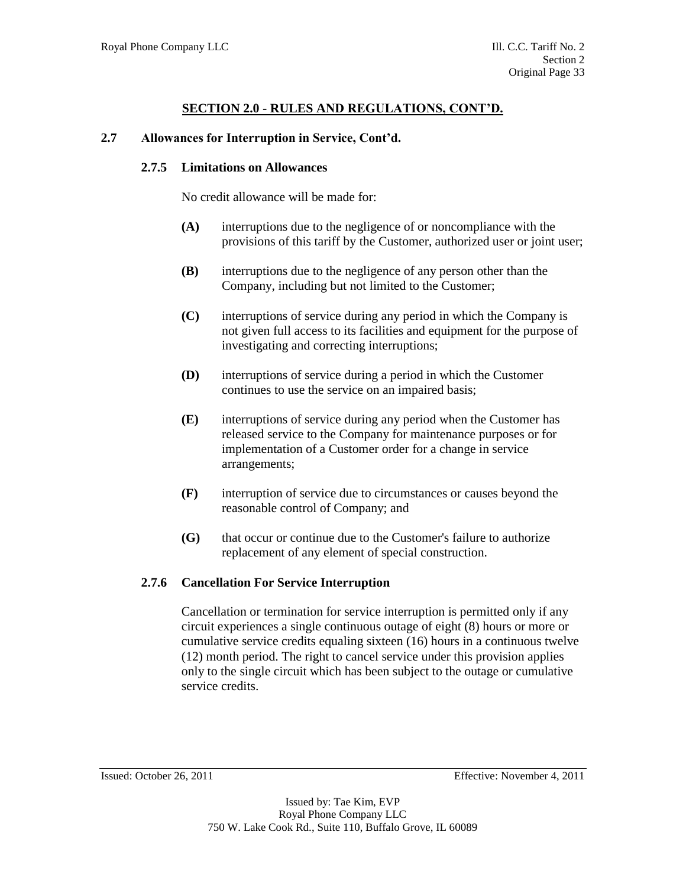## SECTION 2.0 - RULES AND REGULATIONS, CONT'D.

### 2.7 Allowances for Interruption in Service, Cont'd.

#### 2.7.5 Limitations on Allowances

No credit allowance will be made for:

**(A)** interruptions due to the negligence of or noncompliance with the provisions of this tariff by the Customer, authorized user or joint user;

**(B)** interruptions due to the negligence of any person other than the Company, including but not limited to the Customer;

**(C)** interruptions of service during any period in which the Company is not given full access to its facilities and equipment for the purpose of investigating and correcting interruptions;

**(D)** interruptions of service during a period in which the Customer continues to use the service on an impaired basis;

**(E)** interruptions of service during any period when the Customer has released service to the Company for maintenance purposes or for implementation of a Customer order for a change in service arrangements;

**(F)** interruption of service due to circumstances or causes beyond the reasonable control of Company; and

**(G)** that occur or continue due to the Customer's failure to authorize replacement of any element of special construction.

#### 2.7.6 Cancellation For Service Interruption

Cancellation or termination for service interruption is permitted only if any circuit experiences a single continuous outage of eight (8) hours or more or cumulative service credits equaling sixteen (16) hours in a continuous twelve (12) month period. The right to cancel service under this provision applies only to the single circuit which has been subject to the outage or cumulative service credits.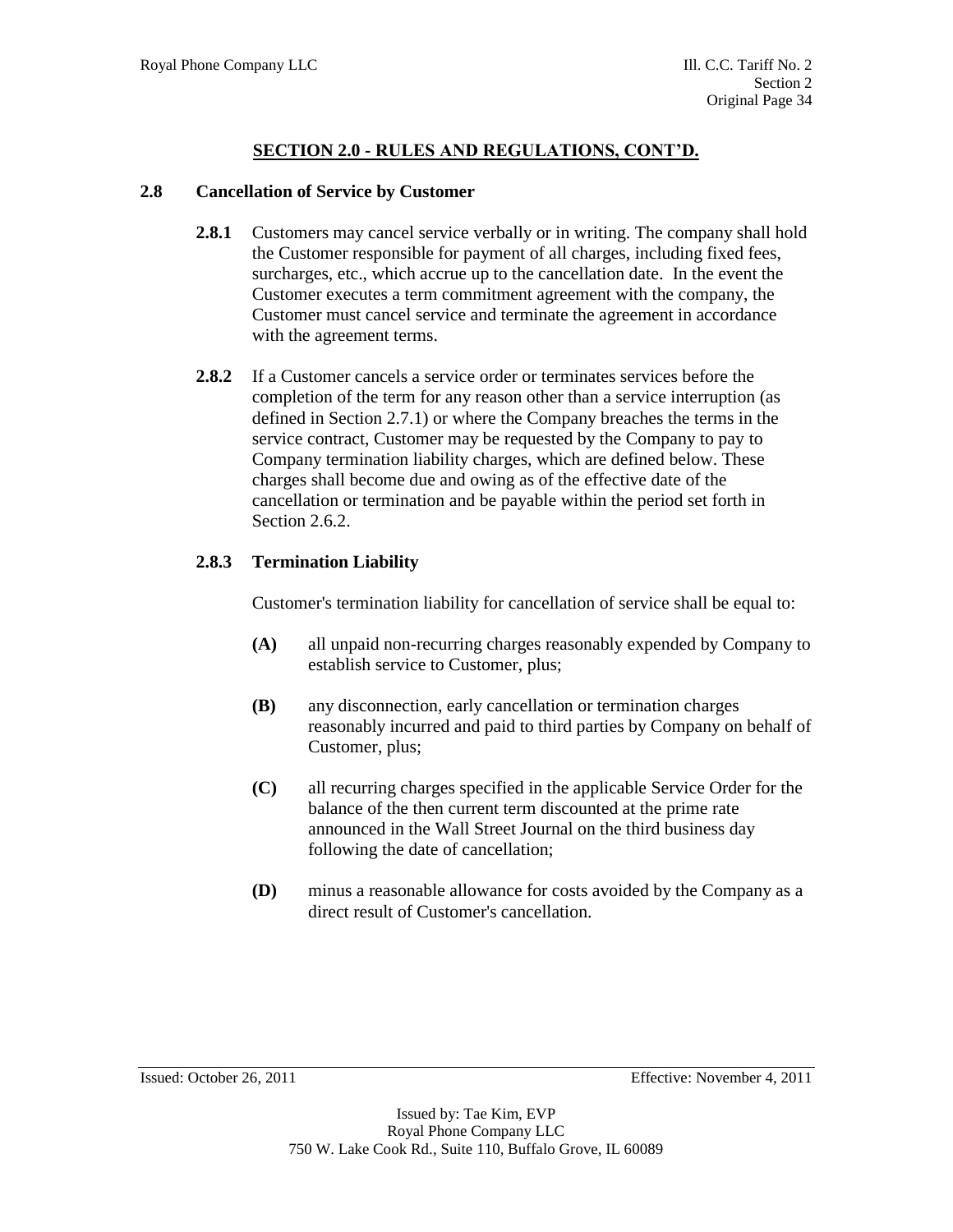## SECTION 2.0 - RULES AND REGULATIONS, CONT'D.

### 2.8 Cancellation of Service by Customer

**2.8.1** Customers may cancel service verbally or in writing. The company shall hold the Customer responsible for payment of all charges, including fixed fees, surcharges, etc., which accrue up to the cancellation date. In the event the Customer executes a term commitment agreement with the company, the Customer must cancel service and terminate the agreement in accordance with the agreement terms.

**2.8.2** If a Customer cancels a service order or terminates services before the completion of the term for any reason other than a service interruption (as defined in Section 2.7.1) or where the Company breaches the terms in the service contract, Customer may be requested by the Company to pay to Company termination liability charges, which are defined below. These charges shall become due and owing as of the effective date of the cancellation or termination and be payable within the period set forth in Section 2.6.2.

**2.8.3 Termination Liability**

Customer's termination liability for cancellation of service shall be equal to:

**(A)** all unpaid non-recurring charges reasonably expended by Company to establish service to Customer, plus;

**(B)** any disconnection, early cancellation or termination charges reasonably incurred and paid to third parties by Company on behalf of Customer, plus;

**(C)** all recurring charges specified in the applicable Service Order for the balance of the then current term discounted at the prime rate announced in the Wall Street Journal on the third business day following the date of cancellation;

**(D)** minus a reasonable allowance for costs avoided by the Company as a direct result of Customer's cancellation.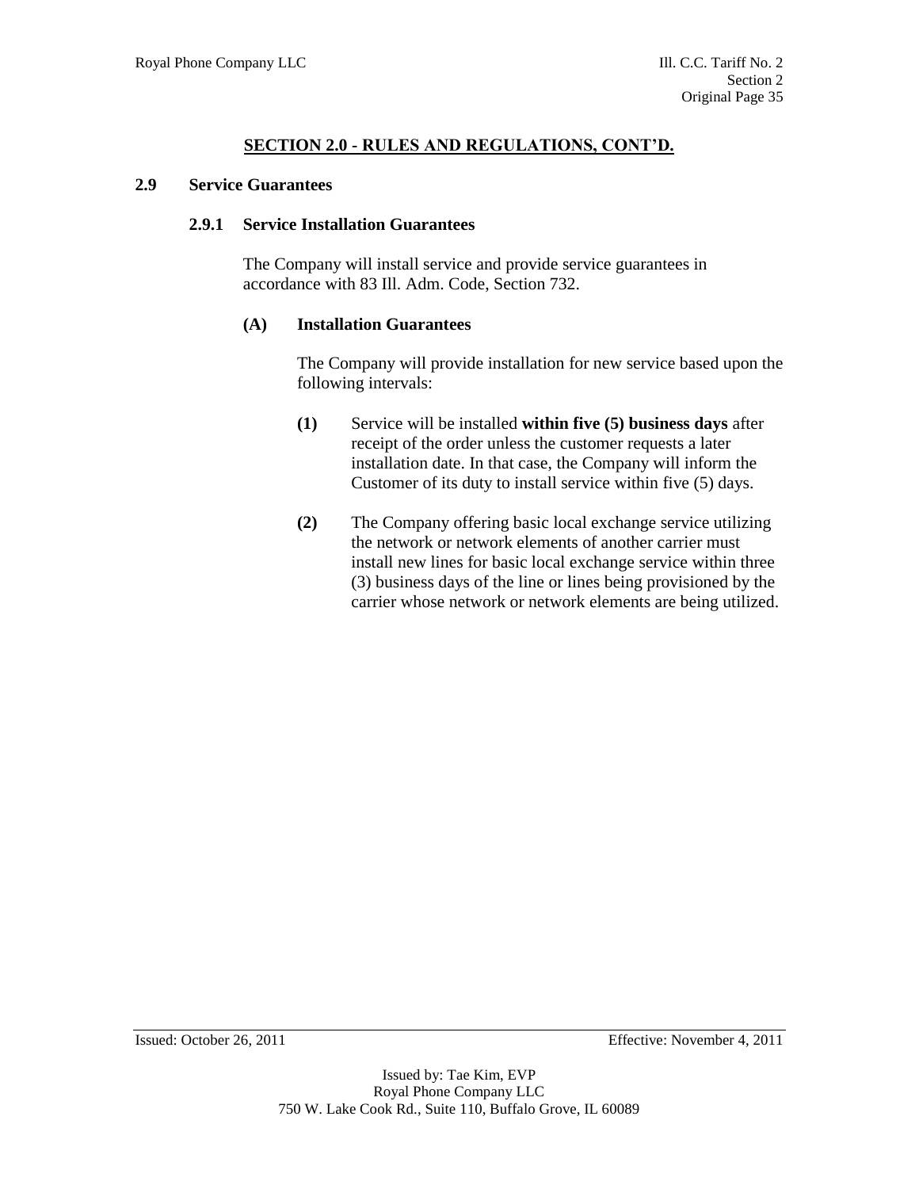## SECTION 2.0 - RULES AND REGULATIONS, CONT'D.

### 2.9 Service Guarantees

#### 2.9.1 Service Installation Guarantees

The Company will install service and provide service guarantees in accordance with 83 Ill. Adm. Code, Section 732.

**(A) Installation Guarantees**

The Company will provide installation for new service based upon the following intervals:

**(1)** Service will be installed **within five (5) business days** after receipt of the order unless the customer requests a later installation date. In that case, the Company will inform the Customer of its duty to install service within five (5) days.

**(2)** The Company offering basic local exchange service utilizing the network or network elements of another carrier must install new lines for basic local exchange service within three (3) business days of the line or lines being provisioned by the carrier whose network or network elements are being utilized.

Issued: October 26, 2011 Effective: November 4, 2011

Issued by: Tae Kim, EVP
Royal Phone Company LLC
750 W. Lake Cook Rd., Suite 110, Buffalo Grove, IL 60089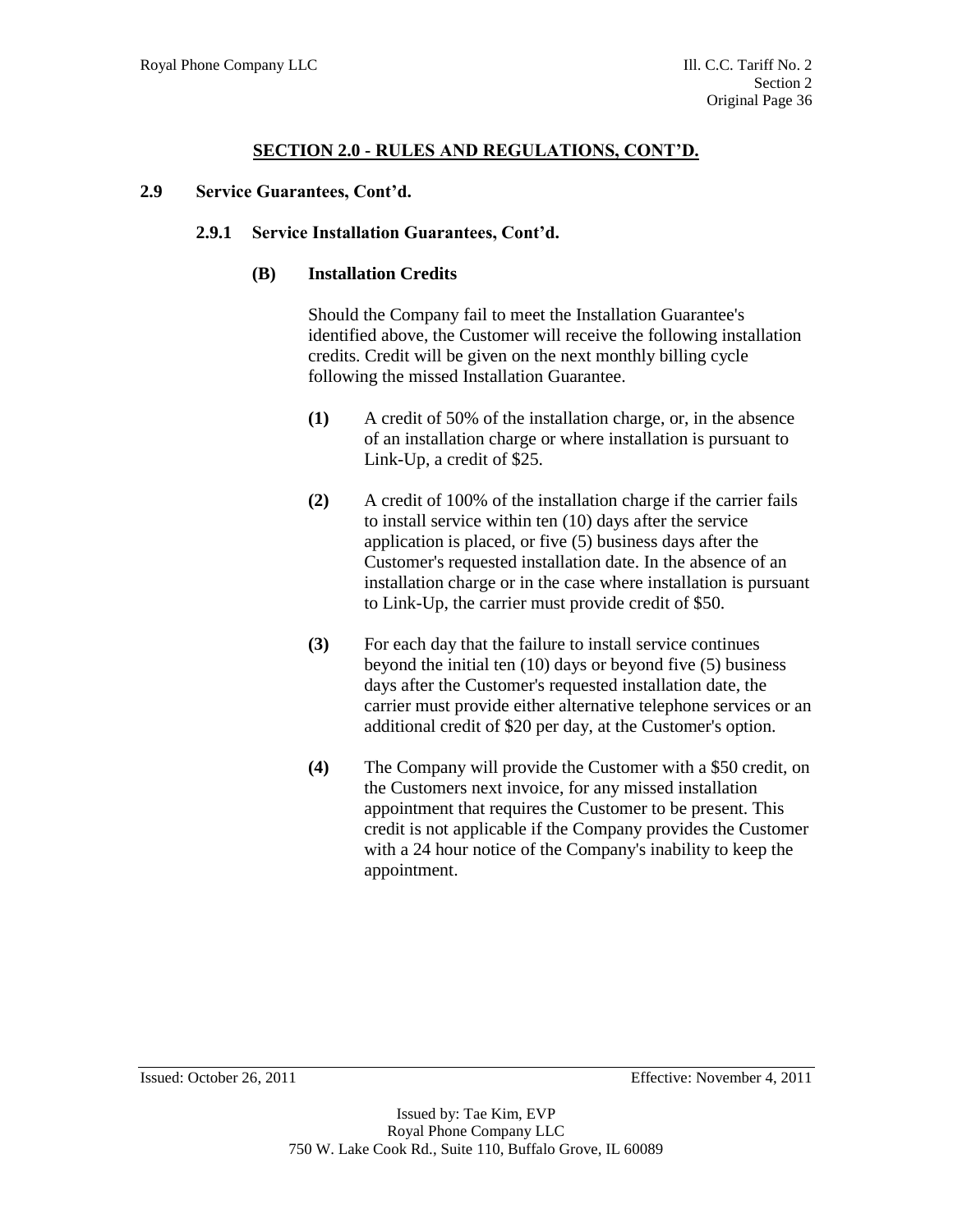## SECTION 2.0 - RULES AND REGULATIONS, CONT'D.

**2.9 Service Guarantees, Cont'd.**

**2.9.1 Service Installation Guarantees, Cont'd.**

**(B) Installation Credits**

Should the Company fail to meet the Installation Guarantee's identified above, the Customer will receive the following installation credits. Credit will be given on the next monthly billing cycle following the missed Installation Guarantee.

**(1)** A credit of 50% of the installation charge, or, in the absence of an installation charge or where installation is pursuant to Link-Up, a credit of $25.

**(2)** A credit of 100% of the installation charge if the carrier fails to install service within ten (10) days after the service application is placed, or five (5) business days after the Customer's requested installation date. In the absence of an installation charge or in the case where installation is pursuant to Link-Up, the carrier must provide credit of $50.

**(3)** For each day that the failure to install service continues beyond the initial ten (10) days or beyond five (5) business days after the Customer's requested installation date, the carrier must provide either alternative telephone services or an additional credit of $20 per day, at the Customer's option.

**(4)** The Company will provide the Customer with a $50 credit, on the Customers next invoice, for any missed installation appointment that requires the Customer to be present. This credit is not applicable if the Company provides the Customer with a 24 hour notice of the Company's inability to keep the appointment.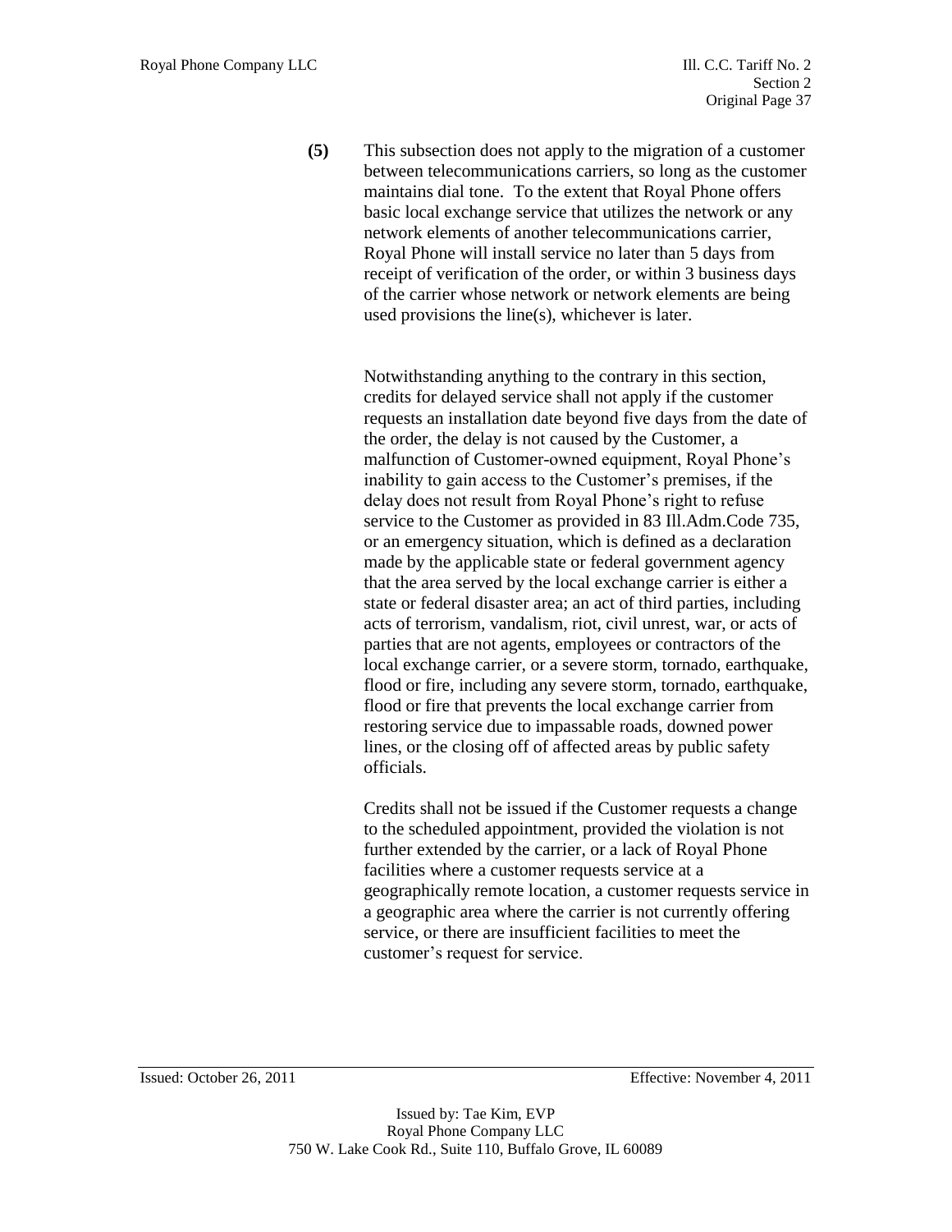**(5)** This subsection does not apply to the migration of a customer between telecommunications carriers, so long as the customer maintains dial tone. To the extent that Royal Phone offers basic local exchange service that utilizes the network or any network elements of another telecommunications carrier, Royal Phone will install service no later than 5 days from receipt of verification of the order, or within 3 business days of the carrier whose network or network elements are being used provisions the line(s), whichever is later.

Notwithstanding anything to the contrary in this section, credits for delayed service shall not apply if the customer requests an installation date beyond five days from the date of the order, the delay is not caused by the Customer, a malfunction of Customer-owned equipment, Royal Phone's inability to gain access to the Customer's premises, if the delay does not result from Royal Phone's right to refuse service to the Customer as provided in 83 Ill.Adm.Code 735, or an emergency situation, which is defined as a declaration made by the applicable state or federal government agency that the area served by the local exchange carrier is either a state or federal disaster area; an act of third parties, including acts of terrorism, vandalism, riot, civil unrest, war, or acts of parties that are not agents, employees or contractors of the local exchange carrier, or a severe storm, tornado, earthquake, flood or fire, including any severe storm, tornado, earthquake, flood or fire that prevents the local exchange carrier from restoring service due to impassable roads, downed power lines, or the closing off of affected areas by public safety officials.

Credits shall not be issued if the Customer requests a change to the scheduled appointment, provided the violation is not further extended by the carrier, or a lack of Royal Phone facilities where a customer requests service at a geographically remote location, a customer requests service in a geographic area where the carrier is not currently offering service, or there are insufficient facilities to meet the customer's request for service.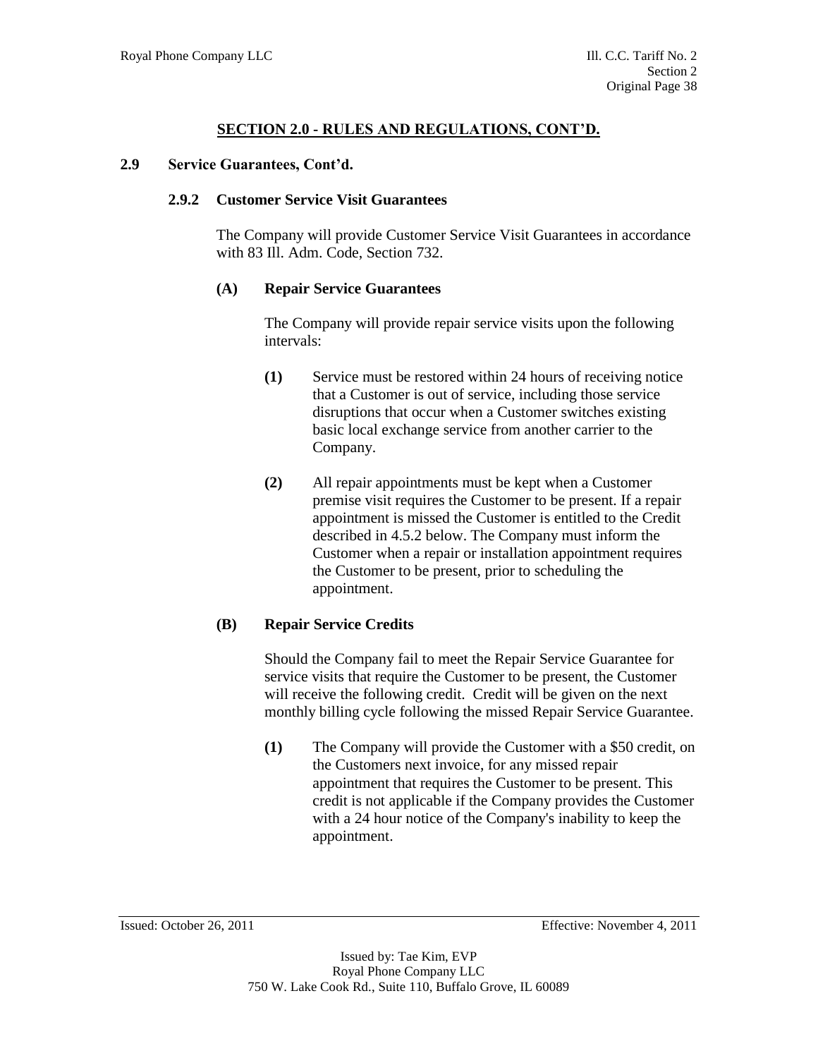## SECTION 2.0 - RULES AND REGULATIONS, CONT'D.

### 2.9 Service Guarantees, Cont'd.

#### 2.9.2 Customer Service Visit Guarantees

The Company will provide Customer Service Visit Guarantees in accordance with 83 Ill. Adm. Code, Section 732.

**(A) Repair Service Guarantees**

The Company will provide repair service visits upon the following intervals:

**(1)** Service must be restored within 24 hours of receiving notice that a Customer is out of service, including those service disruptions that occur when a Customer switches existing basic local exchange service from another carrier to the Company.

**(2)** All repair appointments must be kept when a Customer premise visit requires the Customer to be present. If a repair appointment is missed the Customer is entitled to the Credit described in 4.5.2 below. The Company must inform the Customer when a repair or installation appointment requires the Customer to be present, prior to scheduling the appointment.

**(B) Repair Service Credits**

Should the Company fail to meet the Repair Service Guarantee for service visits that require the Customer to be present, the Customer will receive the following credit. Credit will be given on the next monthly billing cycle following the missed Repair Service Guarantee.

**(1)** The Company will provide the Customer with a $50 credit, on the Customers next invoice, for any missed repair appointment that requires the Customer to be present. This credit is not applicable if the Company provides the Customer with a 24 hour notice of the Company's inability to keep the appointment.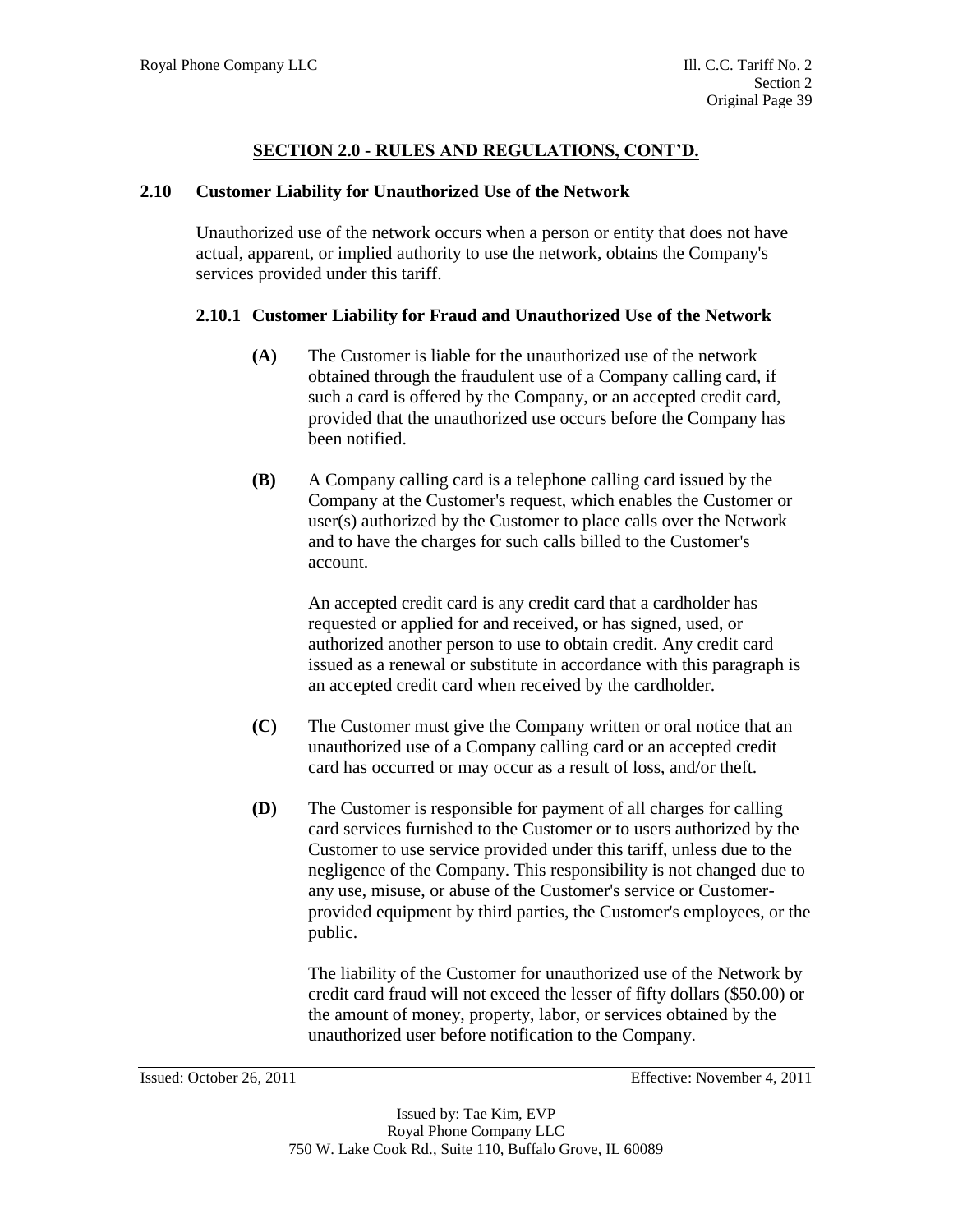## SECTION 2.0 - RULES AND REGULATIONS, CONT'D.

### 2.10 Customer Liability for Unauthorized Use of the Network

Unauthorized use of the network occurs when a person or entity that does not have actual, apparent, or implied authority to use the network, obtains the Company's services provided under this tariff.

#### 2.10.1 Customer Liability for Fraud and Unauthorized Use of the Network

**(A)** The Customer is liable for the unauthorized use of the network obtained through the fraudulent use of a Company calling card, if such a card is offered by the Company, or an accepted credit card, provided that the unauthorized use occurs before the Company has been notified.

**(B)** A Company calling card is a telephone calling card issued by the Company at the Customer's request, which enables the Customer or user(s) authorized by the Customer to place calls over the Network and to have the charges for such calls billed to the Customer's account.

An accepted credit card is any credit card that a cardholder has requested or applied for and received, or has signed, used, or authorized another person to use to obtain credit. Any credit card issued as a renewal or substitute in accordance with this paragraph is an accepted credit card when received by the cardholder.

**(C)** The Customer must give the Company written or oral notice that an unauthorized use of a Company calling card or an accepted credit card has occurred or may occur as a result of loss, and/or theft.

**(D)** The Customer is responsible for payment of all charges for calling card services furnished to the Customer or to users authorized by the Customer to use service provided under this tariff, unless due to the negligence of the Company. This responsibility is not changed due to any use, misuse, or abuse of the Customer's service or Customer-provided equipment by third parties, the Customer's employees, or the public.

The liability of the Customer for unauthorized use of the Network by credit card fraud will not exceed the lesser of fifty dollars ($50.00) or the amount of money, property, labor, or services obtained by the unauthorized user before notification to the Company.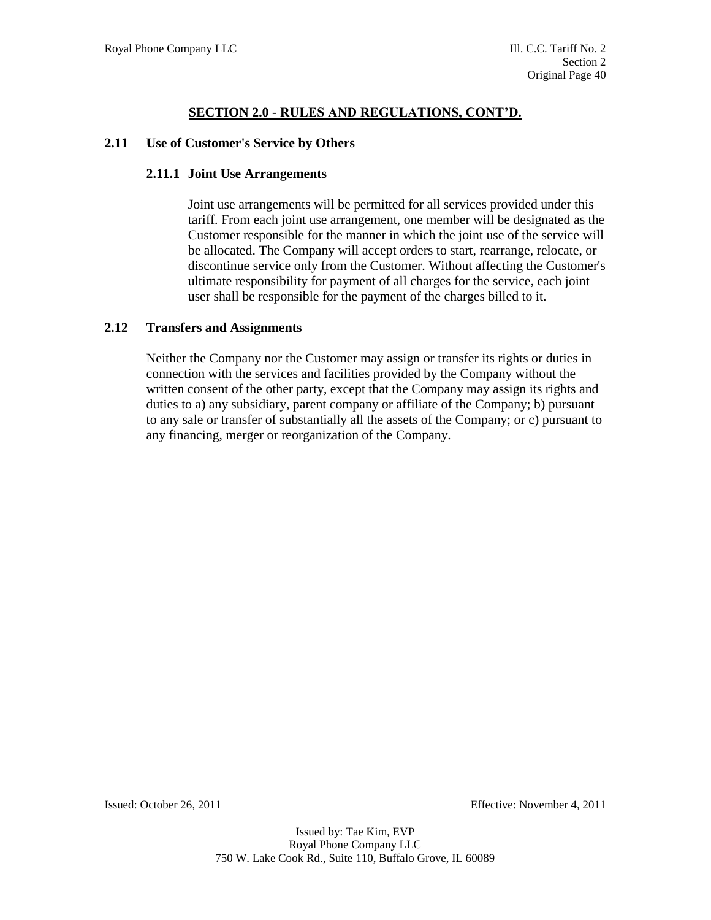## SECTION 2.0 - RULES AND REGULATIONS, CONT'D.

### 2.11 Use of Customer's Service by Others

#### 2.11.1 Joint Use Arrangements

Joint use arrangements will be permitted for all services provided under this tariff. From each joint use arrangement, one member will be designated as the Customer responsible for the manner in which the joint use of the service will be allocated. The Company will accept orders to start, rearrange, relocate, or discontinue service only from the Customer. Without affecting the Customer's ultimate responsibility for payment of all charges for the service, each joint user shall be responsible for the payment of the charges billed to it.

### 2.12 Transfers and Assignments

Neither the Company nor the Customer may assign or transfer its rights or duties in connection with the services and facilities provided by the Company without the written consent of the other party, except that the Company may assign its rights and duties to a) any subsidiary, parent company or affiliate of the Company; b) pursuant to any sale or transfer of substantially all the assets of the Company; or c) pursuant to any financing, merger or reorganization of the Company.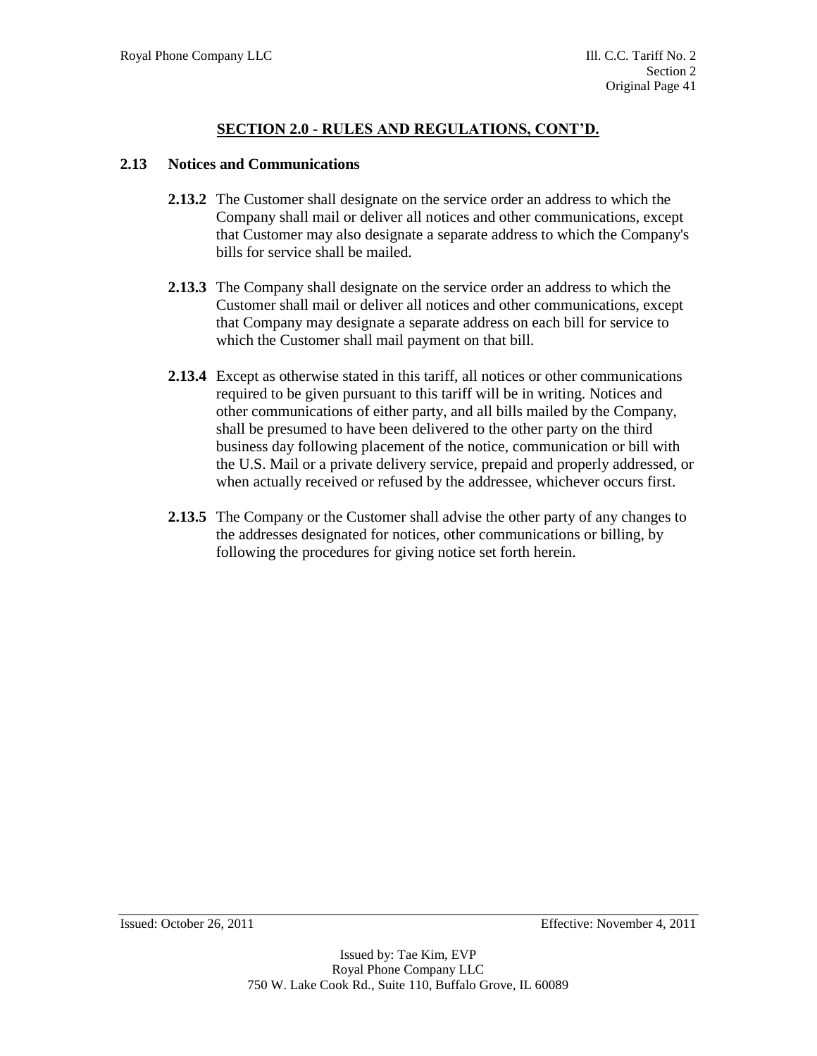## SECTION 2.0 - RULES AND REGULATIONS, CONT'D.

### 2.13 Notices and Communications

**2.13.2** The Customer shall designate on the service order an address to which the Company shall mail or deliver all notices and other communications, except that Customer may also designate a separate address to which the Company's bills for service shall be mailed.

**2.13.3** The Company shall designate on the service order an address to which the Customer shall mail or deliver all notices and other communications, except that Company may designate a separate address on each bill for service to which the Customer shall mail payment on that bill.

**2.13.4** Except as otherwise stated in this tariff, all notices or other communications required to be given pursuant to this tariff will be in writing. Notices and other communications of either party, and all bills mailed by the Company, shall be presumed to have been delivered to the other party on the third business day following placement of the notice, communication or bill with the U.S. Mail or a private delivery service, prepaid and properly addressed, or when actually received or refused by the addressee, whichever occurs first.

**2.13.5** The Company or the Customer shall advise the other party of any changes to the addresses designated for notices, other communications or billing, by following the procedures for giving notice set forth herein.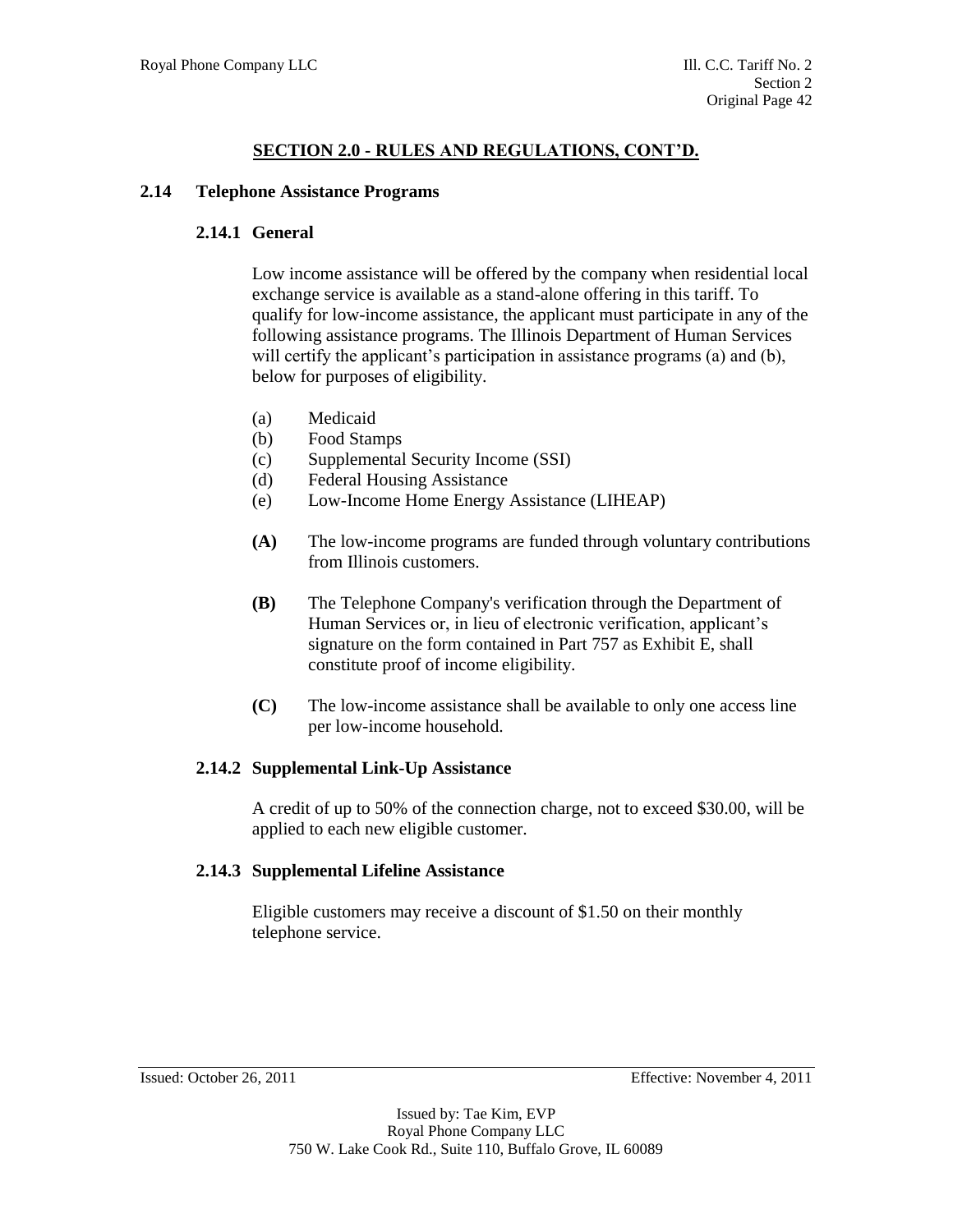## SECTION 2.0 - RULES AND REGULATIONS, CONT'D.

### 2.14 Telephone Assistance Programs

#### 2.14.1 General

Low income assistance will be offered by the company when residential local exchange service is available as a stand-alone offering in this tariff. To qualify for low-income assistance, the applicant must participate in any of the following assistance programs. The Illinois Department of Human Services will certify the applicant's participation in assistance programs (a) and (b), below for purposes of eligibility.

(a) Medicaid
(b) Food Stamps
(c) Supplemental Security Income (SSI)
(d) Federal Housing Assistance
(e) Low-Income Home Energy Assistance (LIHEAP)

**(A)** The low-income programs are funded through voluntary contributions from Illinois customers.

**(B)** The Telephone Company's verification through the Department of Human Services or, in lieu of electronic verification, applicant's signature on the form contained in Part 757 as Exhibit E, shall constitute proof of income eligibility.

**(C)** The low-income assistance shall be available to only one access line per low-income household.

#### 2.14.2 Supplemental Link-Up Assistance

A credit of up to 50% of the connection charge, not to exceed $30.00, will be applied to each new eligible customer.

#### 2.14.3 Supplemental Lifeline Assistance

Eligible customers may receive a discount of $1.50 on their monthly telephone service.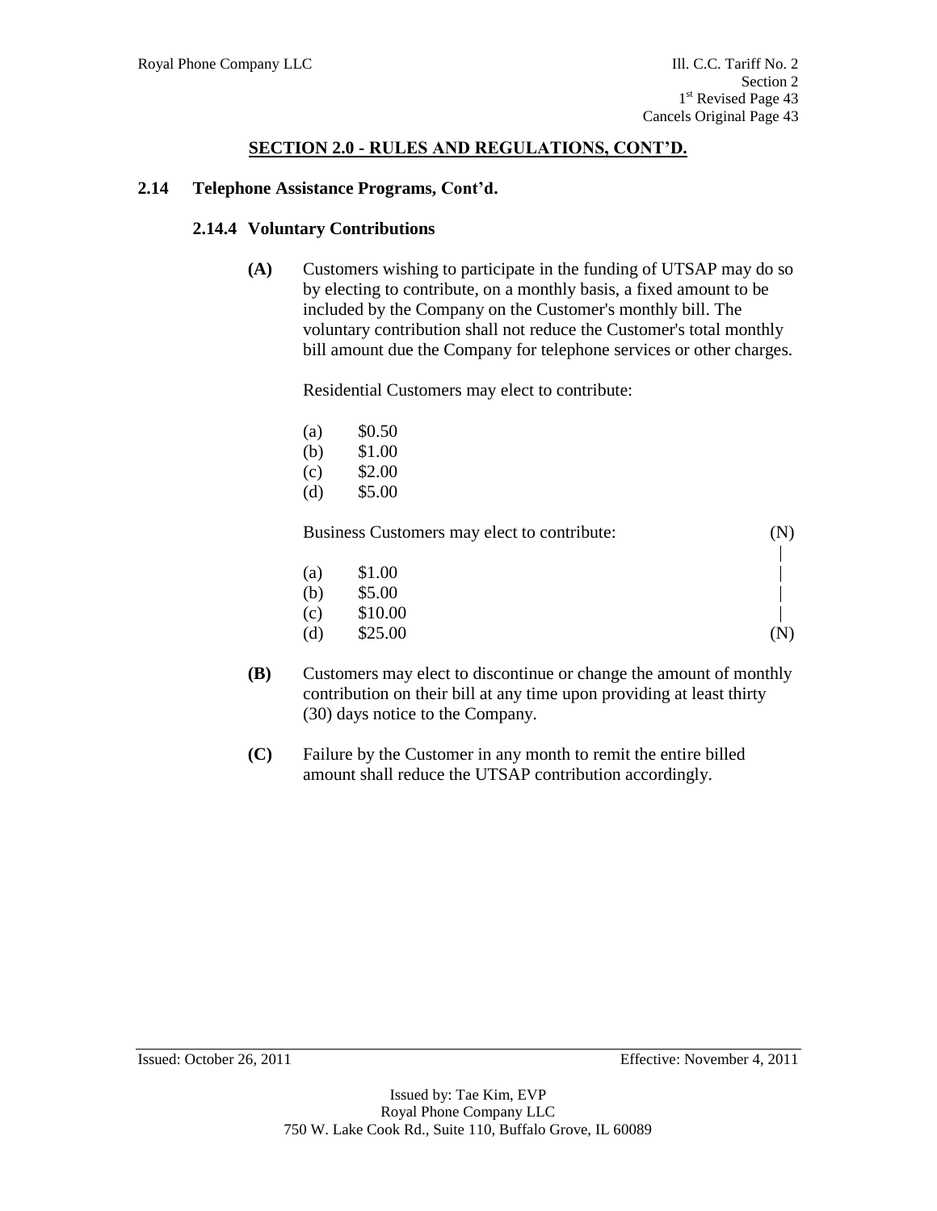## SECTION 2.0 - RULES AND REGULATIONS, CONT'D.

### 2.14 Telephone Assistance Programs, Cont'd.

#### 2.14.4 Voluntary Contributions

**(A)** Customers wishing to participate in the funding of UTSAP may do so by electing to contribute, on a monthly basis, a fixed amount to be included by the Company on the Customer's monthly bill. The voluntary contribution shall not reduce the Customer's total monthly bill amount due the Company for telephone services or other charges.

Residential Customers may elect to contribute:

(a) $0.50
(b) $1.00
(c) $2.00
(d) $5.00

Business Customers may elect to contribute: (N)

(a) $1.00
(b) $5.00
(c) $10.00
(d) $25.00 (N)

**(B)** Customers may elect to discontinue or change the amount of monthly contribution on their bill at any time upon providing at least thirty (30) days notice to the Company.

**(C)** Failure by the Customer in any month to remit the entire billed amount shall reduce the UTSAP contribution accordingly.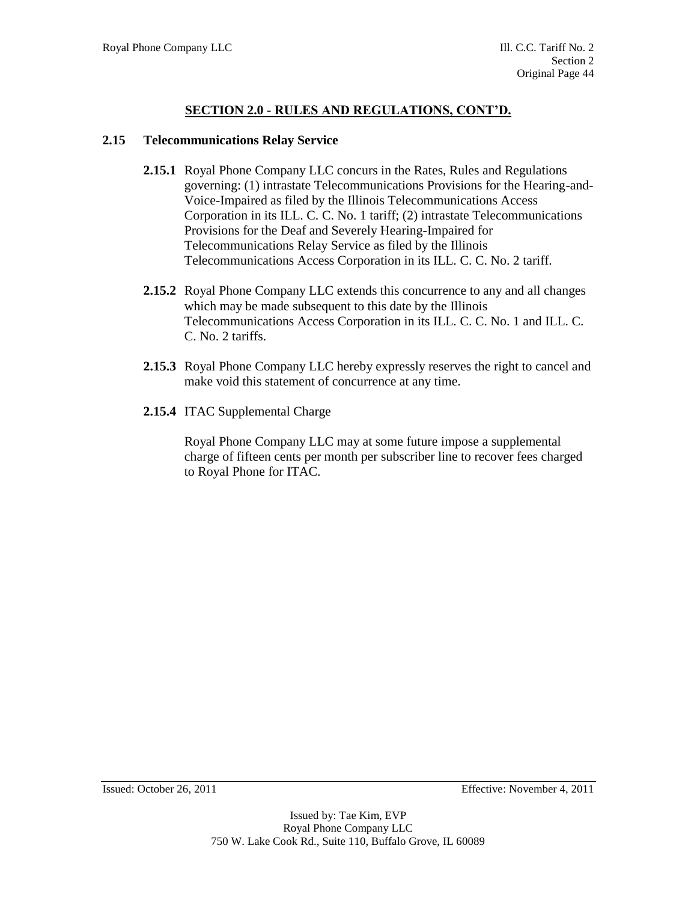## SECTION 2.0 - RULES AND REGULATIONS, CONT'D.

### 2.15 Telecommunications Relay Service

**2.15.1** Royal Phone Company LLC concurs in the Rates, Rules and Regulations governing: (1) intrastate Telecommunications Provisions for the Hearing-and-Voice-Impaired as filed by the Illinois Telecommunications Access Corporation in its ILL. C. C. No. 1 tariff; (2) intrastate Telecommunications Provisions for the Deaf and Severely Hearing-Impaired for Telecommunications Relay Service as filed by the Illinois Telecommunications Access Corporation in its ILL. C. C. No. 2 tariff.

**2.15.2** Royal Phone Company LLC extends this concurrence to any and all changes which may be made subsequent to this date by the Illinois Telecommunications Access Corporation in its ILL. C. C. No. 1 and ILL. C. C. No. 2 tariffs.

**2.15.3** Royal Phone Company LLC hereby expressly reserves the right to cancel and make void this statement of concurrence at any time.

**2.15.4** ITAC Supplemental Charge

Royal Phone Company LLC may at some future impose a supplemental charge of fifteen cents per month per subscriber line to recover fees charged to Royal Phone for ITAC.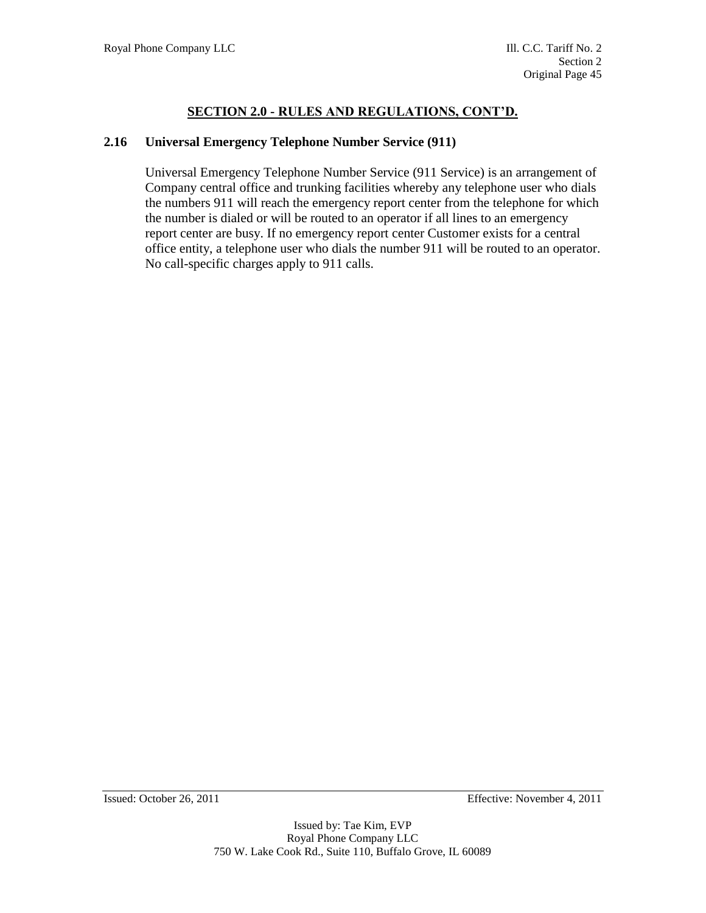## SECTION 2.0 - RULES AND REGULATIONS, CONT'D.

### 2.16 Universal Emergency Telephone Number Service (911)

Universal Emergency Telephone Number Service (911 Service) is an arrangement of Company central office and trunking facilities whereby any telephone user who dials the numbers 911 will reach the emergency report center from the telephone for which the number is dialed or will be routed to an operator if all lines to an emergency report center are busy. If no emergency report center Customer exists for a central office entity, a telephone user who dials the number 911 will be routed to an operator. No call-specific charges apply to 911 calls.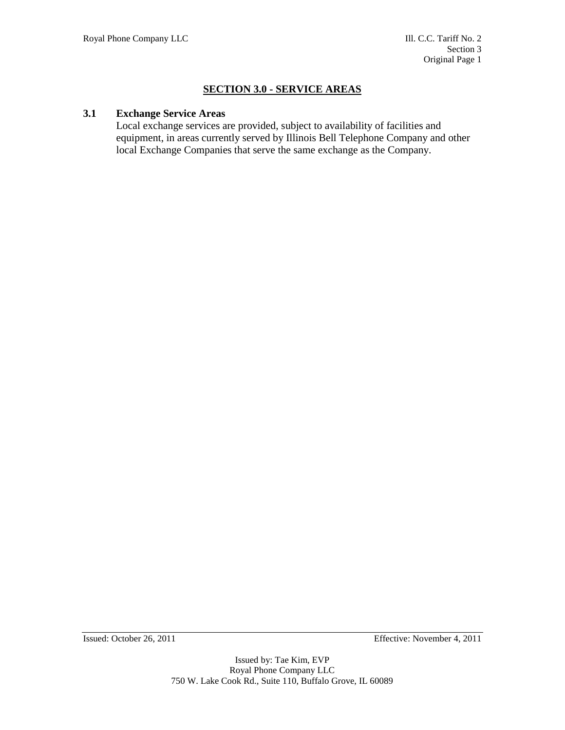## SECTION 3.0 - SERVICE AREAS

### 3.1 Exchange Service Areas

Local exchange services are provided, subject to availability of facilities and equipment, in areas currently served by Illinois Bell Telephone Company and other local Exchange Companies that serve the same exchange as the Company.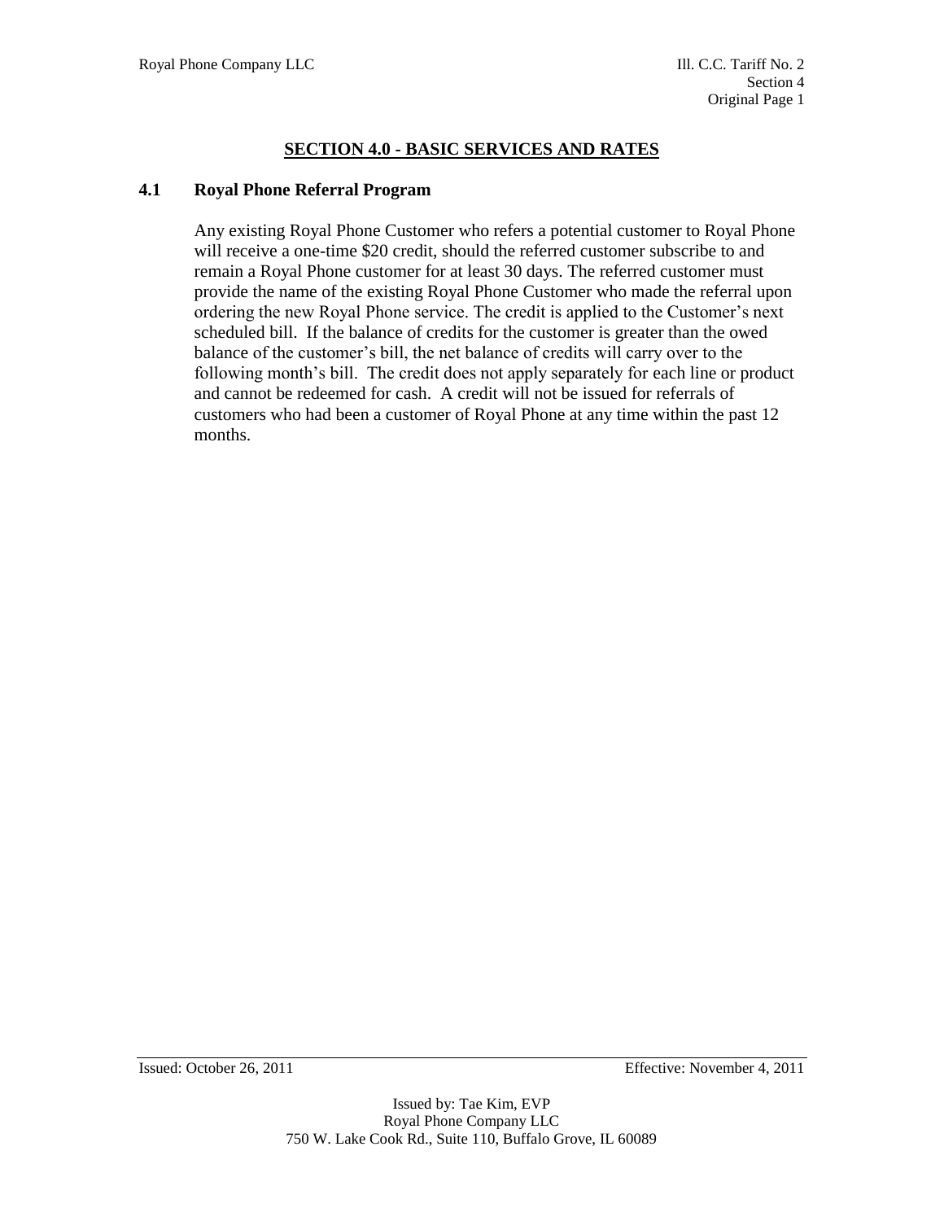# SECTION 4.0 - BASIC SERVICES AND RATES

## 4.1 Royal Phone Referral Program

Any existing Royal Phone Customer who refers a potential customer to Royal Phone will receive a one-time $20 credit, should the referred customer subscribe to and remain a Royal Phone customer for at least 30 days. The referred customer must provide the name of the existing Royal Phone Customer who made the referral upon ordering the new Royal Phone service. The credit is applied to the Customer's next scheduled bill. If the balance of credits for the customer is greater than the owed balance of the customer's bill, the net balance of credits will carry over to the following month's bill. The credit does not apply separately for each line or product and cannot be redeemed for cash. A credit will not be issued for referrals of customers who had been a customer of Royal Phone at any time within the past 12 months.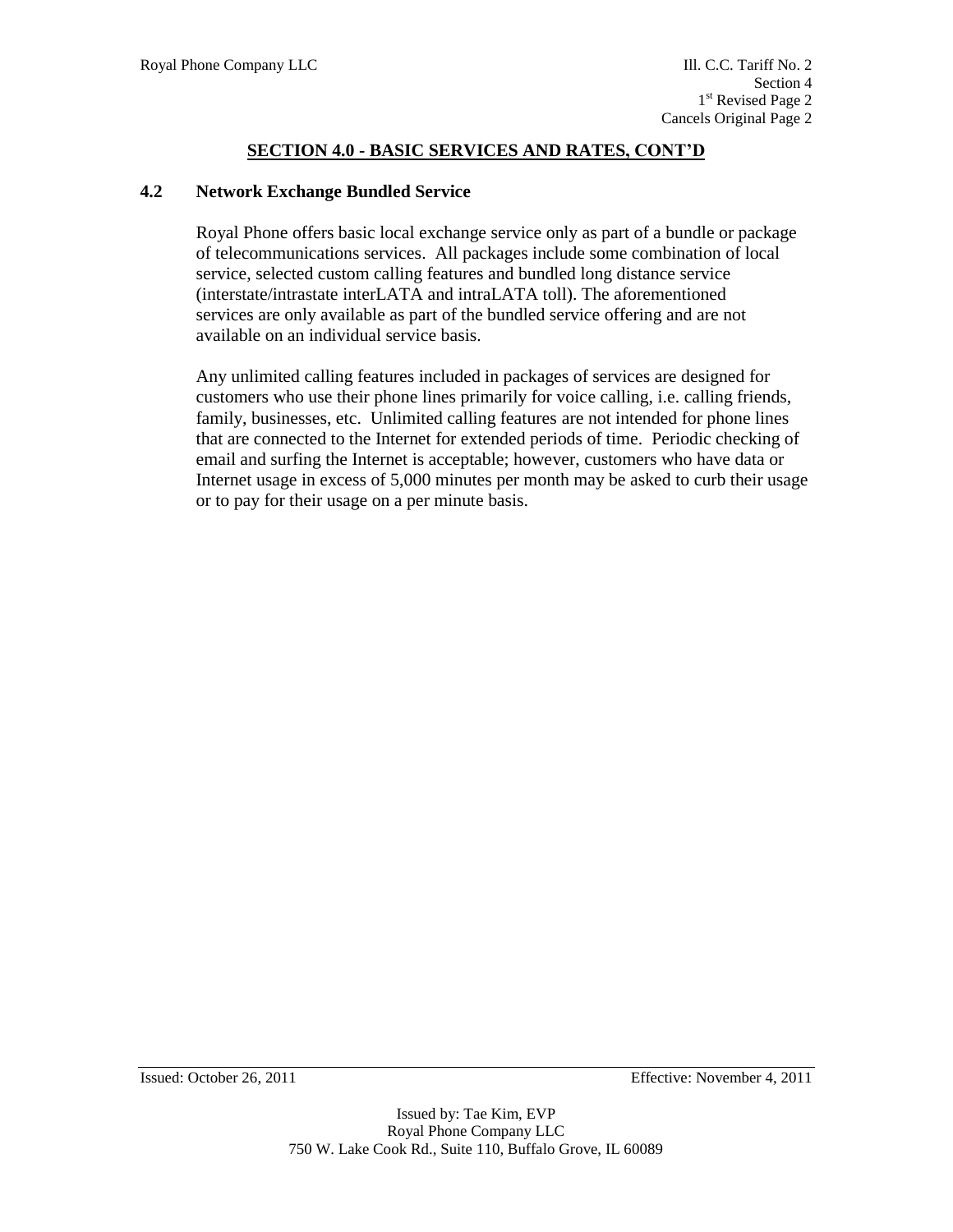## SECTION 4.0 - BASIC SERVICES AND RATES, CONT'D

### 4.2 Network Exchange Bundled Service

Royal Phone offers basic local exchange service only as part of a bundle or package of telecommunications services. All packages include some combination of local service, selected custom calling features and bundled long distance service (interstate/intrastate interLATA and intraLATA toll). The aforementioned services are only available as part of the bundled service offering and are not available on an individual service basis.

Any unlimited calling features included in packages of services are designed for customers who use their phone lines primarily for voice calling, i.e. calling friends, family, businesses, etc. Unlimited calling features are not intended for phone lines that are connected to the Internet for extended periods of time. Periodic checking of email and surfing the Internet is acceptable; however, customers who have data or Internet usage in excess of 5,000 minutes per month may be asked to curb their usage or to pay for their usage on a per minute basis.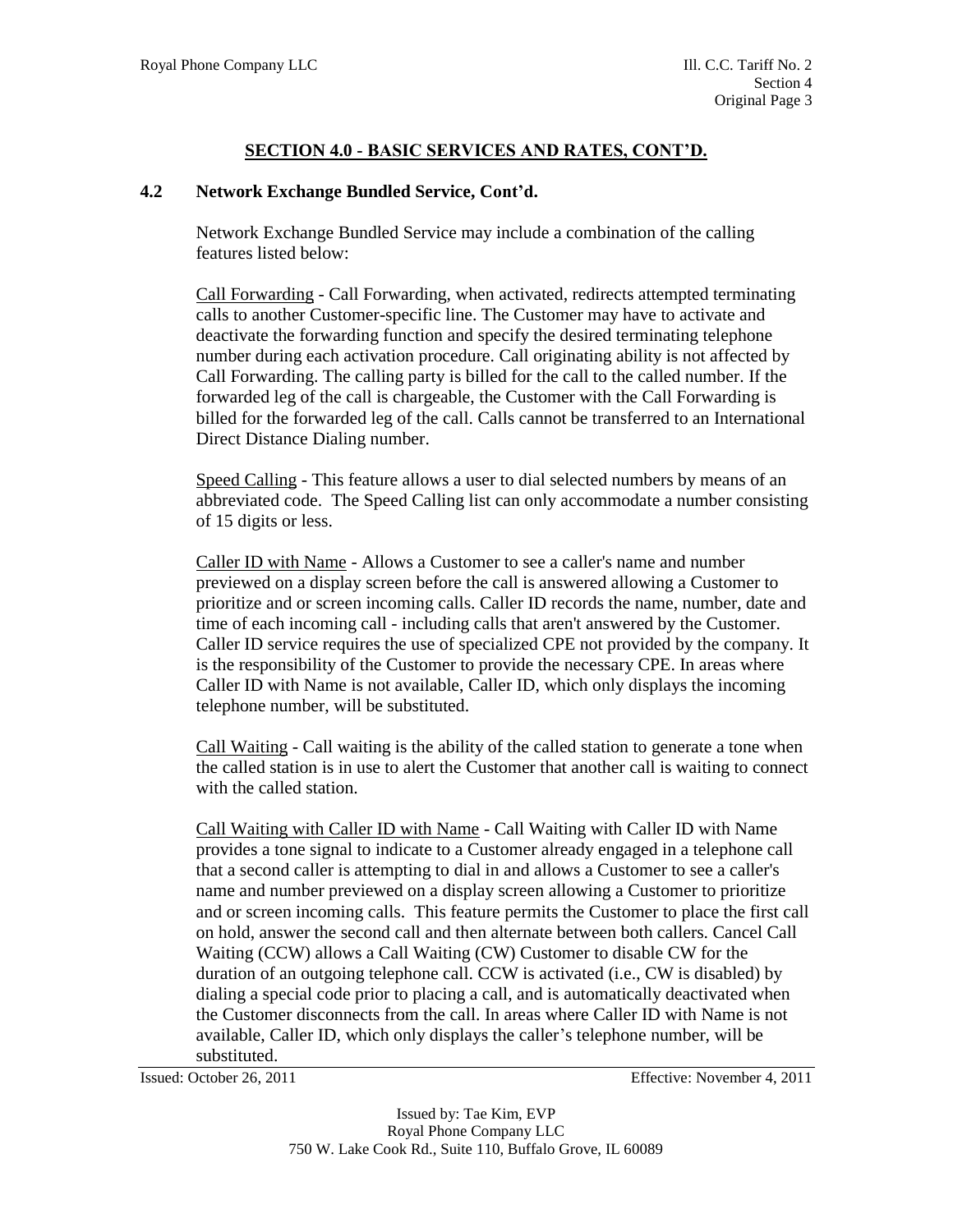## SECTION 4.0 - BASIC SERVICES AND RATES, CONT'D.

### 4.2 Network Exchange Bundled Service, Cont'd.

Network Exchange Bundled Service may include a combination of the calling features listed below:

Call Forwarding - Call Forwarding, when activated, redirects attempted terminating calls to another Customer-specific line. The Customer may have to activate and deactivate the forwarding function and specify the desired terminating telephone number during each activation procedure. Call originating ability is not affected by Call Forwarding. The calling party is billed for the call to the called number. If the forwarded leg of the call is chargeable, the Customer with the Call Forwarding is billed for the forwarded leg of the call. Calls cannot be transferred to an International Direct Distance Dialing number.

Speed Calling - This feature allows a user to dial selected numbers by means of an abbreviated code. The Speed Calling list can only accommodate a number consisting of 15 digits or less.

Caller ID with Name - Allows a Customer to see a caller's name and number previewed on a display screen before the call is answered allowing a Customer to prioritize and or screen incoming calls. Caller ID records the name, number, date and time of each incoming call - including calls that aren't answered by the Customer. Caller ID service requires the use of specialized CPE not provided by the company. It is the responsibility of the Customer to provide the necessary CPE. In areas where Caller ID with Name is not available, Caller ID, which only displays the incoming telephone number, will be substituted.

Call Waiting - Call waiting is the ability of the called station to generate a tone when the called station is in use to alert the Customer that another call is waiting to connect with the called station.

Call Waiting with Caller ID with Name - Call Waiting with Caller ID with Name provides a tone signal to indicate to a Customer already engaged in a telephone call that a second caller is attempting to dial in and allows a Customer to see a caller's name and number previewed on a display screen allowing a Customer to prioritize and or screen incoming calls. This feature permits the Customer to place the first call on hold, answer the second call and then alternate between both callers. Cancel Call Waiting (CCW) allows a Call Waiting (CW) Customer to disable CW for the duration of an outgoing telephone call. CCW is activated (i.e., CW is disabled) by dialing a special code prior to placing a call, and is automatically deactivated when the Customer disconnects from the call. In areas where Caller ID with Name is not available, Caller ID, which only displays the caller's telephone number, will be substituted.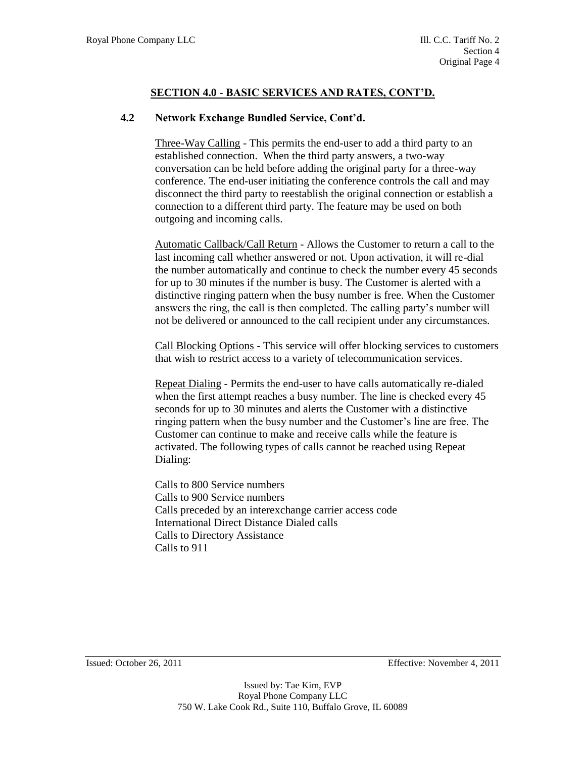## SECTION 4.0 - BASIC SERVICES AND RATES, CONT'D.

### 4.2 Network Exchange Bundled Service, Cont'd.

Three-Way Calling - This permits the end-user to add a third party to an established connection. When the third party answers, a two-way conversation can be held before adding the original party for a three-way conference. The end-user initiating the conference controls the call and may disconnect the third party to reestablish the original connection or establish a connection to a different third party. The feature may be used on both outgoing and incoming calls.

Automatic Callback/Call Return - Allows the Customer to return a call to the last incoming call whether answered or not. Upon activation, it will re-dial the number automatically and continue to check the number every 45 seconds for up to 30 minutes if the number is busy. The Customer is alerted with a distinctive ringing pattern when the busy number is free. When the Customer answers the ring, the call is then completed. The calling party's number will not be delivered or announced to the call recipient under any circumstances.

Call Blocking Options - This service will offer blocking services to customers that wish to restrict access to a variety of telecommunication services.

Repeat Dialing - Permits the end-user to have calls automatically re-dialed when the first attempt reaches a busy number. The line is checked every 45 seconds for up to 30 minutes and alerts the Customer with a distinctive ringing pattern when the busy number and the Customer's line are free. The Customer can continue to make and receive calls while the feature is activated. The following types of calls cannot be reached using Repeat Dialing:

Calls to 800 Service numbers
Calls to 900 Service numbers
Calls preceded by an interexchange carrier access code
International Direct Distance Dialed calls
Calls to Directory Assistance
Calls to 911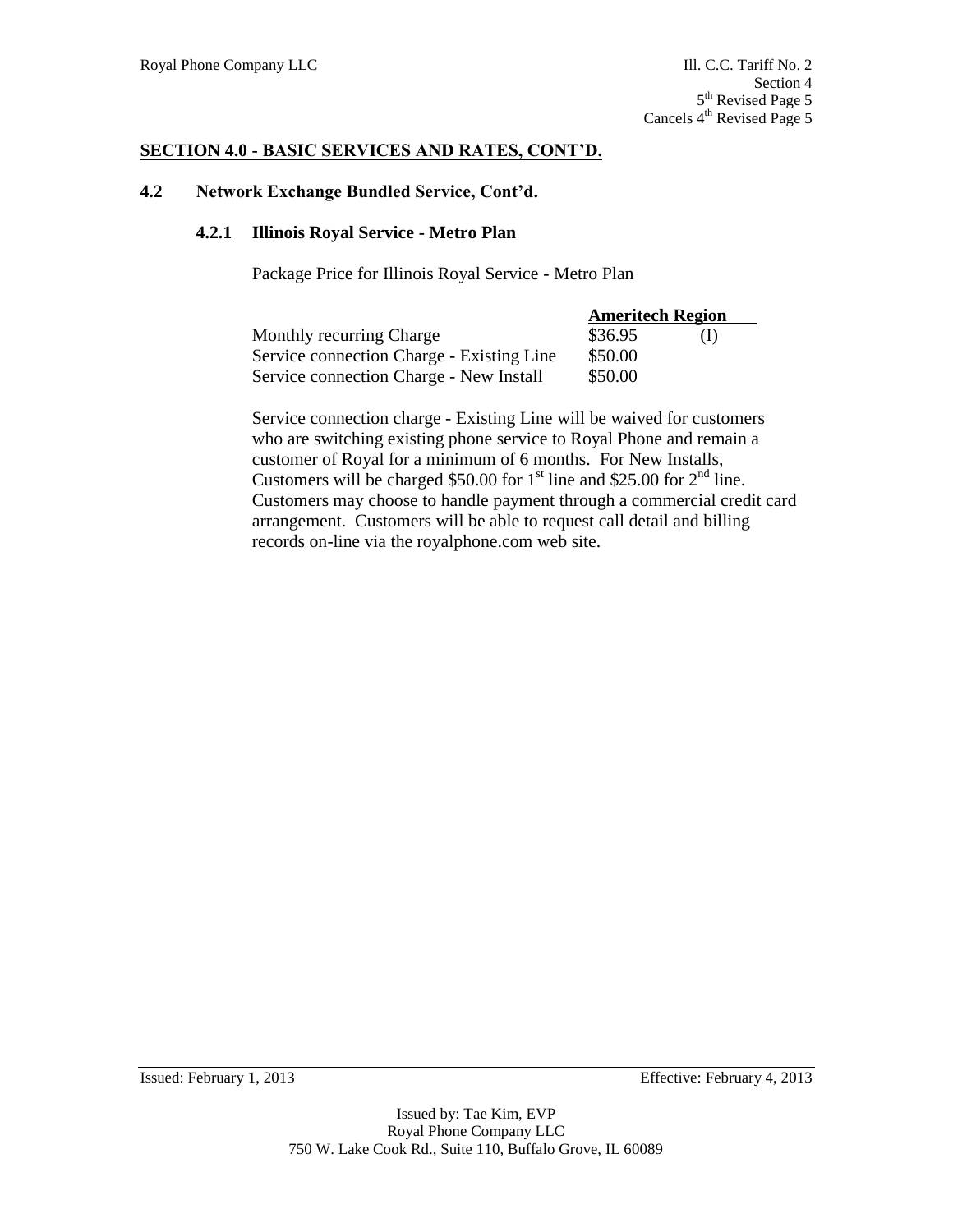## SECTION 4.0 - BASIC SERVICES AND RATES, CONT'D.

### 4.2 Network Exchange Bundled Service, Cont'd.

#### 4.2.1 Illinois Royal Service - Metro Plan

Package Price for Illinois Royal Service - Metro Plan

| | Ameritech Region | |
|---|---|---|
| Monthly recurring Charge | \$36.95 | (I) |
| Service connection Charge - Existing Line | \$50.00 | |
| Service connection Charge - New Install | \$50.00 | |

Service connection charge - Existing Line will be waived for customers who are switching existing phone service to Royal Phone and remain a customer of Royal for a minimum of 6 months. For New Installs, Customers will be charged \$50.00 for 1st line and \$25.00 for 2nd line. Customers may choose to handle payment through a commercial credit card arrangement. Customers will be able to request call detail and billing records on-line via the royalphone.com web site.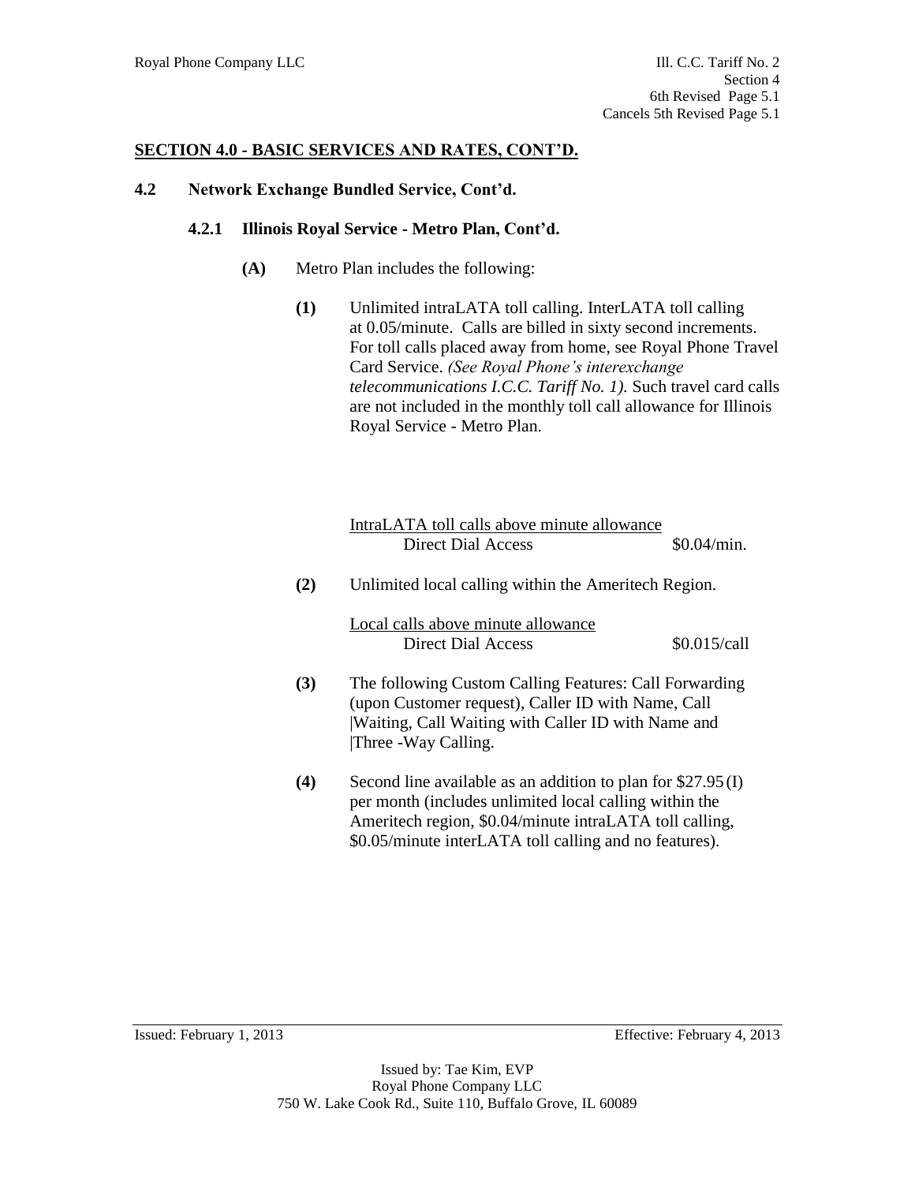## SECTION 4.0 - BASIC SERVICES AND RATES, CONT'D.

### 4.2 Network Exchange Bundled Service, Cont'd.

#### 4.2.1 Illinois Royal Service - Metro Plan, Cont'd.

**(A)** Metro Plan includes the following:

**(1)** Unlimited intraLATA toll calling. InterLATA toll calling at 0.05/minute. Calls are billed in sixty second increments. For toll calls placed away from home, see Royal Phone Travel Card Service. *(See Royal Phone's interexchange telecommunications I.C.C. Tariff No. 1).* Such travel card calls are not included in the monthly toll call allowance for Illinois Royal Service - Metro Plan.

<u>IntraLATA toll calls above minute allowance</u>

| | |
|---|---|
| Direct Dial Access | $0.04/min. |

**(2)** Unlimited local calling within the Ameritech Region.

<u>Local calls above minute allowance</u>

| | |
|---|---|
| Direct Dial Access | $0.015/call |

**(3)** The following Custom Calling Features: Call Forwarding (upon Customer request), Caller ID with Name, Call |Waiting, Call Waiting with Caller ID with Name and |Three -Way Calling.

**(4)** Second line available as an addition to plan for $27.95 (I) per month (includes unlimited local calling within the Ameritech region, $0.04/minute intraLATA toll calling, $0.05/minute interLATA toll calling and no features).

Issued: February 1, 2013 Effective: February 4, 2013

Issued by: Tae Kim, EVP
Royal Phone Company LLC
750 W. Lake Cook Rd., Suite 110, Buffalo Grove, IL 60089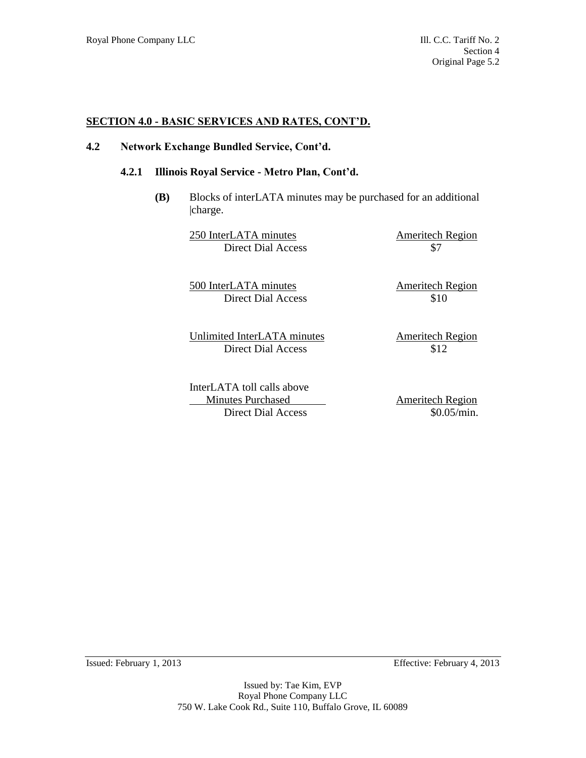## SECTION 4.0 - BASIC SERVICES AND RATES, CONT'D.

### 4.2 Network Exchange Bundled Service, Cont'd.

#### 4.2.1 Illinois Royal Service - Metro Plan, Cont'd.

**(B)** Blocks of interLATA minutes may be purchased for an additional |charge.

| 250 InterLATA minutes | Ameritech Region |
|---|---|
| Direct Dial Access | $7 |

| 500 InterLATA minutes | Ameritech Region |
|---|---|
| Direct Dial Access | $10 |

| Unlimited InterLATA minutes | Ameritech Region |
|---|---|
| Direct Dial Access | $12 |

| InterLATA toll calls above Minutes Purchased | Ameritech Region |
|---|---|
| Direct Dial Access | $0.05/min. |

Issued: February 1, 2013

Effective: February 4, 2013

Issued by: Tae Kim, EVP
Royal Phone Company LLC
750 W. Lake Cook Rd., Suite 110, Buffalo Grove, IL 60089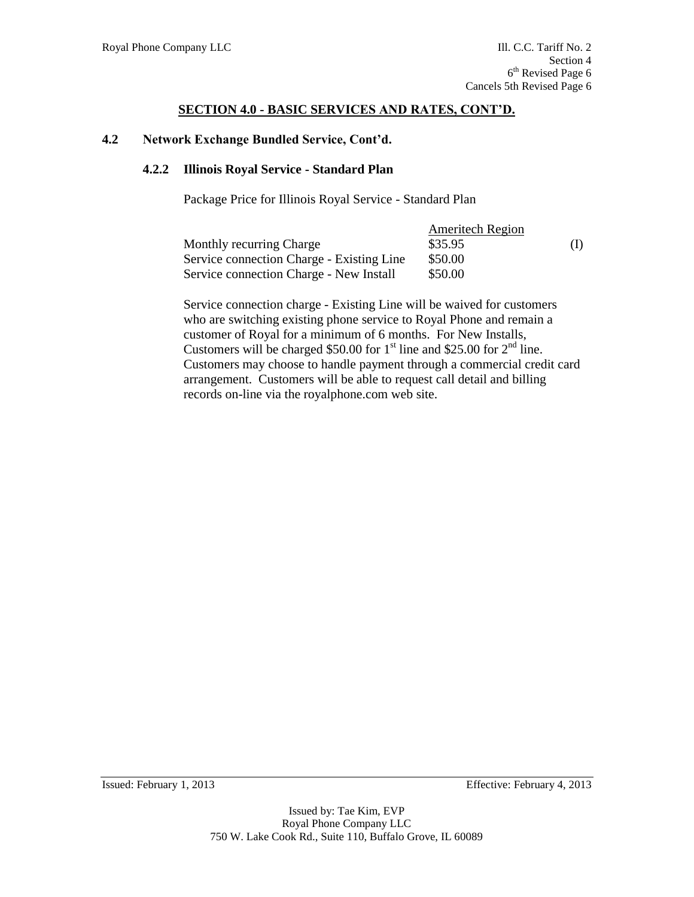## SECTION 4.0 - BASIC SERVICES AND RATES, CONT'D.

### 4.2 Network Exchange Bundled Service, Cont'd.

#### 4.2.2 Illinois Royal Service - Standard Plan

Package Price for Illinois Royal Service - Standard Plan

| | Ameritech Region | |
|---|---|---|
| Monthly recurring Charge | \$35.95 | (I) |
| Service connection Charge - Existing Line | \$50.00 | |
| Service connection Charge - New Install | \$50.00 | |

Service connection charge - Existing Line will be waived for customers who are switching existing phone service to Royal Phone and remain a customer of Royal for a minimum of 6 months. For New Installs, Customers will be charged \$50.00 for 1st line and \$25.00 for 2nd line. Customers may choose to handle payment through a commercial credit card arrangement. Customers will be able to request call detail and billing records on-line via the royalphone.com web site.

Issued: February 1, 2013 Effective: February 4, 2013

Issued by: Tae Kim, EVP
Royal Phone Company LLC
750 W. Lake Cook Rd., Suite 110, Buffalo Grove, IL 60089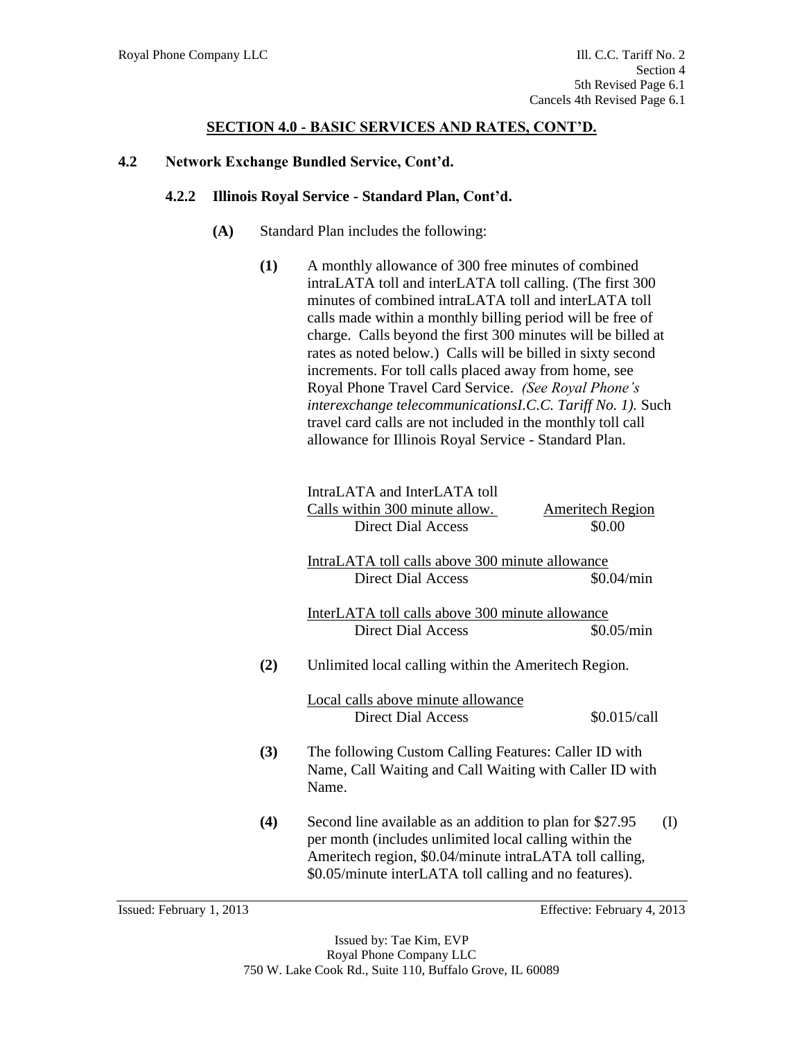## SECTION 4.0 - BASIC SERVICES AND RATES, CONT'D.

### 4.2 Network Exchange Bundled Service, Cont'd.

#### 4.2.2 Illinois Royal Service - Standard Plan, Cont'd.

**(A)** Standard Plan includes the following:

**(1)** A monthly allowance of 300 free minutes of combined intraLATA toll and interLATA toll calling. (The first 300 minutes of combined intraLATA toll and interLATA toll calls made within a monthly billing period will be free of charge. Calls beyond the first 300 minutes will be billed at rates as noted below.) Calls will be billed in sixty second increments. For toll calls placed away from home, see Royal Phone Travel Card Service. *(See Royal Phone's interexchange telecommunicationsI.C.C. Tariff No. 1).* Such travel card calls are not included in the monthly toll call allowance for Illinois Royal Service - Standard Plan.

| IntraLATA and InterLATA toll Calls within 300 minute allow. | Ameritech Region |
|---|---|
| Direct Dial Access | $0.00 |
| IntraLATA toll calls above 300 minute allowance | |
| Direct Dial Access | $0.04/min |
| InterLATA toll calls above 300 minute allowance | |
| Direct Dial Access | $0.05/min |

**(2)** Unlimited local calling within the Ameritech Region.

| Local calls above minute allowance | |
|---|---|
| Direct Dial Access | $0.015/call |

**(3)** The following Custom Calling Features: Caller ID with Name, Call Waiting and Call Waiting with Caller ID with Name.

**(4)** Second line available as an addition to plan for $27.95 per month (includes unlimited local calling within the Ameritech region, $0.04/minute intraLATA toll calling, $0.05/minute interLATA toll calling and no features). (I)

Issued: February 1, 2013 Effective: February 4, 2013

Issued by: Tae Kim, EVP
Royal Phone Company LLC
750 W. Lake Cook Rd., Suite 110, Buffalo Grove, IL 60089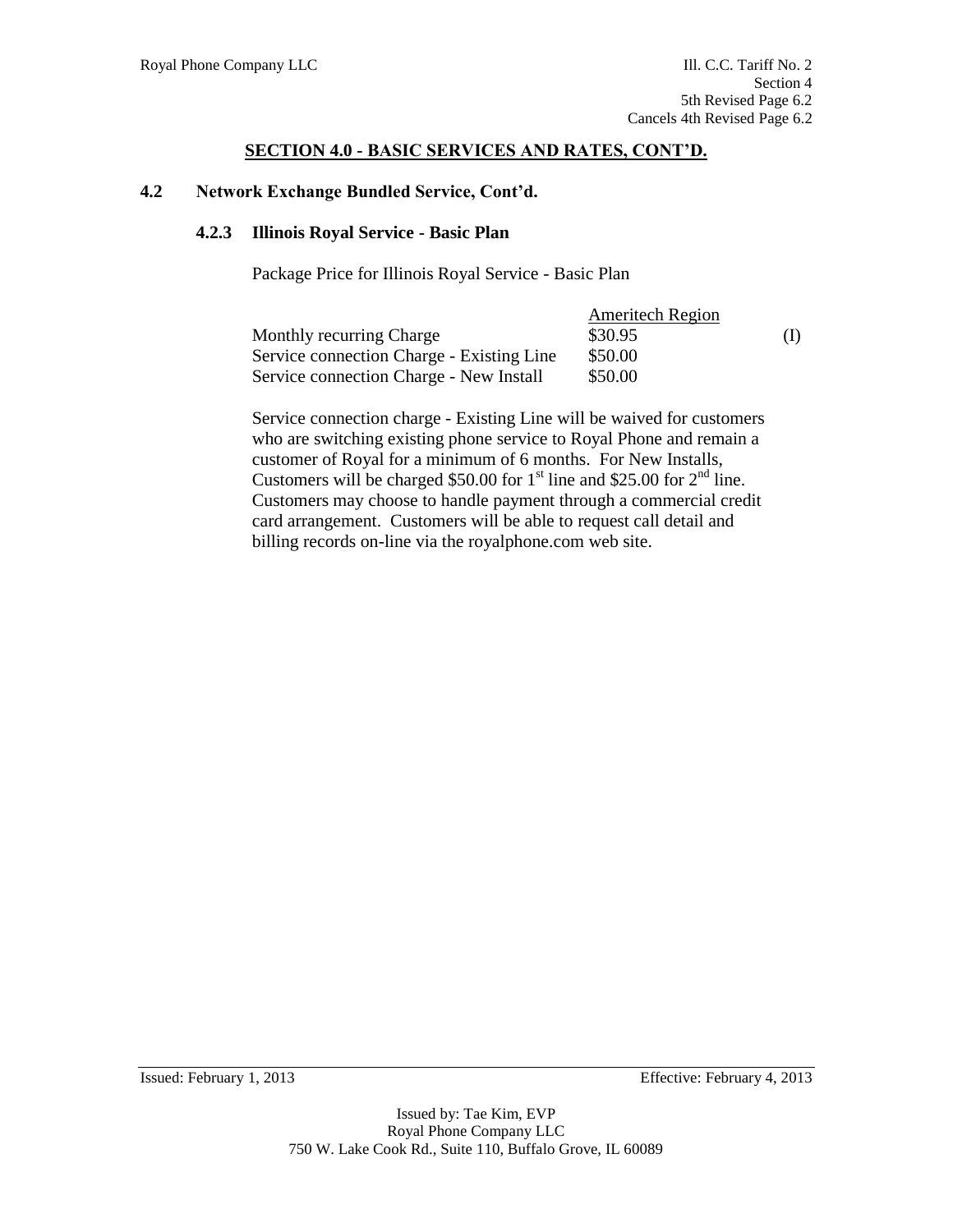## SECTION 4.0 - BASIC SERVICES AND RATES, CONT'D.

### 4.2 Network Exchange Bundled Service, Cont'd.

#### 4.2.3 Illinois Royal Service - Basic Plan

Package Price for Illinois Royal Service - Basic Plan

| | Ameritech Region | |
|---|---|---|
| Monthly recurring Charge | \$30.95 | (I) |
| Service connection Charge - Existing Line | \$50.00 | |
| Service connection Charge - New Install | \$50.00 | |

Service connection charge - Existing Line will be waived for customers who are switching existing phone service to Royal Phone and remain a customer of Royal for a minimum of 6 months. For New Installs, Customers will be charged \$50.00 for 1st line and \$25.00 for 2nd line. Customers may choose to handle payment through a commercial credit card arrangement. Customers will be able to request call detail and billing records on-line via the royalphone.com web site.

Issued: February 1, 2013 Effective: February 4, 2013

Issued by: Tae Kim, EVP
Royal Phone Company LLC
750 W. Lake Cook Rd., Suite 110, Buffalo Grove, IL 60089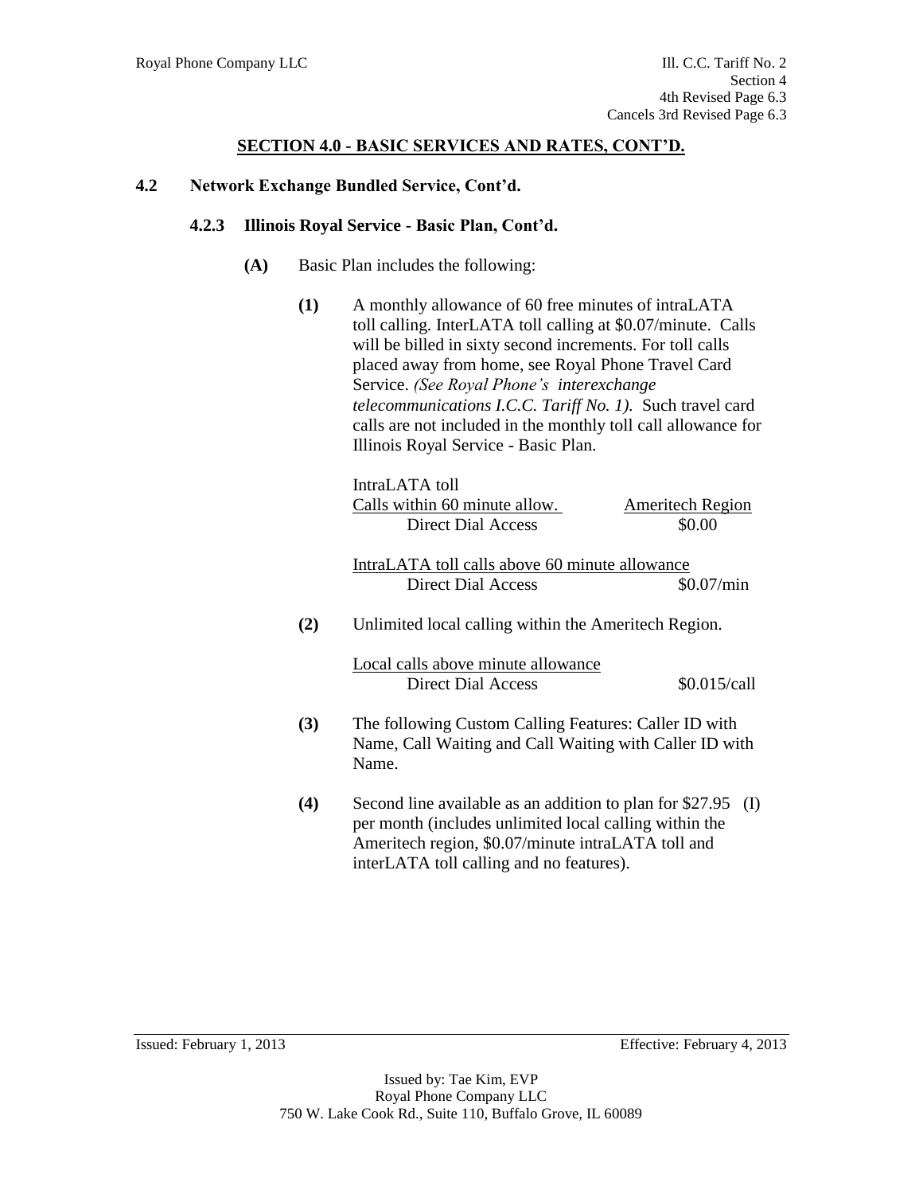## SECTION 4.0 - BASIC SERVICES AND RATES, CONT'D.

### 4.2 Network Exchange Bundled Service, Cont'd.

#### 4.2.3 Illinois Royal Service - Basic Plan, Cont'd.

**(A)** Basic Plan includes the following:

**(1)** A monthly allowance of 60 free minutes of intraLATA toll calling. InterLATA toll calling at $0.07/minute. Calls will be billed in sixty second increments. For toll calls placed away from home, see Royal Phone Travel Card Service. *(See Royal Phone's interexchange telecommunications I.C.C. Tariff No. 1).* Such travel card calls are not included in the monthly toll call allowance for Illinois Royal Service - Basic Plan.

| IntraLATA toll<br>Calls within 60 minute allow. | Ameritech Region |
|---|---|
| Direct Dial Access | $0.00 |

| IntraLATA toll calls above 60 minute allowance | |
|---|---|
| Direct Dial Access | $0.07/min |

**(2)** Unlimited local calling within the Ameritech Region.

| Local calls above minute allowance | |
|---|---|
| Direct Dial Access | $0.015/call |

**(3)** The following Custom Calling Features: Caller ID with Name, Call Waiting and Call Waiting with Caller ID with Name.

**(4)** Second line available as an addition to plan for $27.95 (I) per month (includes unlimited local calling within the Ameritech region, $0.07/minute intraLATA toll and interLATA toll calling and no features).

Issued: February 1, 2013 Effective: February 4, 2013

Issued by: Tae Kim, EVP
Royal Phone Company LLC
750 W. Lake Cook Rd., Suite 110, Buffalo Grove, IL 60089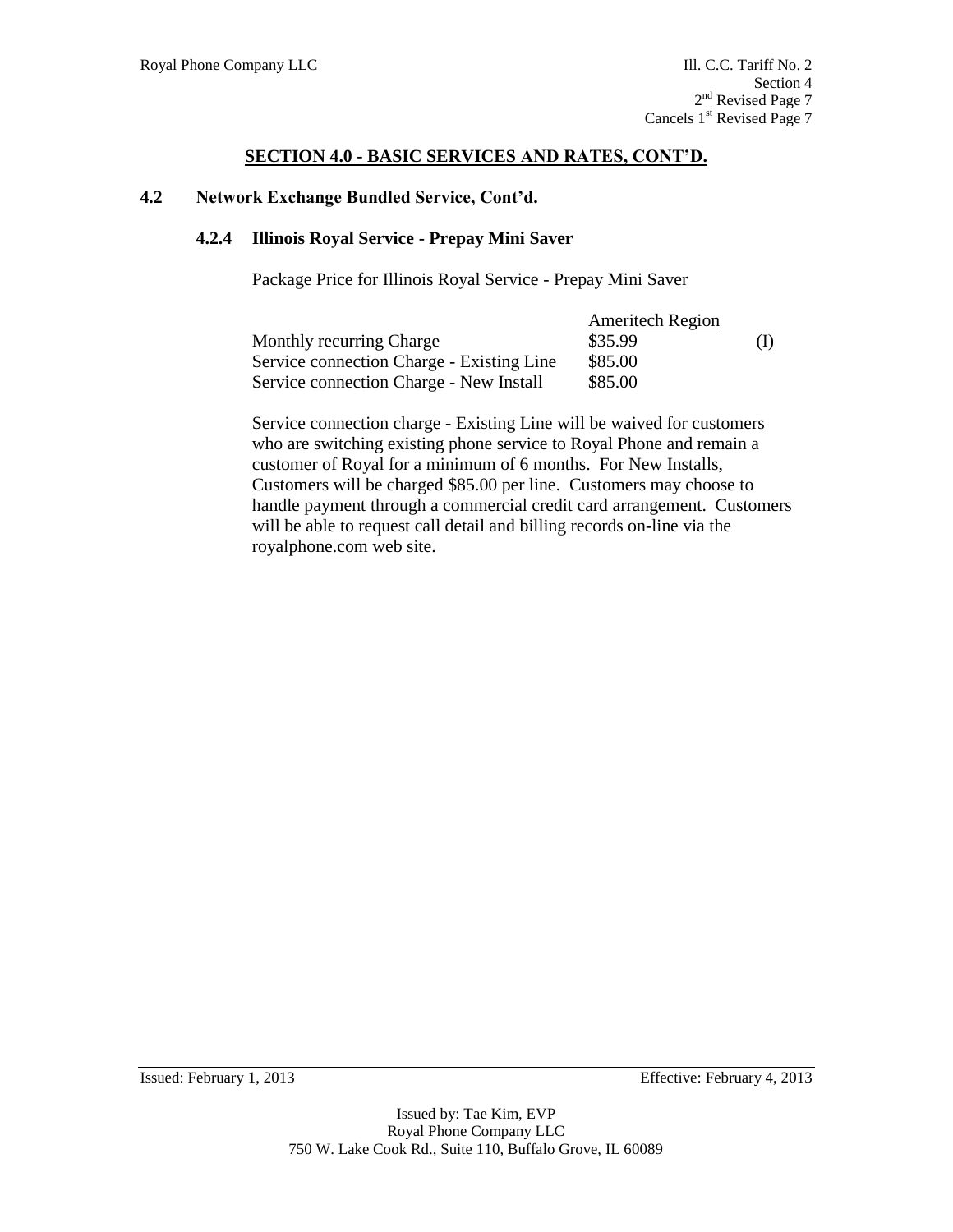## SECTION 4.0 - BASIC SERVICES AND RATES, CONT'D.

### 4.2 Network Exchange Bundled Service, Cont'd.

#### 4.2.4 Illinois Royal Service - Prepay Mini Saver

Package Price for Illinois Royal Service - Prepay Mini Saver

| | Ameritech Region | |
|---|---|---|
| Monthly recurring Charge | \$35.99 | (I) |
| Service connection Charge - Existing Line | \$85.00 | |
| Service connection Charge - New Install | \$85.00 | |

Service connection charge - Existing Line will be waived for customers who are switching existing phone service to Royal Phone and remain a customer of Royal for a minimum of 6 months. For New Installs, Customers will be charged \$85.00 per line. Customers may choose to handle payment through a commercial credit card arrangement. Customers will be able to request call detail and billing records on-line via the royalphone.com web site.

Issued: February 1, 2013 Effective: February 4, 2013

Issued by: Tae Kim, EVP
Royal Phone Company LLC
750 W. Lake Cook Rd., Suite 110, Buffalo Grove, IL 60089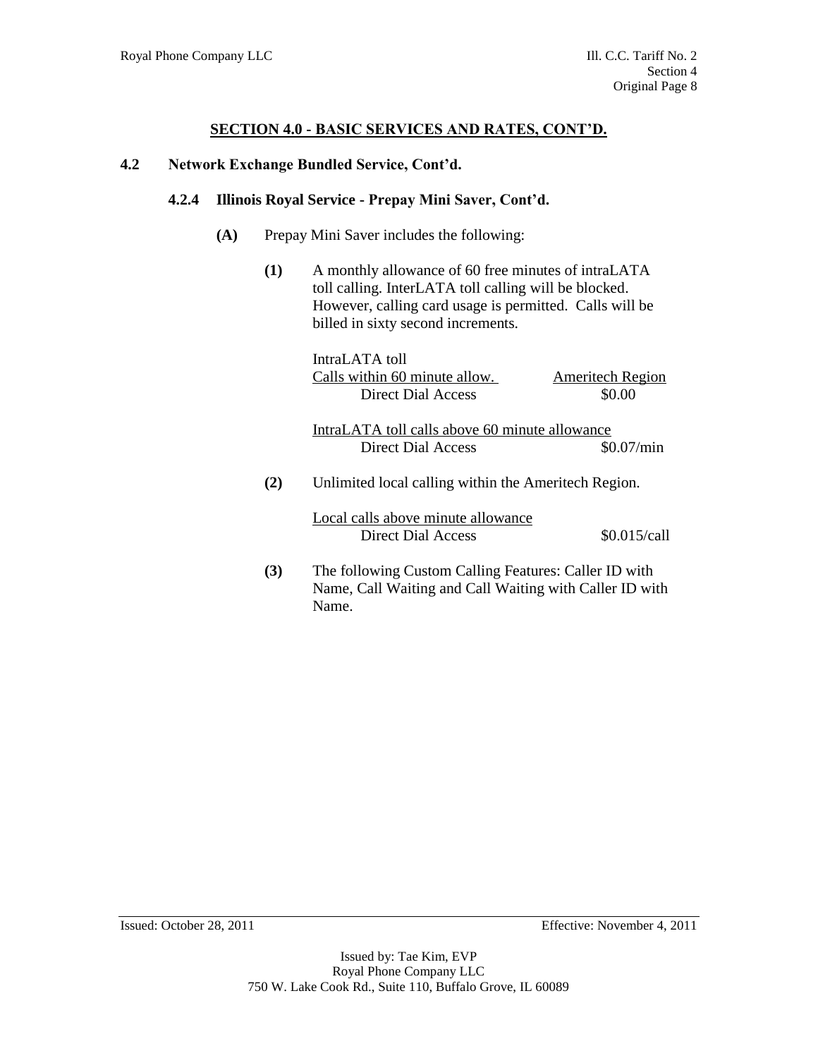## SECTION 4.0 - BASIC SERVICES AND RATES, CONT'D.

### 4.2 Network Exchange Bundled Service, Cont'd.

#### 4.2.4 Illinois Royal Service - Prepay Mini Saver, Cont'd.

**(A)** Prepay Mini Saver includes the following:

**(1)** A monthly allowance of 60 free minutes of intraLATA toll calling. InterLATA toll calling will be blocked. However, calling card usage is permitted. Calls will be billed in sixty second increments.

| IntraLATA toll Calls within 60 minute allow. | Ameritech Region |
|---|---|
| Direct Dial Access | $0.00 |

| IntraLATA toll calls above 60 minute allowance | |
|---|---|
| Direct Dial Access | $0.07/min |

**(2)** Unlimited local calling within the Ameritech Region.

| Local calls above minute allowance | |
|---|---|
| Direct Dial Access | $0.015/call |

**(3)** The following Custom Calling Features: Caller ID with Name, Call Waiting and Call Waiting with Caller ID with Name.

Issued: October 28, 2011 Effective: November 4, 2011

Issued by: Tae Kim, EVP
Royal Phone Company LLC
750 W. Lake Cook Rd., Suite 110, Buffalo Grove, IL 60089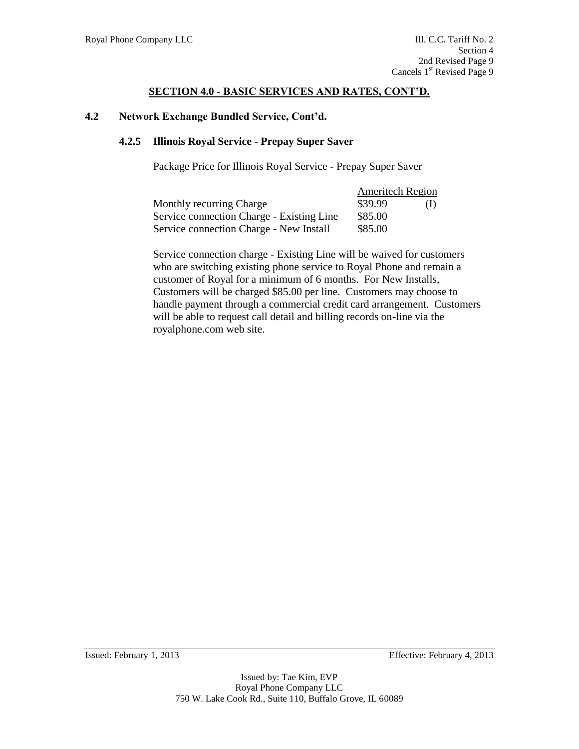## SECTION 4.0 - BASIC SERVICES AND RATES, CONT'D.

### 4.2 Network Exchange Bundled Service, Cont'd.

#### 4.2.5 Illinois Royal Service - Prepay Super Saver

Package Price for Illinois Royal Service - Prepay Super Saver

| | Ameritech Region | |
|---|---|---|
| Monthly recurring Charge | $39.99 | (I) |
| Service connection Charge - Existing Line | $85.00 | |
| Service connection Charge - New Install | $85.00 | |

Service connection charge - Existing Line will be waived for customers who are switching existing phone service to Royal Phone and remain a customer of Royal for a minimum of 6 months. For New Installs, Customers will be charged $85.00 per line. Customers may choose to handle payment through a commercial credit card arrangement. Customers will be able to request call detail and billing records on-line via the royalphone.com web site.

Issued: February 1, 2013 Effective: February 4, 2013

Issued by: Tae Kim, EVP
Royal Phone Company LLC
750 W. Lake Cook Rd., Suite 110, Buffalo Grove, IL 60089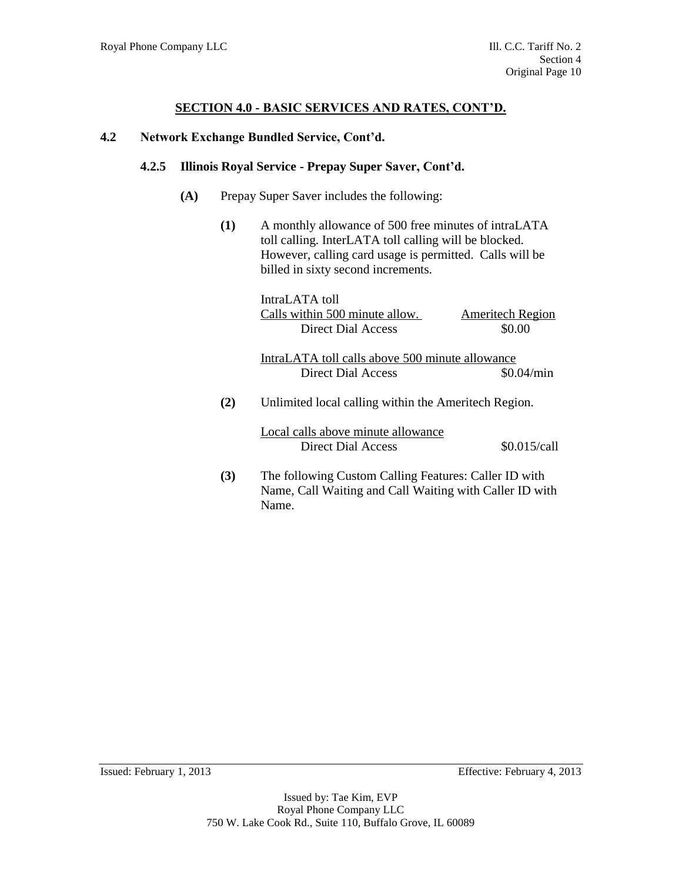## SECTION 4.0 - BASIC SERVICES AND RATES, CONT'D.

### 4.2 Network Exchange Bundled Service, Cont'd.

#### 4.2.5 Illinois Royal Service - Prepay Super Saver, Cont'd.

**(A)** Prepay Super Saver includes the following:

**(1)** A monthly allowance of 500 free minutes of intraLATA toll calling. InterLATA toll calling will be blocked. However, calling card usage is permitted. Calls will be billed in sixty second increments.

| IntraLATA toll<br>Calls within 500 minute allow. | Ameritech Region |
|---|---|
| Direct Dial Access | $0.00 |

| IntraLATA toll calls above 500 minute allowance | |
|---|---|
| Direct Dial Access | $0.04/min |

**(2)** Unlimited local calling within the Ameritech Region.

| Local calls above minute allowance | |
|---|---|
| Direct Dial Access | $0.015/call |

**(3)** The following Custom Calling Features: Caller ID with Name, Call Waiting and Call Waiting with Caller ID with Name.

Issued: February 1, 2013 Effective: February 4, 2013

Issued by: Tae Kim, EVP
Royal Phone Company LLC
750 W. Lake Cook Rd., Suite 110, Buffalo Grove, IL 60089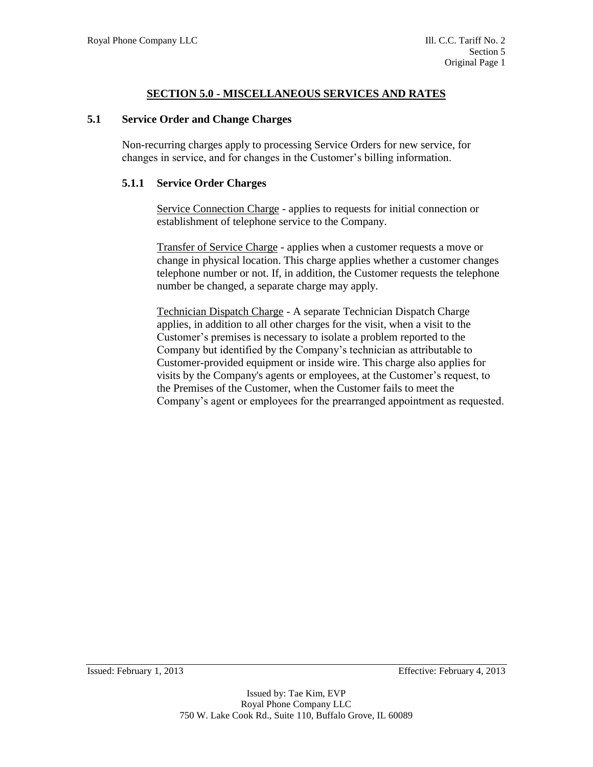## SECTION 5.0 - MISCELLANEOUS SERVICES AND RATES

### 5.1 Service Order and Change Charges

Non-recurring charges apply to processing Service Orders for new service, for changes in service, and for changes in the Customer's billing information.

#### 5.1.1 Service Order Charges

Service Connection Charge - applies to requests for initial connection or establishment of telephone service to the Company.

Transfer of Service Charge - applies when a customer requests a move or change in physical location. This charge applies whether a customer changes telephone number or not. If, in addition, the Customer requests the telephone number be changed, a separate charge may apply.

Technician Dispatch Charge - A separate Technician Dispatch Charge applies, in addition to all other charges for the visit, when a visit to the Customer's premises is necessary to isolate a problem reported to the Company but identified by the Company's technician as attributable to Customer-provided equipment or inside wire. This charge also applies for visits by the Company's agents or employees, at the Customer's request, to the Premises of the Customer, when the Customer fails to meet the Company's agent or employees for the prearranged appointment as requested.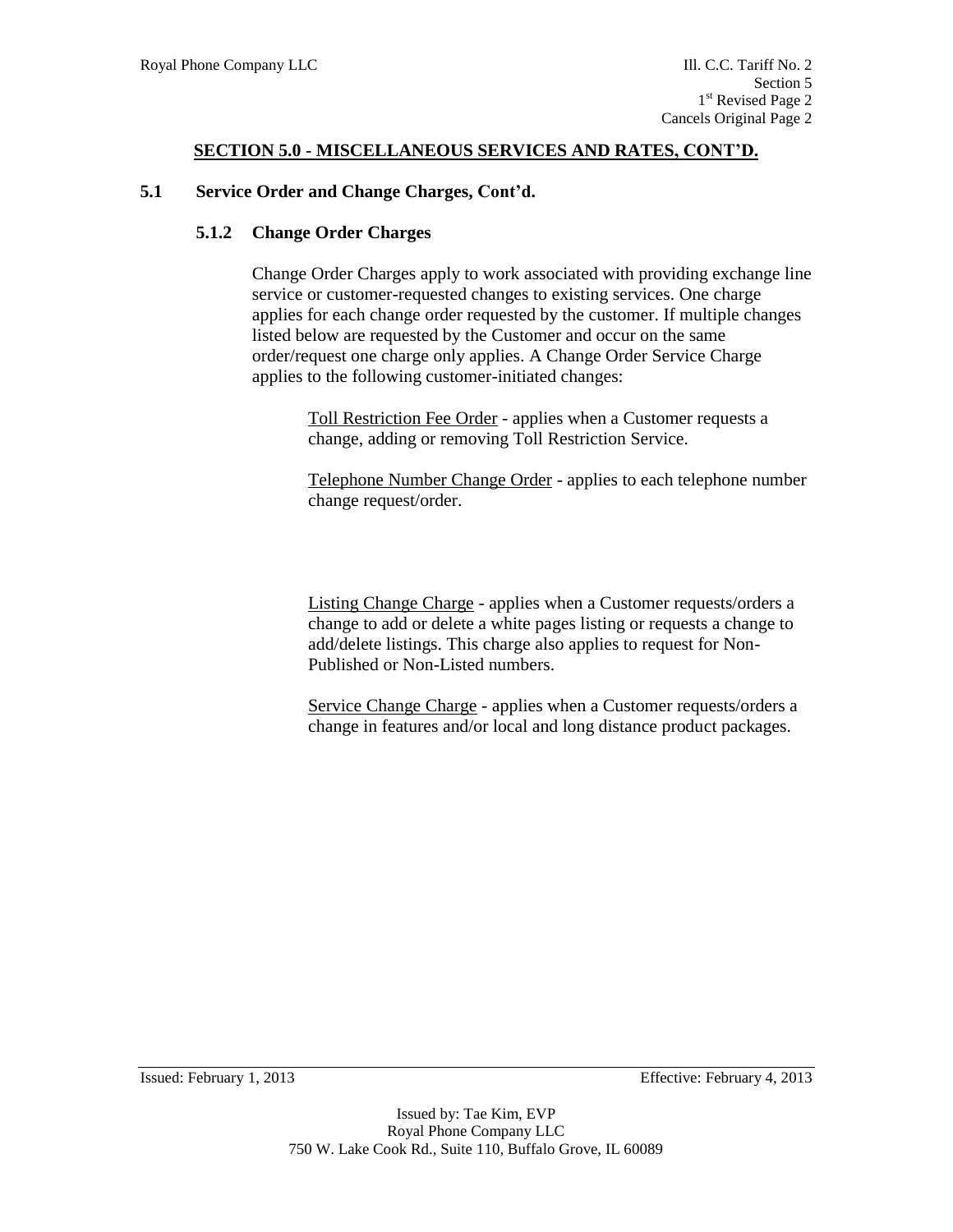## SECTION 5.0 - MISCELLANEOUS SERVICES AND RATES, CONT'D.

### 5.1 Service Order and Change Charges, Cont'd.

#### 5.1.2 Change Order Charges

Change Order Charges apply to work associated with providing exchange line service or customer-requested changes to existing services. One charge applies for each change order requested by the customer. If multiple changes listed below are requested by the Customer and occur on the same order/request one charge only applies. A Change Order Service Charge applies to the following customer-initiated changes:

Toll Restriction Fee Order - applies when a Customer requests a change, adding or removing Toll Restriction Service.

Telephone Number Change Order - applies to each telephone number change request/order.

Listing Change Charge - applies when a Customer requests/orders a change to add or delete a white pages listing or requests a change to add/delete listings. This charge also applies to request for Non-Published or Non-Listed numbers.

Service Change Charge - applies when a Customer requests/orders a change in features and/or local and long distance product packages.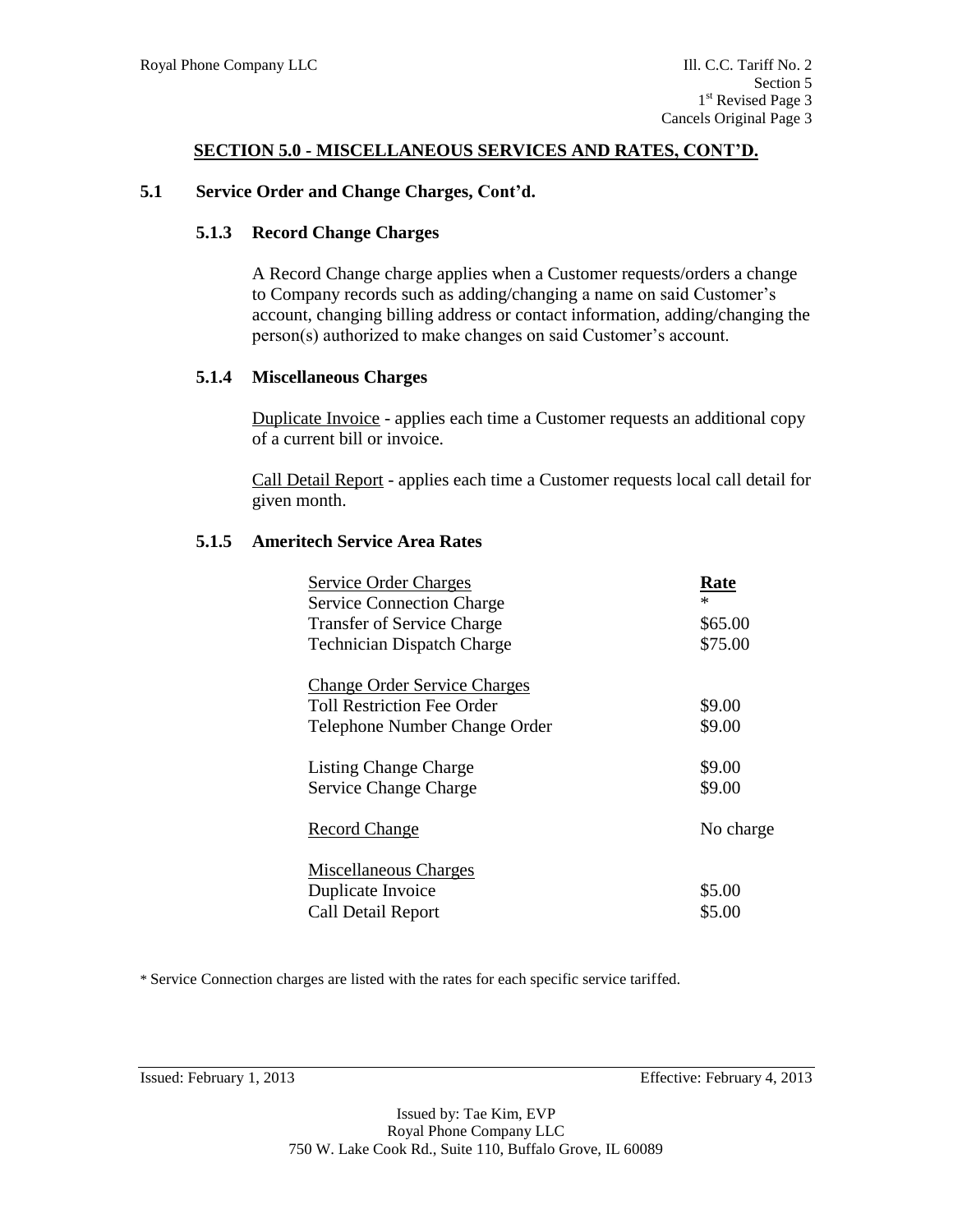## SECTION 5.0 - MISCELLANEOUS SERVICES AND RATES, CONT'D.

### 5.1 Service Order and Change Charges, Cont'd.

#### 5.1.3 Record Change Charges

A Record Change charge applies when a Customer requests/orders a change to Company records such as adding/changing a name on said Customer's account, changing billing address or contact information, adding/changing the person(s) authorized to make changes on said Customer's account.

#### 5.1.4 Miscellaneous Charges

Duplicate Invoice - applies each time a Customer requests an additional copy of a current bill or invoice.

Call Detail Report - applies each time a Customer requests local call detail for given month.

#### 5.1.5 Ameritech Service Area Rates

| Service Order Charges | **Rate** |
|---|---|
| Service Connection Charge | * |
| Transfer of Service Charge | $65.00 |
| Technician Dispatch Charge | $75.00 |
| | |
| Change Order Service Charges | |
| Toll Restriction Fee Order | $9.00 |
| Telephone Number Change Order | $9.00 |
| | |
| Listing Change Charge | $9.00 |
| Service Change Charge | $9.00 |
| | |
| Record Change | No charge |
| | |
| Miscellaneous Charges | |
| Duplicate Invoice | $5.00 |
| Call Detail Report | $5.00 |

* Service Connection charges are listed with the rates for each specific service tariffed.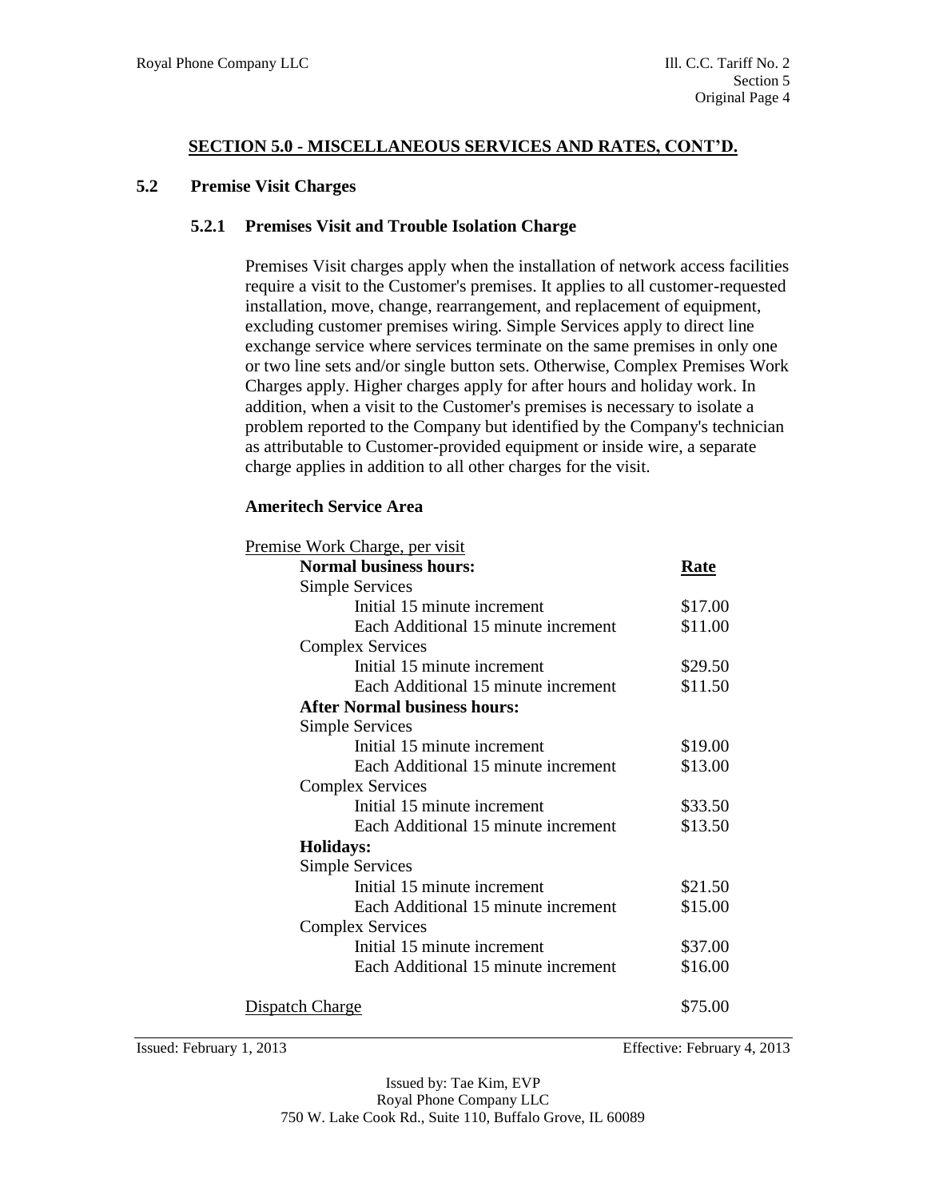## SECTION 5.0 - MISCELLANEOUS SERVICES AND RATES, CONT'D.

### 5.2 Premise Visit Charges

#### 5.2.1 Premises Visit and Trouble Isolation Charge

Premises Visit charges apply when the installation of network access facilities require a visit to the Customer's premises. It applies to all customer-requested installation, move, change, rearrangement, and replacement of equipment, excluding customer premises wiring. Simple Services apply to direct line exchange service where services terminate on the same premises in only one or two line sets and/or single button sets. Otherwise, Complex Premises Work Charges apply. Higher charges apply for after hours and holiday work. In addition, when a visit to the Customer's premises is necessary to isolate a problem reported to the Company but identified by the Company's technician as attributable to Customer-provided equipment or inside wire, a separate charge applies in addition to all other charges for the visit.

**Ameritech Service Area**

Premise Work Charge, per visit

| | Rate |
|---|---|
| **Normal business hours:** | |
| Simple Services | |
| Initial 15 minute increment | \$17.00 |
| Each Additional 15 minute increment | \$11.00 |
| Complex Services | |
| Initial 15 minute increment | \$29.50 |
| Each Additional 15 minute increment | \$11.50 |
| **After Normal business hours:** | |
| Simple Services | |
| Initial 15 minute increment | \$19.00 |
| Each Additional 15 minute increment | \$13.00 |
| Complex Services | |
| Initial 15 minute increment | \$33.50 |
| Each Additional 15 minute increment | \$13.50 |
| **Holidays:** | |
| Simple Services | |
| Initial 15 minute increment | \$21.50 |
| Each Additional 15 minute increment | \$15.00 |
| Complex Services | |
| Initial 15 minute increment | \$37.00 |
| Each Additional 15 minute increment | \$16.00 |

Dispatch Charge \$75.00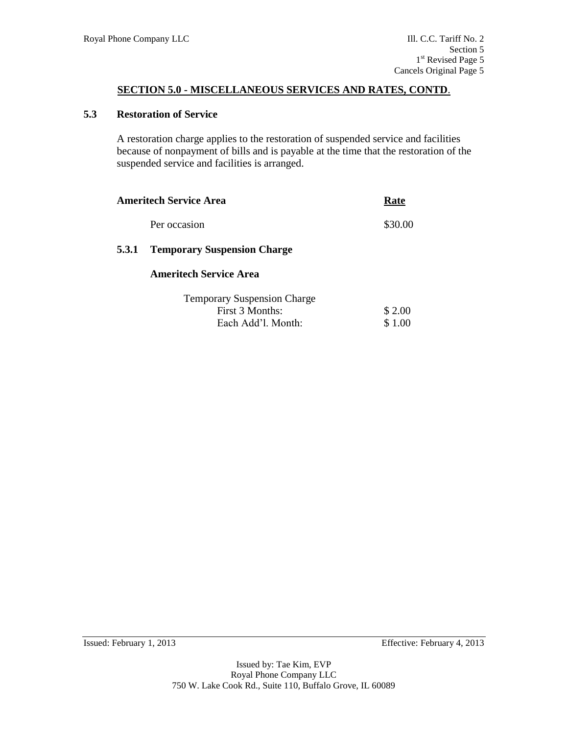## SECTION 5.0 - MISCELLANEOUS SERVICES AND RATES, CONTD.

### 5.3 Restoration of Service

A restoration charge applies to the restoration of suspended service and facilities because of nonpayment of bills and is payable at the time that the restoration of the suspended service and facilities is arranged.

| Ameritech Service Area | Rate |
|---|---|
| Per occasion | \$30.00 |

#### 5.3.1 Temporary Suspension Charge

**Ameritech Service Area**

| Temporary Suspension Charge | |
|---|---|
| First 3 Months: | \$ 2.00 |
| Each Add'l. Month: | \$ 1.00 |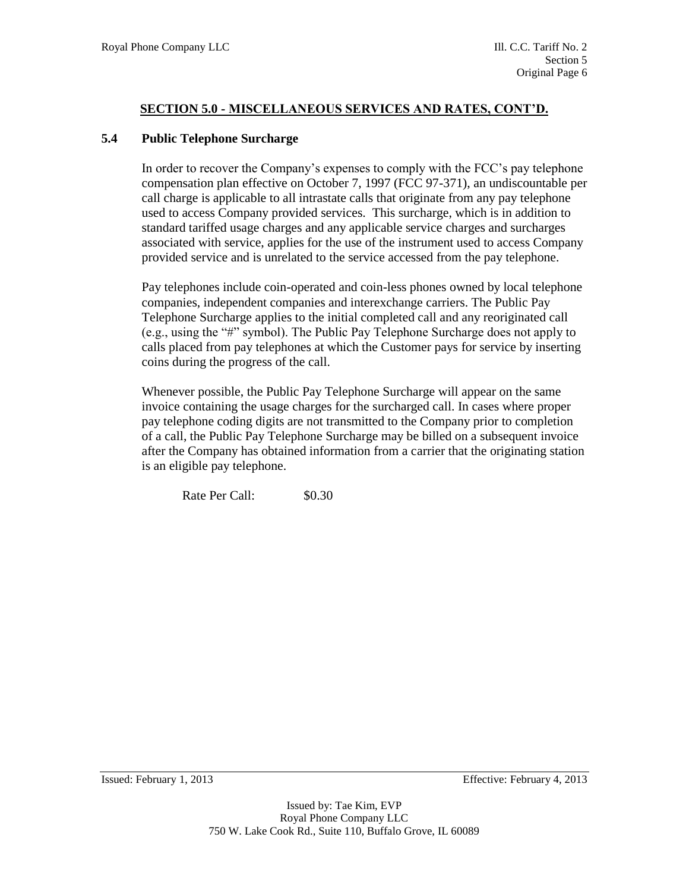## SECTION 5.0 - MISCELLANEOUS SERVICES AND RATES, CONT'D.

### 5.4 Public Telephone Surcharge

In order to recover the Company's expenses to comply with the FCC's pay telephone compensation plan effective on October 7, 1997 (FCC 97-371), an undiscountable per call charge is applicable to all intrastate calls that originate from any pay telephone used to access Company provided services. This surcharge, which is in addition to standard tariffed usage charges and any applicable service charges and surcharges associated with service, applies for the use of the instrument used to access Company provided service and is unrelated to the service accessed from the pay telephone.

Pay telephones include coin-operated and coin-less phones owned by local telephone companies, independent companies and interexchange carriers. The Public Pay Telephone Surcharge applies to the initial completed call and any reoriginated call (e.g., using the "#" symbol). The Public Pay Telephone Surcharge does not apply to calls placed from pay telephones at which the Customer pays for service by inserting coins during the progress of the call.

Whenever possible, the Public Pay Telephone Surcharge will appear on the same invoice containing the usage charges for the surcharged call. In cases where proper pay telephone coding digits are not transmitted to the Company prior to completion of a call, the Public Pay Telephone Surcharge may be billed on a subsequent invoice after the Company has obtained information from a carrier that the originating station is an eligible pay telephone.

Rate Per Call: $0.30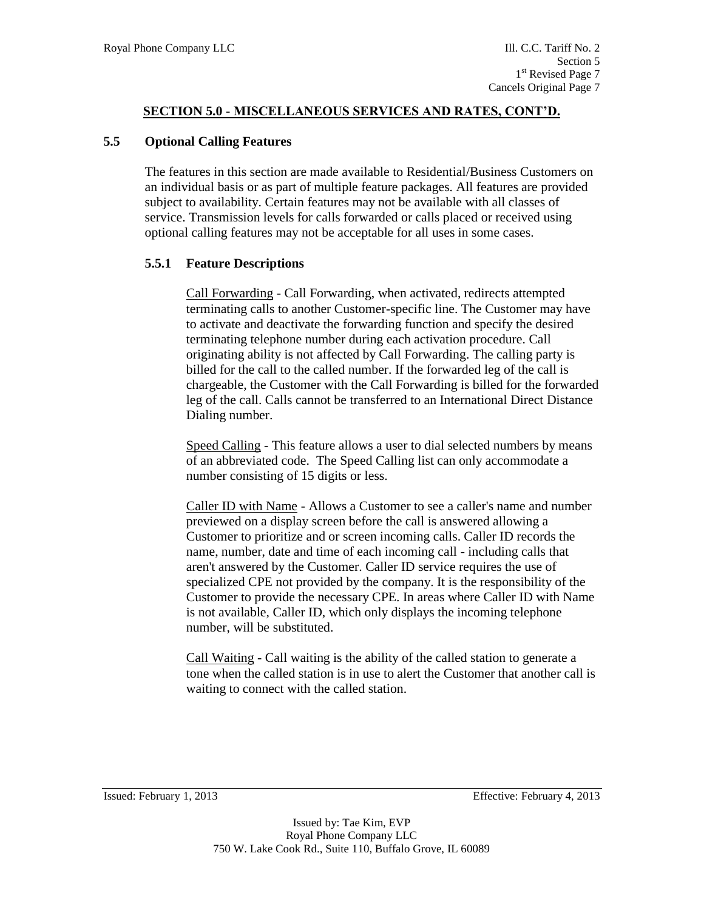## SECTION 5.0 - MISCELLANEOUS SERVICES AND RATES, CONT'D.

### 5.5 Optional Calling Features

The features in this section are made available to Residential/Business Customers on an individual basis or as part of multiple feature packages. All features are provided subject to availability. Certain features may not be available with all classes of service. Transmission levels for calls forwarded or calls placed or received using optional calling features may not be acceptable for all uses in some cases.

#### 5.5.1 Feature Descriptions

Call Forwarding - Call Forwarding, when activated, redirects attempted terminating calls to another Customer-specific line. The Customer may have to activate and deactivate the forwarding function and specify the desired terminating telephone number during each activation procedure. Call originating ability is not affected by Call Forwarding. The calling party is billed for the call to the called number. If the forwarded leg of the call is chargeable, the Customer with the Call Forwarding is billed for the forwarded leg of the call. Calls cannot be transferred to an International Direct Distance Dialing number.

Speed Calling - This feature allows a user to dial selected numbers by means of an abbreviated code. The Speed Calling list can only accommodate a number consisting of 15 digits or less.

Caller ID with Name - Allows a Customer to see a caller's name and number previewed on a display screen before the call is answered allowing a Customer to prioritize and or screen incoming calls. Caller ID records the name, number, date and time of each incoming call - including calls that aren't answered by the Customer. Caller ID service requires the use of specialized CPE not provided by the company. It is the responsibility of the Customer to provide the necessary CPE. In areas where Caller ID with Name is not available, Caller ID, which only displays the incoming telephone number, will be substituted.

Call Waiting - Call waiting is the ability of the called station to generate a tone when the called station is in use to alert the Customer that another call is waiting to connect with the called station.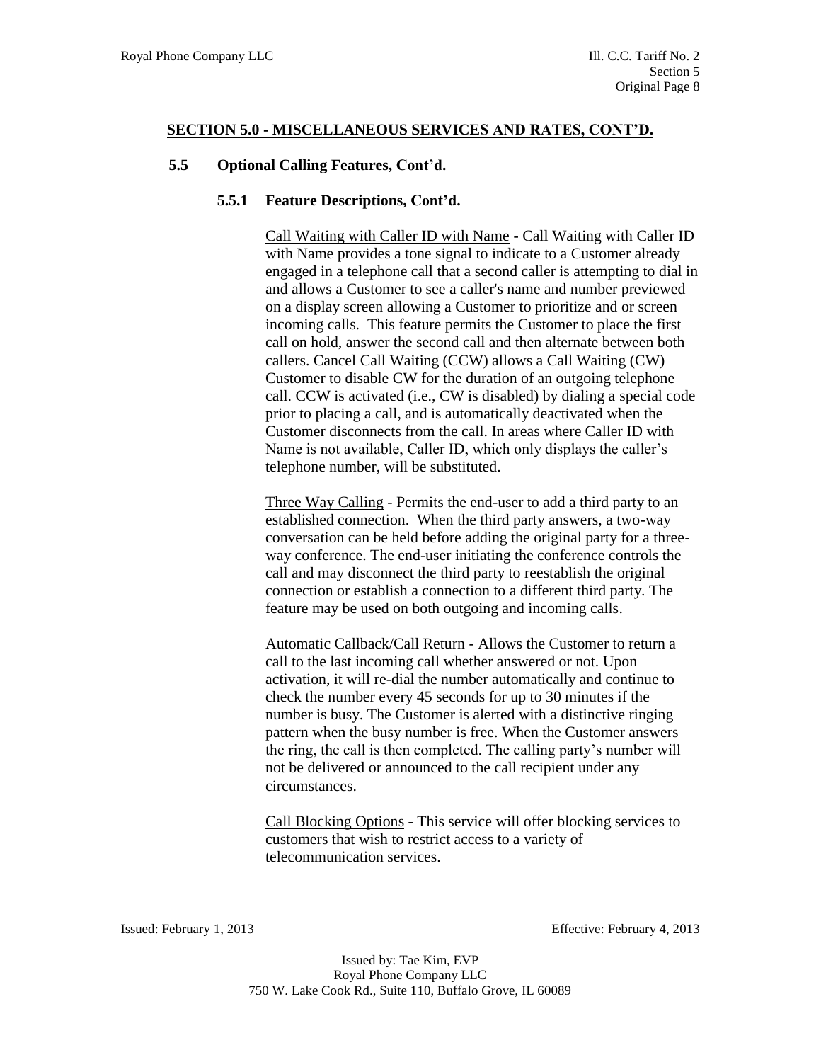## SECTION 5.0 - MISCELLANEOUS SERVICES AND RATES, CONT'D.

### 5.5 Optional Calling Features, Cont'd.

#### 5.5.1 Feature Descriptions, Cont'd.

Call Waiting with Caller ID with Name - Call Waiting with Caller ID with Name provides a tone signal to indicate to a Customer already engaged in a telephone call that a second caller is attempting to dial in and allows a Customer to see a caller's name and number previewed on a display screen allowing a Customer to prioritize and or screen incoming calls. This feature permits the Customer to place the first call on hold, answer the second call and then alternate between both callers. Cancel Call Waiting (CCW) allows a Call Waiting (CW) Customer to disable CW for the duration of an outgoing telephone call. CCW is activated (i.e., CW is disabled) by dialing a special code prior to placing a call, and is automatically deactivated when the Customer disconnects from the call. In areas where Caller ID with Name is not available, Caller ID, which only displays the caller's telephone number, will be substituted.

Three Way Calling - Permits the end-user to add a third party to an established connection. When the third party answers, a two-way conversation can be held before adding the original party for a three-way conference. The end-user initiating the conference controls the call and may disconnect the third party to reestablish the original connection or establish a connection to a different third party. The feature may be used on both outgoing and incoming calls.

Automatic Callback/Call Return - Allows the Customer to return a call to the last incoming call whether answered or not. Upon activation, it will re-dial the number automatically and continue to check the number every 45 seconds for up to 30 minutes if the number is busy. The Customer is alerted with a distinctive ringing pattern when the busy number is free. When the Customer answers the ring, the call is then completed. The calling party's number will not be delivered or announced to the call recipient under any circumstances.

Call Blocking Options - This service will offer blocking services to customers that wish to restrict access to a variety of telecommunication services.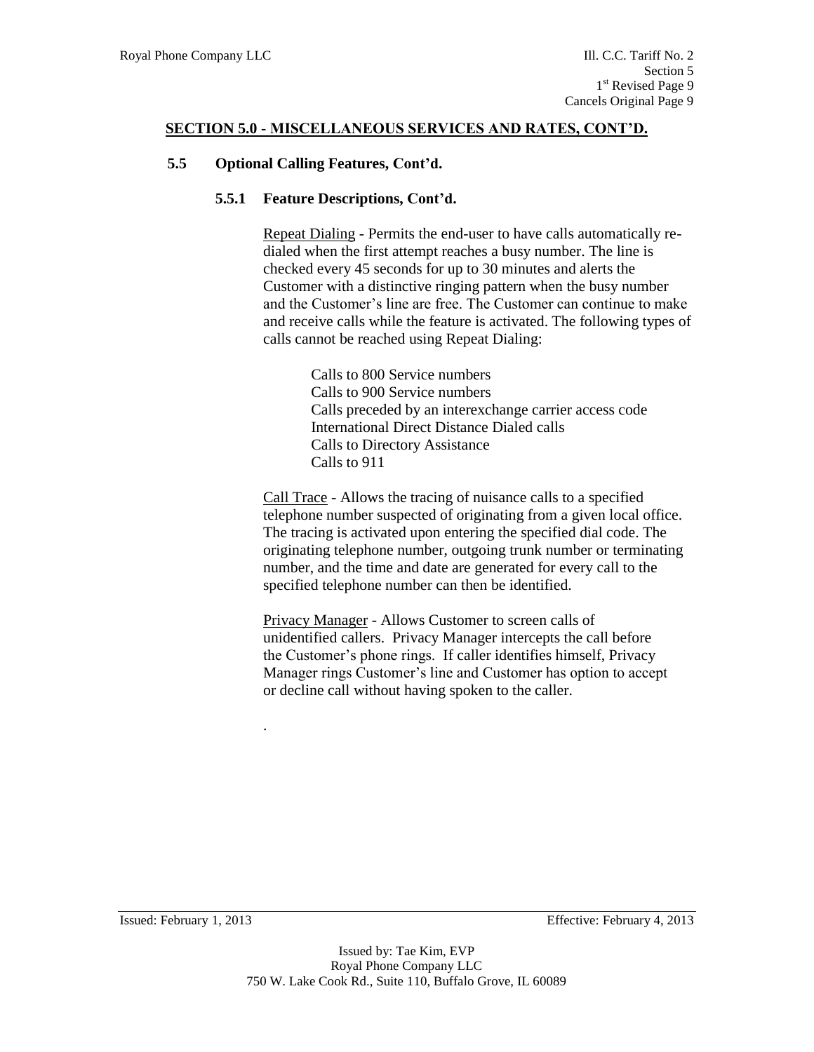## SECTION 5.0 - MISCELLANEOUS SERVICES AND RATES, CONT'D.

### 5.5 Optional Calling Features, Cont'd.

#### 5.5.1 Feature Descriptions, Cont'd.

Repeat Dialing - Permits the end-user to have calls automatically re-dialed when the first attempt reaches a busy number. The line is checked every 45 seconds for up to 30 minutes and alerts the Customer with a distinctive ringing pattern when the busy number and the Customer's line are free. The Customer can continue to make and receive calls while the feature is activated. The following types of calls cannot be reached using Repeat Dialing:

- Calls to 800 Service numbers
- Calls to 900 Service numbers
- Calls preceded by an interexchange carrier access code
- International Direct Distance Dialed calls
- Calls to Directory Assistance
- Calls to 911

Call Trace - Allows the tracing of nuisance calls to a specified telephone number suspected of originating from a given local office. The tracing is activated upon entering the specified dial code. The originating telephone number, outgoing trunk number or terminating number, and the time and date are generated for every call to the specified telephone number can then be identified.

Privacy Manager - Allows Customer to screen calls of unidentified callers. Privacy Manager intercepts the call before the Customer's phone rings. If caller identifies himself, Privacy Manager rings Customer's line and Customer has option to accept or decline call without having spoken to the caller.

.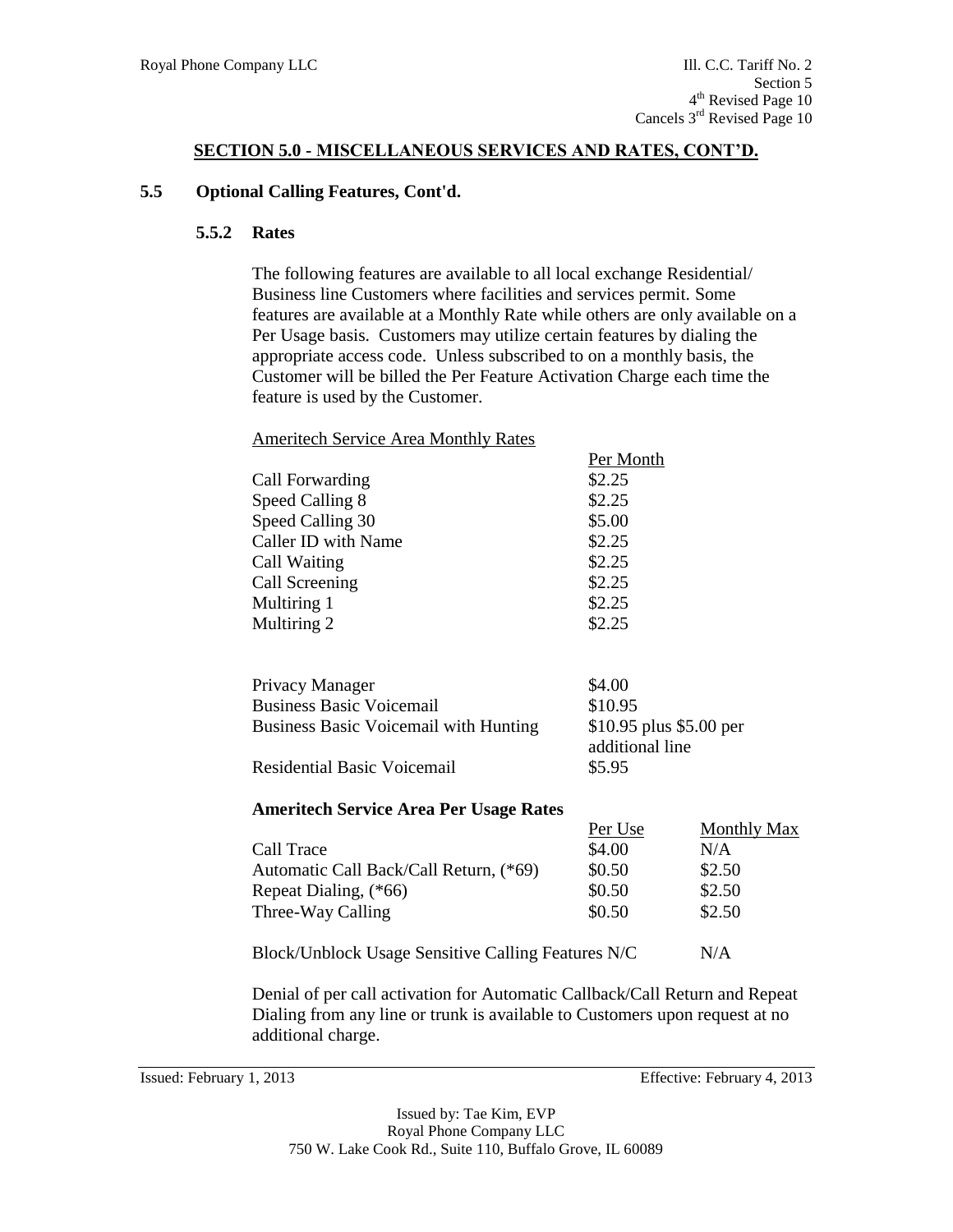## SECTION 5.0 - MISCELLANEOUS SERVICES AND RATES, CONT'D.

### 5.5 Optional Calling Features, Cont'd.

#### 5.5.2 Rates

The following features are available to all local exchange Residential/ Business line Customers where facilities and services permit. Some features are available at a Monthly Rate while others are only available on a Per Usage basis. Customers may utilize certain features by dialing the appropriate access code. Unless subscribed to on a monthly basis, the Customer will be billed the Per Feature Activation Charge each time the feature is used by the Customer.

Ameritech Service Area Monthly Rates

| | Per Month |
|---|---|
| Call Forwarding | $2.25 |
| Speed Calling 8 | $2.25 |
| Speed Calling 30 | $5.00 |
| Caller ID with Name | $2.25 |
| Call Waiting | $2.25 |
| Call Screening | $2.25 |
| Multiring 1 | $2.25 |
| Multiring 2 | $2.25 |
| | |
| Privacy Manager | $4.00 |
| Business Basic Voicemail | $10.95 |
| Business Basic Voicemail with Hunting | $10.95 plus $5.00 per additional line |
| Residential Basic Voicemail | $5.95 |

**Ameritech Service Area Per Usage Rates**

| | Per Use | Monthly Max |
|---|---|---|
| Call Trace | $4.00 | N/A |
| Automatic Call Back/Call Return, (*69) | $0.50 | $2.50 |
| Repeat Dialing, (*66) | $0.50 | $2.50 |
| Three-Way Calling | $0.50 | $2.50 |
| | | |
| Block/Unblock Usage Sensitive Calling Features | N/C | N/A |

Denial of per call activation for Automatic Callback/Call Return and Repeat Dialing from any line or trunk is available to Customers upon request at no additional charge.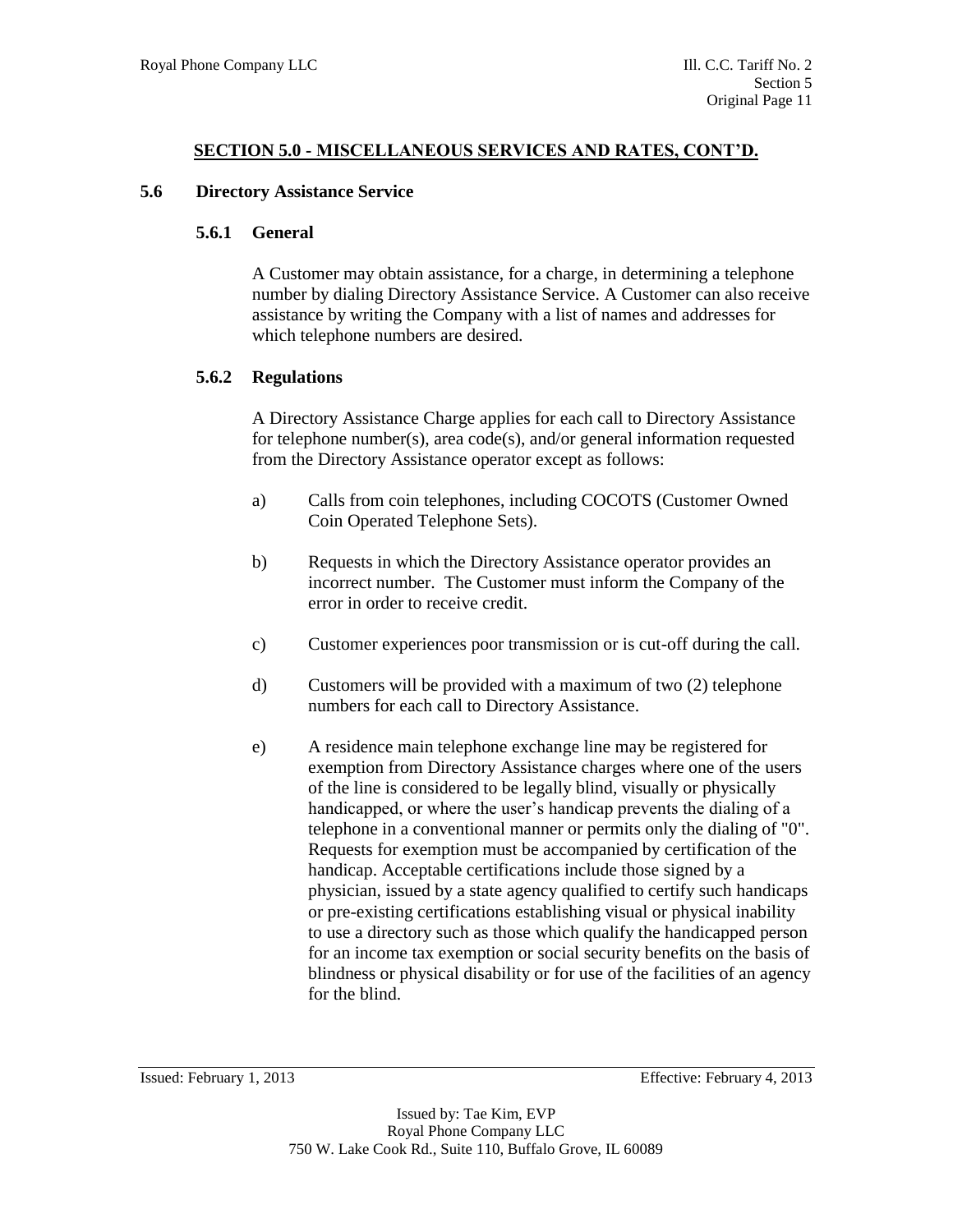## SECTION 5.0 - MISCELLANEOUS SERVICES AND RATES, CONT'D.

### 5.6 Directory Assistance Service

#### 5.6.1 General

A Customer may obtain assistance, for a charge, in determining a telephone number by dialing Directory Assistance Service. A Customer can also receive assistance by writing the Company with a list of names and addresses for which telephone numbers are desired.

#### 5.6.2 Regulations

A Directory Assistance Charge applies for each call to Directory Assistance for telephone number(s), area code(s), and/or general information requested from the Directory Assistance operator except as follows:

a) Calls from coin telephones, including COCOTS (Customer Owned Coin Operated Telephone Sets).

b) Requests in which the Directory Assistance operator provides an incorrect number. The Customer must inform the Company of the error in order to receive credit.

c) Customer experiences poor transmission or is cut-off during the call.

d) Customers will be provided with a maximum of two (2) telephone numbers for each call to Directory Assistance.

e) A residence main telephone exchange line may be registered for exemption from Directory Assistance charges where one of the users of the line is considered to be legally blind, visually or physically handicapped, or where the user's handicap prevents the dialing of a telephone in a conventional manner or permits only the dialing of "0". Requests for exemption must be accompanied by certification of the handicap. Acceptable certifications include those signed by a physician, issued by a state agency qualified to certify such handicaps or pre-existing certifications establishing visual or physical inability to use a directory such as those which qualify the handicapped person for an income tax exemption or social security benefits on the basis of blindness or physical disability or for use of the facilities of an agency for the blind.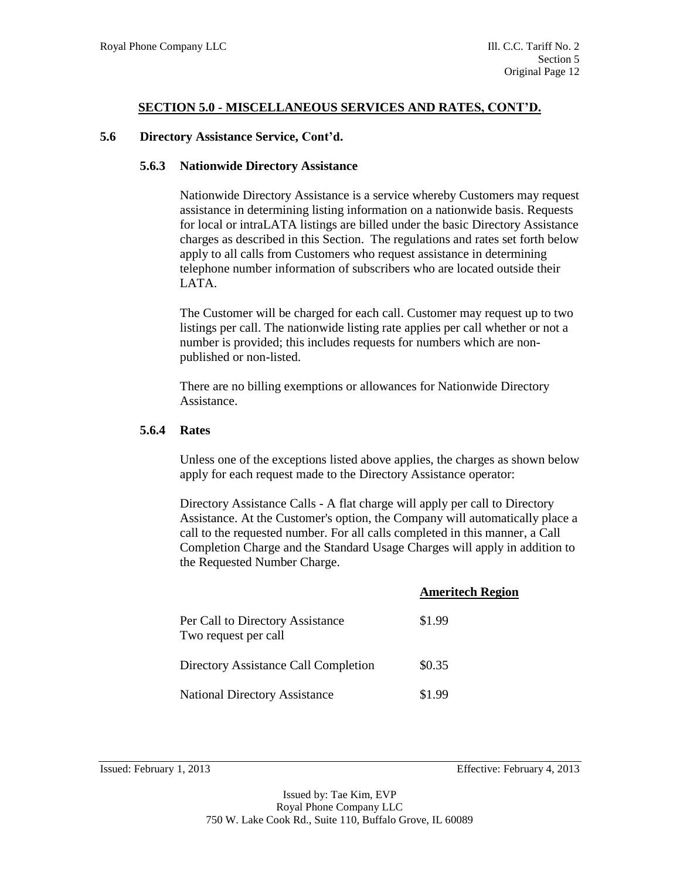## SECTION 5.0 - MISCELLANEOUS SERVICES AND RATES, CONT'D.

### 5.6 Directory Assistance Service, Cont'd.

#### 5.6.3 Nationwide Directory Assistance

Nationwide Directory Assistance is a service whereby Customers may request assistance in determining listing information on a nationwide basis. Requests for local or intraLATA listings are billed under the basic Directory Assistance charges as described in this Section. The regulations and rates set forth below apply to all calls from Customers who request assistance in determining telephone number information of subscribers who are located outside their LATA.

The Customer will be charged for each call. Customer may request up to two listings per call. The nationwide listing rate applies per call whether or not a number is provided; this includes requests for numbers which are non-published or non-listed.

There are no billing exemptions or allowances for Nationwide Directory Assistance.

#### 5.6.4 Rates

Unless one of the exceptions listed above applies, the charges as shown below apply for each request made to the Directory Assistance operator:

Directory Assistance Calls - A flat charge will apply per call to Directory Assistance. At the Customer's option, the Company will automatically place a call to the requested number. For all calls completed in this manner, a Call Completion Charge and the Standard Usage Charges will apply in addition to the Requested Number Charge.

| | **Ameritech Region** |
|---|---|
| Per Call to Directory Assistance<br>Two request per call | $1.99 |
| Directory Assistance Call Completion | $0.35 |
| National Directory Assistance | $1.99 |

Issued: February 1, 2013 Effective: February 4, 2013

Issued by: Tae Kim, EVP
Royal Phone Company LLC
750 W. Lake Cook Rd., Suite 110, Buffalo Grove, IL 60089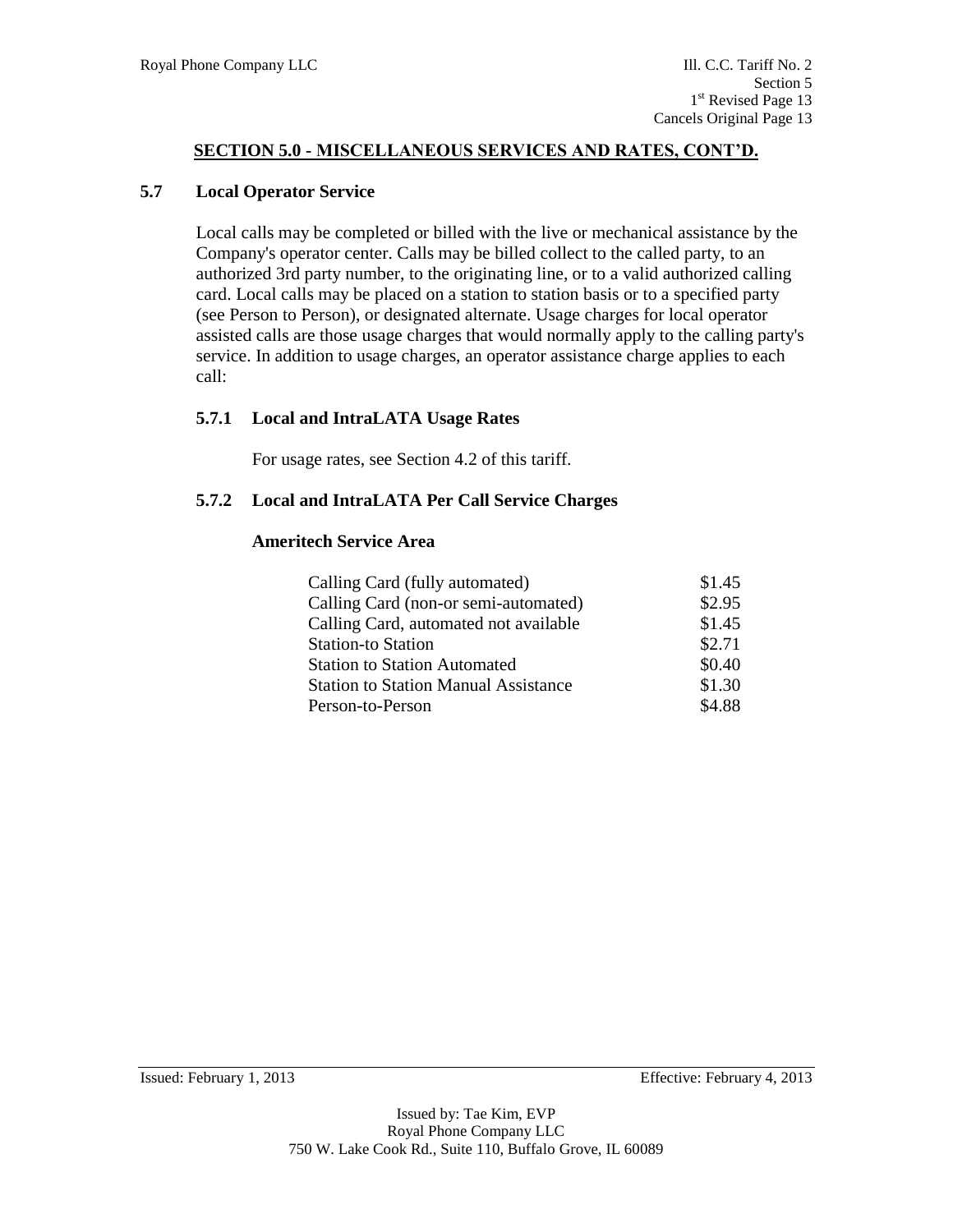## SECTION 5.0 - MISCELLANEOUS SERVICES AND RATES, CONT'D.

### 5.7 Local Operator Service

Local calls may be completed or billed with the live or mechanical assistance by the Company's operator center. Calls may be billed collect to the called party, to an authorized 3rd party number, to the originating line, or to a valid authorized calling card. Local calls may be placed on a station to station basis or to a specified party (see Person to Person), or designated alternate. Usage charges for local operator assisted calls are those usage charges that would normally apply to the calling party's service. In addition to usage charges, an operator assistance charge applies to each call:

#### 5.7.1 Local and IntraLATA Usage Rates

For usage rates, see Section 4.2 of this tariff.

#### 5.7.2 Local and IntraLATA Per Call Service Charges

**Ameritech Service Area**

| | |
|---|---|
| Calling Card (fully automated) | $1.45 |
| Calling Card (non-or semi-automated) | $2.95 |
| Calling Card, automated not available | $1.45 |
| Station-to Station | $2.71 |
| Station to Station Automated | $0.40 |
| Station to Station Manual Assistance | $1.30 |
| Person-to-Person | $4.88 |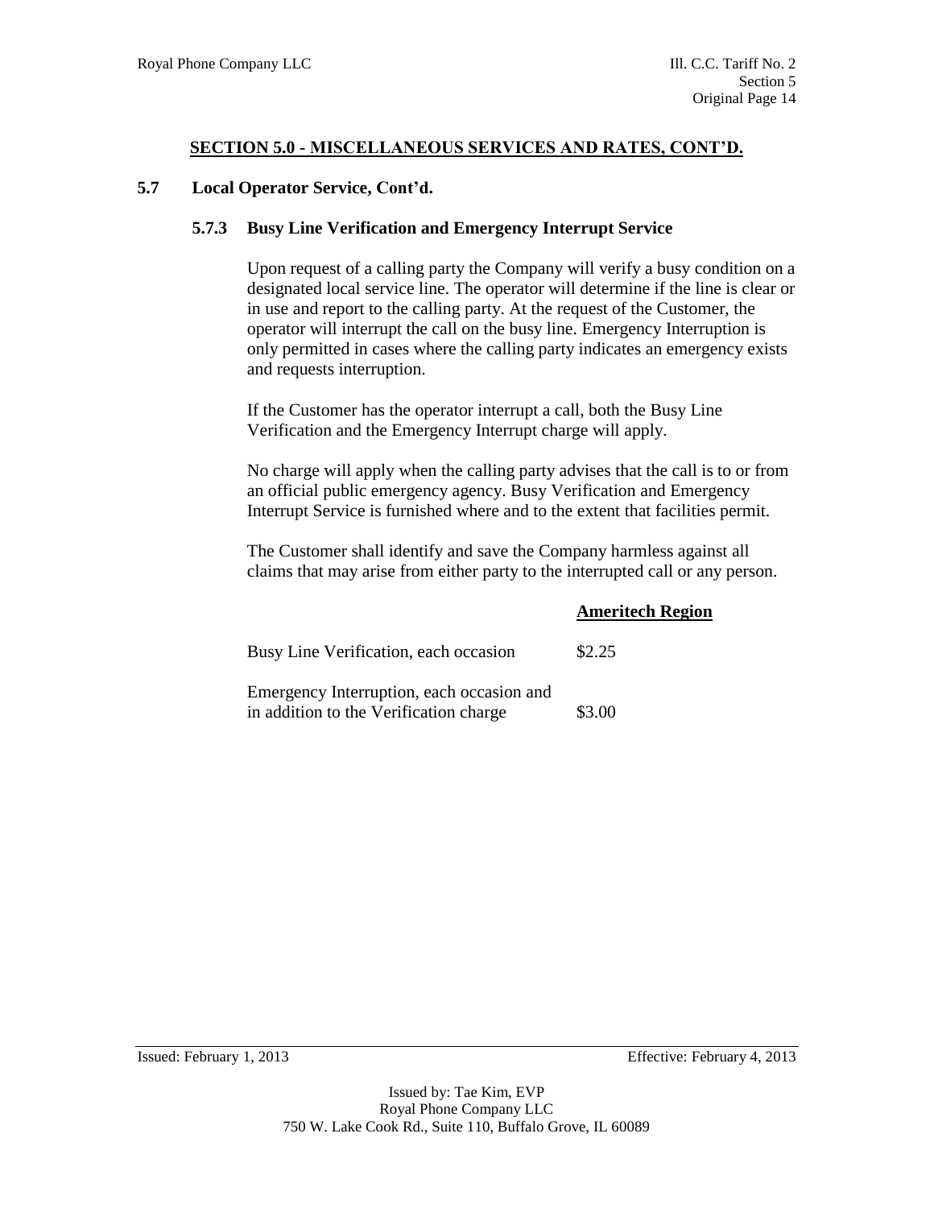## SECTION 5.0 - MISCELLANEOUS SERVICES AND RATES, CONT'D.

### 5.7 Local Operator Service, Cont'd.

#### 5.7.3 Busy Line Verification and Emergency Interrupt Service

Upon request of a calling party the Company will verify a busy condition on a designated local service line. The operator will determine if the line is clear or in use and report to the calling party. At the request of the Customer, the operator will interrupt the call on the busy line. Emergency Interruption is only permitted in cases where the calling party indicates an emergency exists and requests interruption.

If the Customer has the operator interrupt a call, both the Busy Line Verification and the Emergency Interrupt charge will apply.

No charge will apply when the calling party advises that the call is to or from an official public emergency agency. Busy Verification and Emergency Interrupt Service is furnished where and to the extent that facilities permit.

The Customer shall identify and save the Company harmless against all claims that may arise from either party to the interrupted call or any person.

| | **Ameritech Region** |
|---|---|
| Busy Line Verification, each occasion | $2.25 |
| Emergency Interruption, each occasion and in addition to the Verification charge | $3.00 |

Issued: February 1, 2013 Effective: February 4, 2013

Issued by: Tae Kim, EVP
Royal Phone Company LLC
750 W. Lake Cook Rd., Suite 110, Buffalo Grove, IL 60089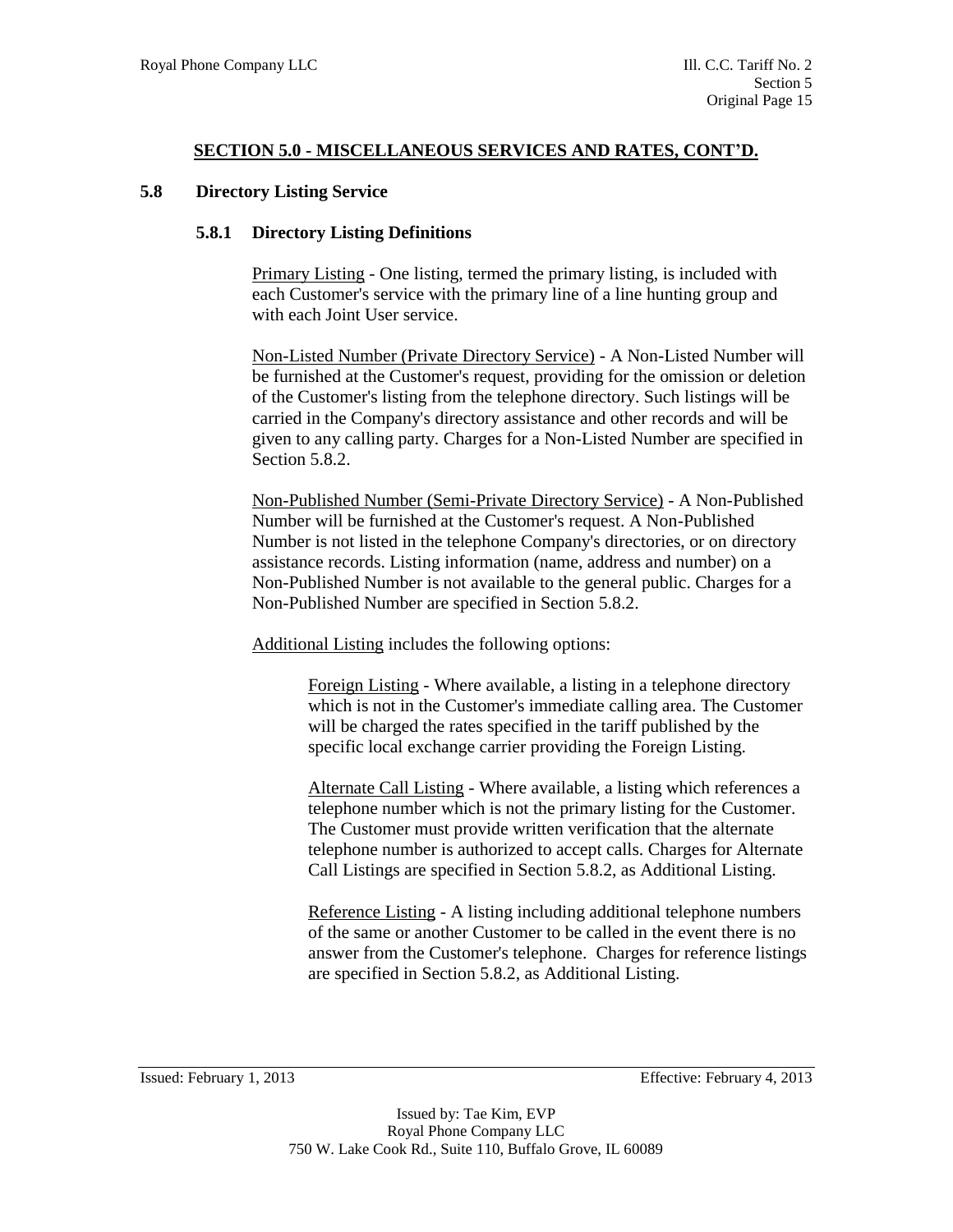## SECTION 5.0 - MISCELLANEOUS SERVICES AND RATES, CONT'D.

### 5.8 Directory Listing Service

#### 5.8.1 Directory Listing Definitions

Primary Listing - One listing, termed the primary listing, is included with each Customer's service with the primary line of a line hunting group and with each Joint User service.

Non-Listed Number (Private Directory Service) - A Non-Listed Number will be furnished at the Customer's request, providing for the omission or deletion of the Customer's listing from the telephone directory. Such listings will be carried in the Company's directory assistance and other records and will be given to any calling party. Charges for a Non-Listed Number are specified in Section 5.8.2.

Non-Published Number (Semi-Private Directory Service) - A Non-Published Number will be furnished at the Customer's request. A Non-Published Number is not listed in the telephone Company's directories, or on directory assistance records. Listing information (name, address and number) on a Non-Published Number is not available to the general public. Charges for a Non-Published Number are specified in Section 5.8.2.

Additional Listing includes the following options:

Foreign Listing - Where available, a listing in a telephone directory which is not in the Customer's immediate calling area. The Customer will be charged the rates specified in the tariff published by the specific local exchange carrier providing the Foreign Listing.

Alternate Call Listing - Where available, a listing which references a telephone number which is not the primary listing for the Customer. The Customer must provide written verification that the alternate telephone number is authorized to accept calls. Charges for Alternate Call Listings are specified in Section 5.8.2, as Additional Listing.

Reference Listing - A listing including additional telephone numbers of the same or another Customer to be called in the event there is no answer from the Customer's telephone. Charges for reference listings are specified in Section 5.8.2, as Additional Listing.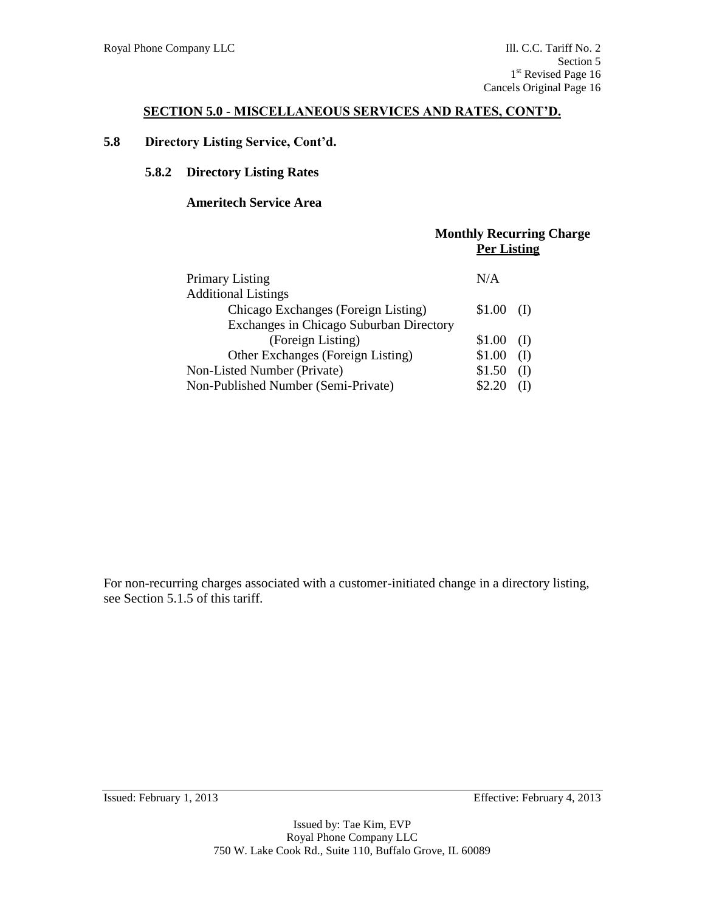## SECTION 5.0 - MISCELLANEOUS SERVICES AND RATES, CONT'D.

### 5.8 Directory Listing Service, Cont'd.

#### 5.8.2 Directory Listing Rates

**Ameritech Service Area**

| | Monthly Recurring Charge Per Listing | |
|---|---|---|
| Primary Listing | N/A | |
| Additional Listings | | |
| Chicago Exchanges (Foreign Listing) | $1.00 | (I) |
| Exchanges in Chicago Suburban Directory (Foreign Listing) | $1.00 | (I) |
| Other Exchanges (Foreign Listing) | $1.00 | (I) |
| Non-Listed Number (Private) | $1.50 | (I) |
| Non-Published Number (Semi-Private) | $2.20 | (I) |

For non-recurring charges associated with a customer-initiated change in a directory listing, see Section 5.1.5 of this tariff.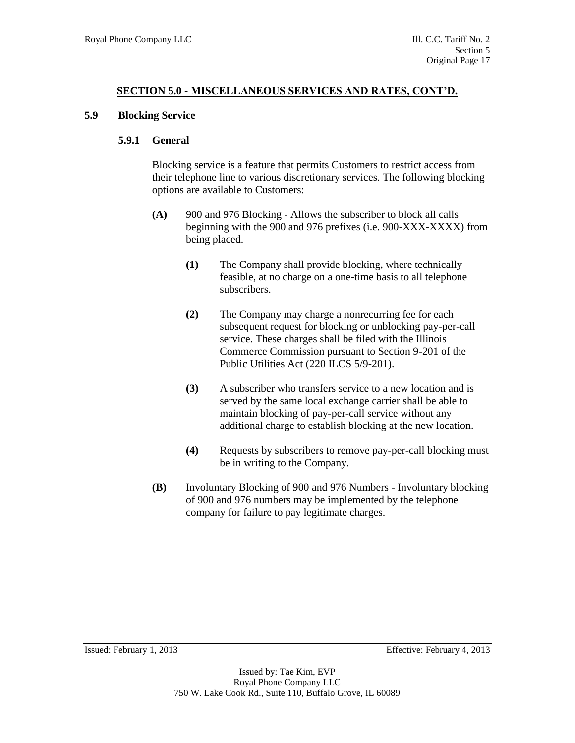## SECTION 5.0 - MISCELLANEOUS SERVICES AND RATES, CONT'D.

### 5.9 Blocking Service

#### 5.9.1 General

Blocking service is a feature that permits Customers to restrict access from their telephone line to various discretionary services. The following blocking options are available to Customers:

**(A)** 900 and 976 Blocking - Allows the subscriber to block all calls beginning with the 900 and 976 prefixes (i.e. 900-XXX-XXXX) from being placed.

**(1)** The Company shall provide blocking, where technically feasible, at no charge on a one-time basis to all telephone subscribers.

**(2)** The Company may charge a nonrecurring fee for each subsequent request for blocking or unblocking pay-per-call service. These charges shall be filed with the Illinois Commerce Commission pursuant to Section 9-201 of the Public Utilities Act (220 ILCS 5/9-201).

**(3)** A subscriber who transfers service to a new location and is served by the same local exchange carrier shall be able to maintain blocking of pay-per-call service without any additional charge to establish blocking at the new location.

**(4)** Requests by subscribers to remove pay-per-call blocking must be in writing to the Company.

**(B)** Involuntary Blocking of 900 and 976 Numbers - Involuntary blocking of 900 and 976 numbers may be implemented by the telephone company for failure to pay legitimate charges.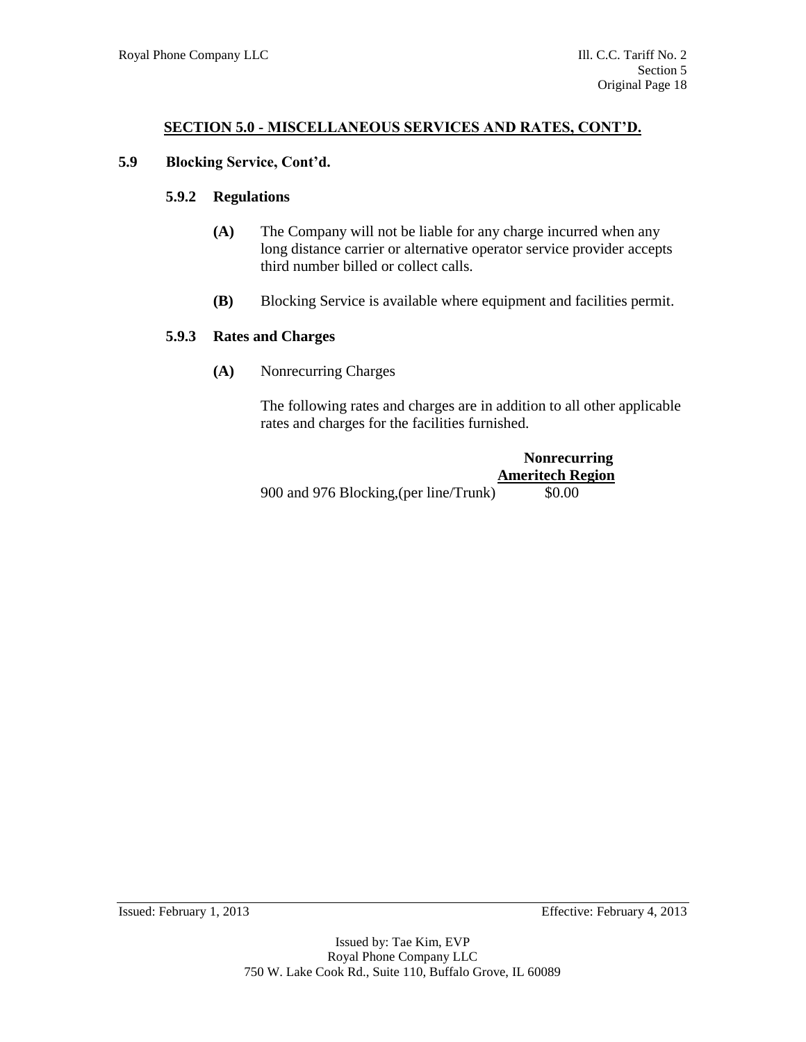## SECTION 5.0 - MISCELLANEOUS SERVICES AND RATES, CONT'D.

### 5.9 Blocking Service, Cont'd.

#### 5.9.2 Regulations

**(A)** The Company will not be liable for any charge incurred when any long distance carrier or alternative operator service provider accepts third number billed or collect calls.

**(B)** Blocking Service is available where equipment and facilities permit.

#### 5.9.3 Rates and Charges

**(A)** Nonrecurring Charges

The following rates and charges are in addition to all other applicable rates and charges for the facilities furnished.

| | **Nonrecurring Ameritech Region** |
|---|---|
| 900 and 976 Blocking,(per line/Trunk) | $0.00 |

Issued: February 1, 2013 — Effective: February 4, 2013

Issued by: Tae Kim, EVP
Royal Phone Company LLC
750 W. Lake Cook Rd., Suite 110, Buffalo Grove, IL 60089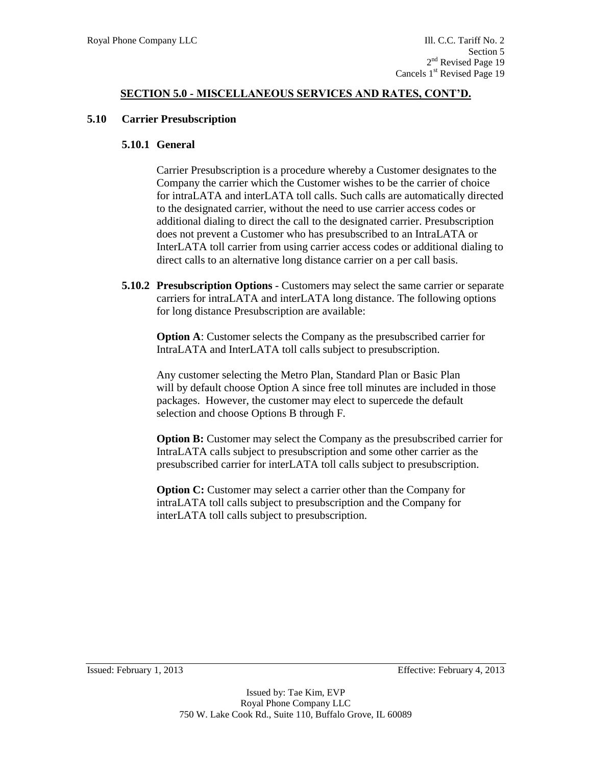## SECTION 5.0 - MISCELLANEOUS SERVICES AND RATES, CONT'D.

### 5.10 Carrier Presubscription

#### 5.10.1 General

Carrier Presubscription is a procedure whereby a Customer designates to the Company the carrier which the Customer wishes to be the carrier of choice for intraLATA and interLATA toll calls. Such calls are automatically directed to the designated carrier, without the need to use carrier access codes or additional dialing to direct the call to the designated carrier. Presubscription does not prevent a Customer who has presubscribed to an IntraLATA or InterLATA toll carrier from using carrier access codes or additional dialing to direct calls to an alternative long distance carrier on a per call basis.

**5.10.2 Presubscription Options** - Customers may select the same carrier or separate carriers for intraLATA and interLATA long distance. The following options for long distance Presubscription are available:

**Option A**: Customer selects the Company as the presubscribed carrier for IntraLATA and InterLATA toll calls subject to presubscription.

Any customer selecting the Metro Plan, Standard Plan or Basic Plan will by default choose Option A since free toll minutes are included in those packages. However, the customer may elect to supercede the default selection and choose Options B through F.

**Option B:** Customer may select the Company as the presubscribed carrier for IntraLATA calls subject to presubscription and some other carrier as the presubscribed carrier for interLATA toll calls subject to presubscription.

**Option C:** Customer may select a carrier other than the Company for intraLATA toll calls subject to presubscription and the Company for interLATA toll calls subject to presubscription.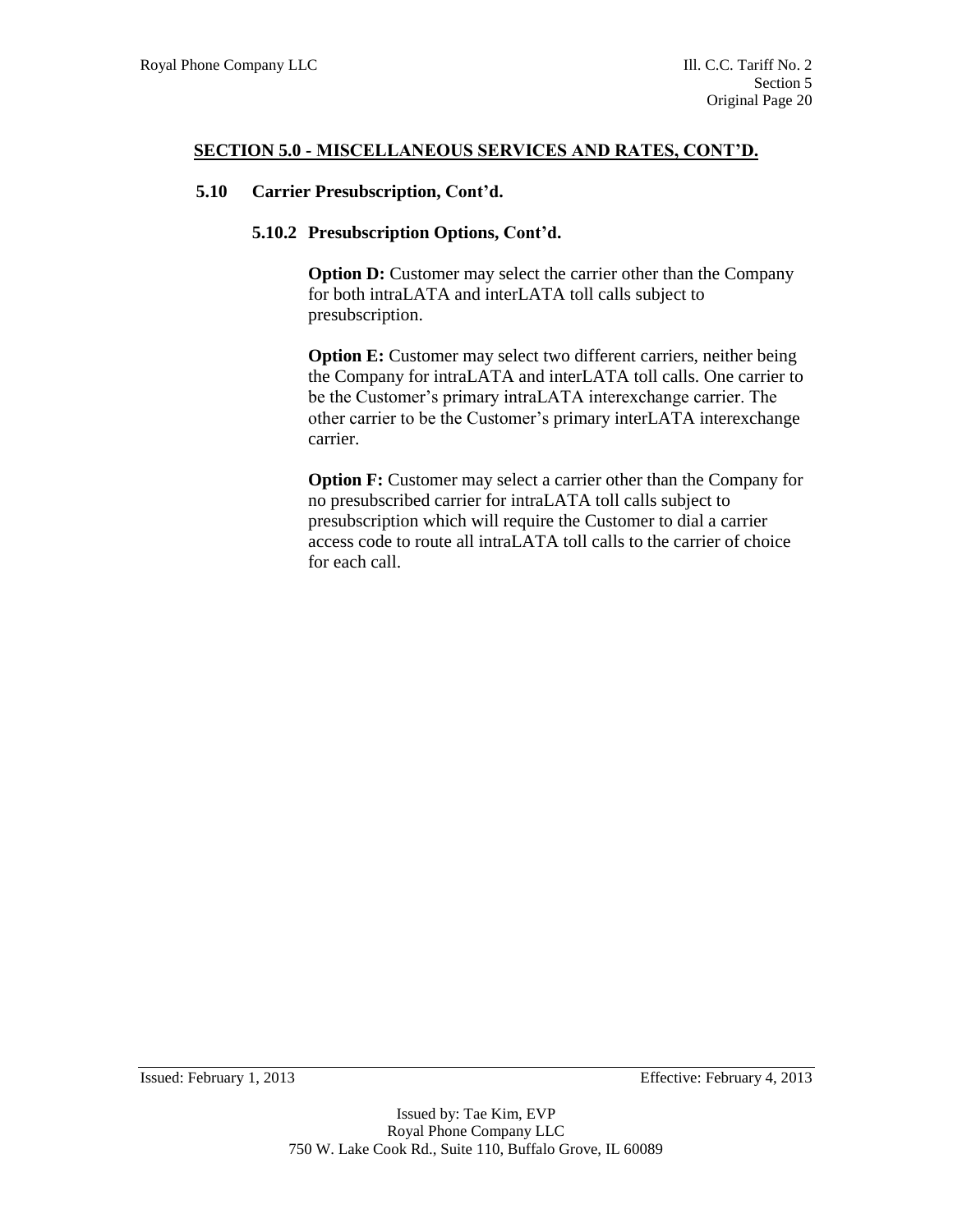## SECTION 5.0 - MISCELLANEOUS SERVICES AND RATES, CONT'D.

### 5.10 Carrier Presubscription, Cont'd.

#### 5.10.2 Presubscription Options, Cont'd.

**Option D:** Customer may select the carrier other than the Company for both intraLATA and interLATA toll calls subject to presubscription.

**Option E:** Customer may select two different carriers, neither being the Company for intraLATA and interLATA toll calls. One carrier to be the Customer's primary intraLATA interexchange carrier. The other carrier to be the Customer's primary interLATA interexchange carrier.

**Option F:** Customer may select a carrier other than the Company for no presubscribed carrier for intraLATA toll calls subject to presubscription which will require the Customer to dial a carrier access code to route all intraLATA toll calls to the carrier of choice for each call.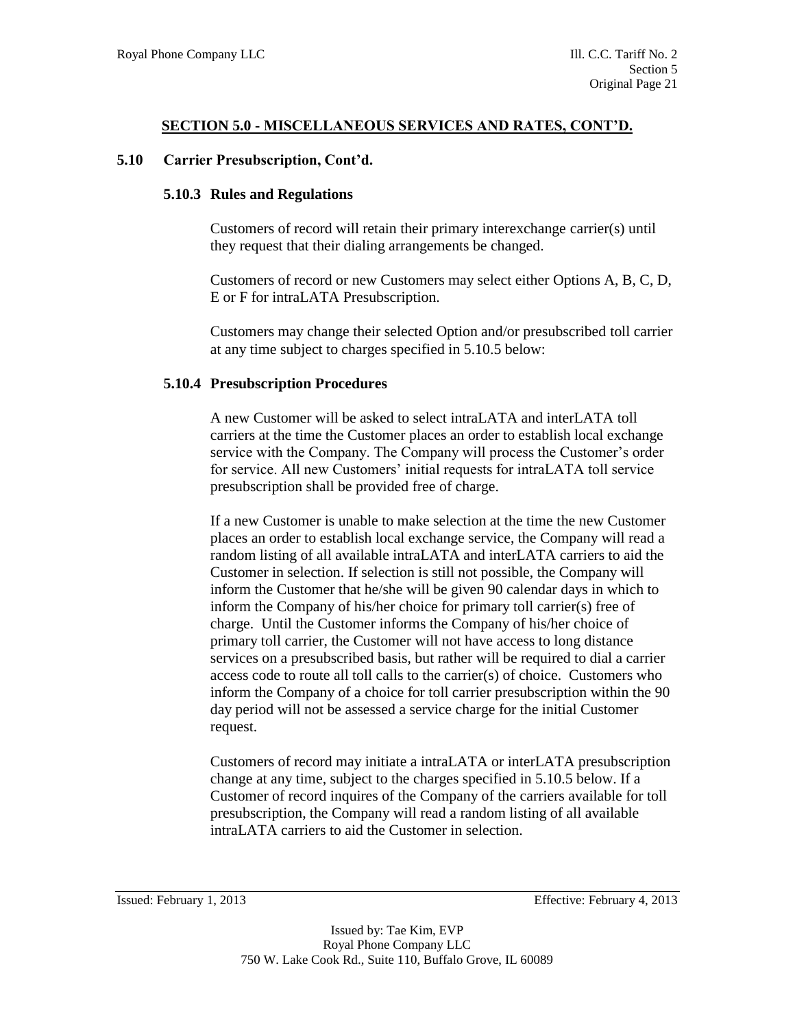## SECTION 5.0 - MISCELLANEOUS SERVICES AND RATES, CONT'D.

### 5.10 Carrier Presubscription, Cont'd.

#### 5.10.3 Rules and Regulations

Customers of record will retain their primary interexchange carrier(s) until they request that their dialing arrangements be changed.

Customers of record or new Customers may select either Options A, B, C, D, E or F for intraLATA Presubscription.

Customers may change their selected Option and/or presubscribed toll carrier at any time subject to charges specified in 5.10.5 below:

#### 5.10.4 Presubscription Procedures

A new Customer will be asked to select intraLATA and interLATA toll carriers at the time the Customer places an order to establish local exchange service with the Company. The Company will process the Customer's order for service. All new Customers' initial requests for intraLATA toll service presubscription shall be provided free of charge.

If a new Customer is unable to make selection at the time the new Customer places an order to establish local exchange service, the Company will read a random listing of all available intraLATA and interLATA carriers to aid the Customer in selection. If selection is still not possible, the Company will inform the Customer that he/she will be given 90 calendar days in which to inform the Company of his/her choice for primary toll carrier(s) free of charge. Until the Customer informs the Company of his/her choice of primary toll carrier, the Customer will not have access to long distance services on a presubscribed basis, but rather will be required to dial a carrier access code to route all toll calls to the carrier(s) of choice. Customers who inform the Company of a choice for toll carrier presubscription within the 90 day period will not be assessed a service charge for the initial Customer request.

Customers of record may initiate a intraLATA or interLATA presubscription change at any time, subject to the charges specified in 5.10.5 below. If a Customer of record inquires of the Company of the carriers available for toll presubscription, the Company will read a random listing of all available intraLATA carriers to aid the Customer in selection.

Issued: February 1, 2013

Effective: February 4, 2013

Issued by: Tae Kim, EVP
Royal Phone Company LLC
750 W. Lake Cook Rd., Suite 110, Buffalo Grove, IL 60089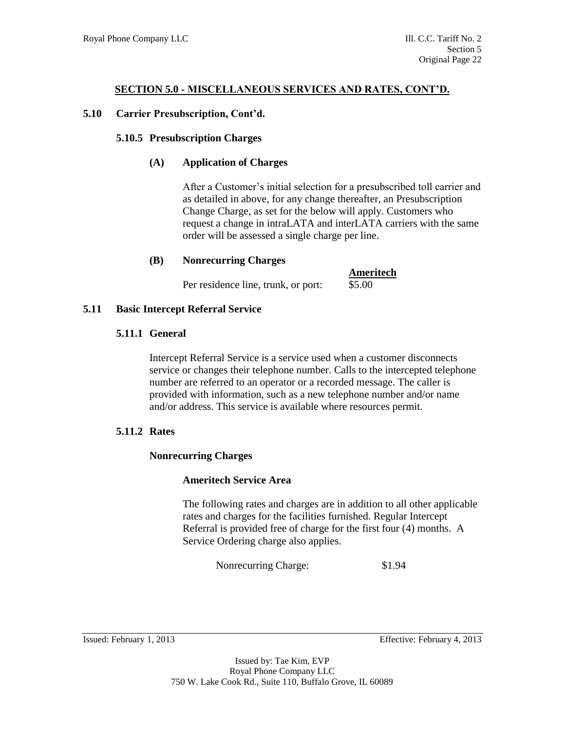## SECTION 5.0 - MISCELLANEOUS SERVICES AND RATES, CONT'D.

### 5.10 Carrier Presubscription, Cont'd.

#### 5.10.5 Presubscription Charges

**(A) Application of Charges**

After a Customer's initial selection for a presubscribed toll carrier and as detailed in above, for any change thereafter, an Presubscription Change Charge, as set for the below will apply. Customers who request a change in intraLATA and interLATA carriers with the same order will be assessed a single charge per line.

**(B) Nonrecurring Charges**

| | Ameritech |
|---|---|
| Per residence line, trunk, or port: | \$5.00 |

### 5.11 Basic Intercept Referral Service

#### 5.11.1 General

Intercept Referral Service is a service used when a customer disconnects service or changes their telephone number. Calls to the intercepted telephone number are referred to an operator or a recorded message. The caller is provided with information, such as a new telephone number and/or name and/or address. This service is available where resources permit.

#### 5.11.2 Rates

**Nonrecurring Charges**

**Ameritech Service Area**

The following rates and charges are in addition to all other applicable rates and charges for the facilities furnished. Regular Intercept Referral is provided free of charge for the first four (4) months. A Service Ordering charge also applies.

| Nonrecurring Charge: | \$1.94 |
|---|---|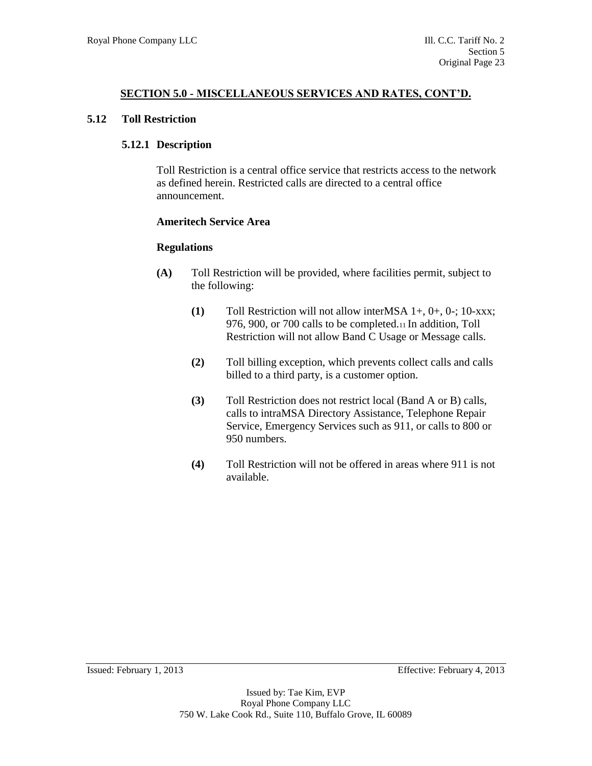## SECTION 5.0 - MISCELLANEOUS SERVICES AND RATES, CONT'D.

### 5.12 Toll Restriction

#### 5.12.1 Description

Toll Restriction is a central office service that restricts access to the network as defined herein. Restricted calls are directed to a central office announcement.

**Ameritech Service Area**

**Regulations**

**(A)** Toll Restriction will be provided, where facilities permit, subject to the following:

**(1)** Toll Restriction will not allow interMSA 1+, 0+, 0-; 10-xxx; 976, 900, or 700 calls to be completed.[11] In addition, Toll Restriction will not allow Band C Usage or Message calls.

**(2)** Toll billing exception, which prevents collect calls and calls billed to a third party, is a customer option.

**(3)** Toll Restriction does not restrict local (Band A or B) calls, calls to intraMSA Directory Assistance, Telephone Repair Service, Emergency Services such as 911, or calls to 800 or 950 numbers.

**(4)** Toll Restriction will not be offered in areas where 911 is not available.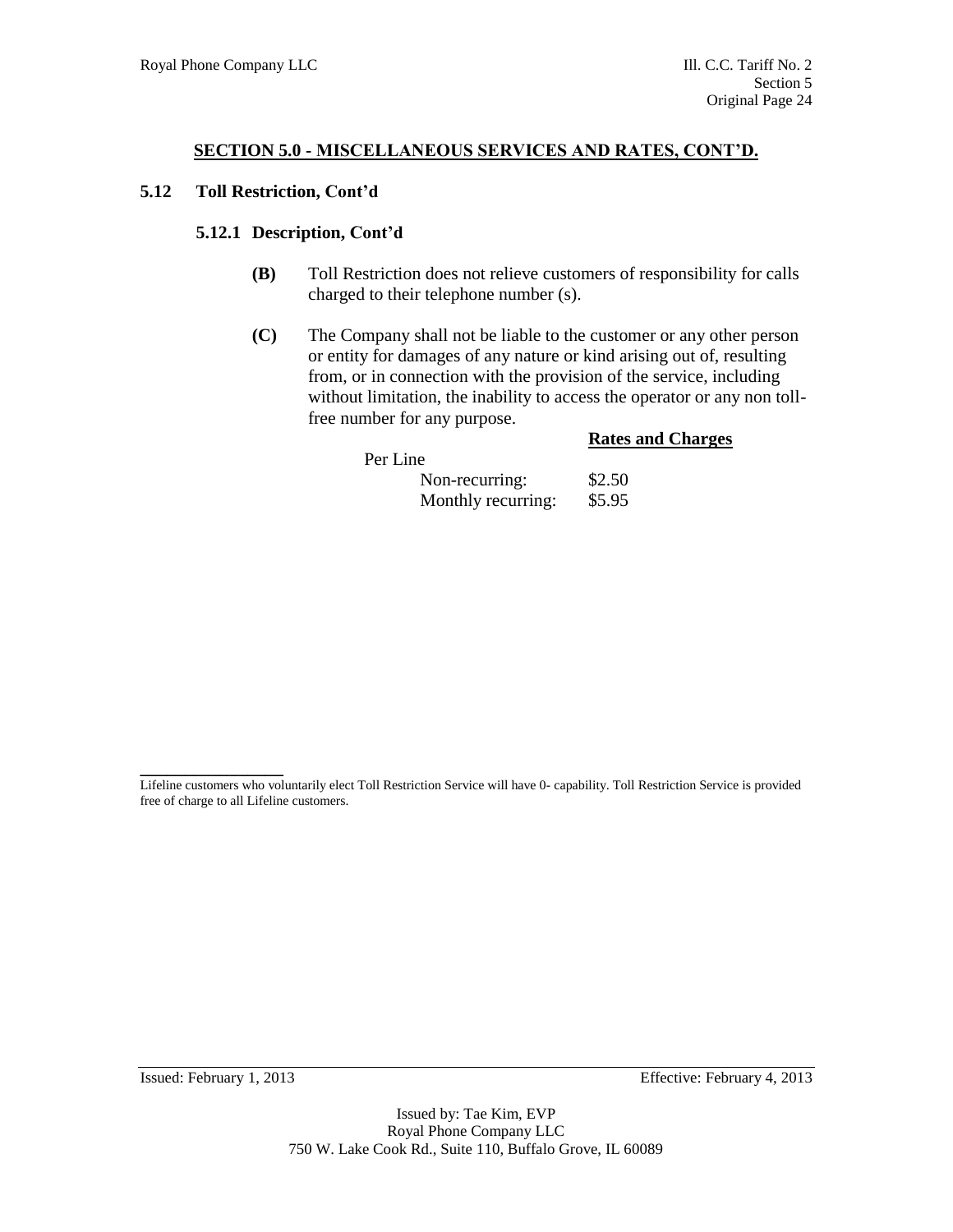## SECTION 5.0 - MISCELLANEOUS SERVICES AND RATES, CONT'D.

### 5.12 Toll Restriction, Cont'd

#### 5.12.1 Description, Cont'd

**(B)** Toll Restriction does not relieve customers of responsibility for calls charged to their telephone number (s).

**(C)** The Company shall not be liable to the customer or any other person or entity for damages of any nature or kind arising out of, resulting from, or in connection with the provision of the service, including without limitation, the inability to access the operator or any non toll-free number for any purpose.

| | **Rates and Charges** |
|---|---|
| Per Line | |
| Non-recurring: | \$2.50 |
| Monthly recurring: | \$5.95 |

---

Lifeline customers who voluntarily elect Toll Restriction Service will have 0- capability. Toll Restriction Service is provided free of charge to all Lifeline customers.

Issued: February 1, 2013 Effective: February 4, 2013

Issued by: Tae Kim, EVP
Royal Phone Company LLC
750 W. Lake Cook Rd., Suite 110, Buffalo Grove, IL 60089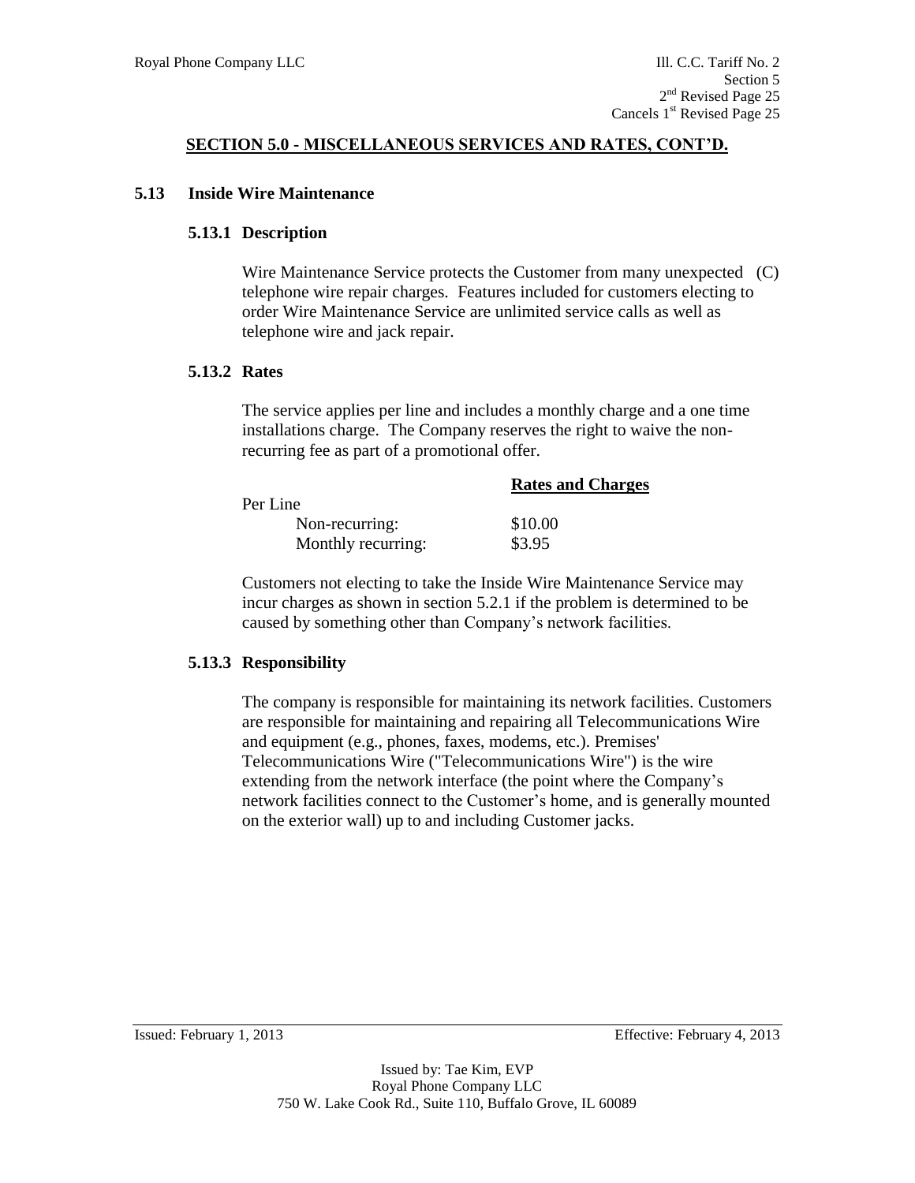## SECTION 5.0 - MISCELLANEOUS SERVICES AND RATES, CONT'D.

### 5.13 Inside Wire Maintenance

#### 5.13.1 Description

Wire Maintenance Service protects the Customer from many unexpected telephone wire repair charges. Features included for customers electing to order Wire Maintenance Service are unlimited service calls as well as telephone wire and jack repair. (C)

#### 5.13.2 Rates

The service applies per line and includes a monthly charge and a one time installations charge. The Company reserves the right to waive the non-recurring fee as part of a promotional offer.

| | Rates and Charges |
|---|---|
| Per Line | |
| Non-recurring: | \$10.00 |
| Monthly recurring: | \$3.95 |

Customers not electing to take the Inside Wire Maintenance Service may incur charges as shown in section 5.2.1 if the problem is determined to be caused by something other than Company's network facilities.

#### 5.13.3 Responsibility

The company is responsible for maintaining its network facilities. Customers are responsible for maintaining and repairing all Telecommunications Wire and equipment (e.g., phones, faxes, modems, etc.). Premises' Telecommunications Wire ("Telecommunications Wire") is the wire extending from the network interface (the point where the Company's network facilities connect to the Customer's home, and is generally mounted on the exterior wall) up to and including Customer jacks.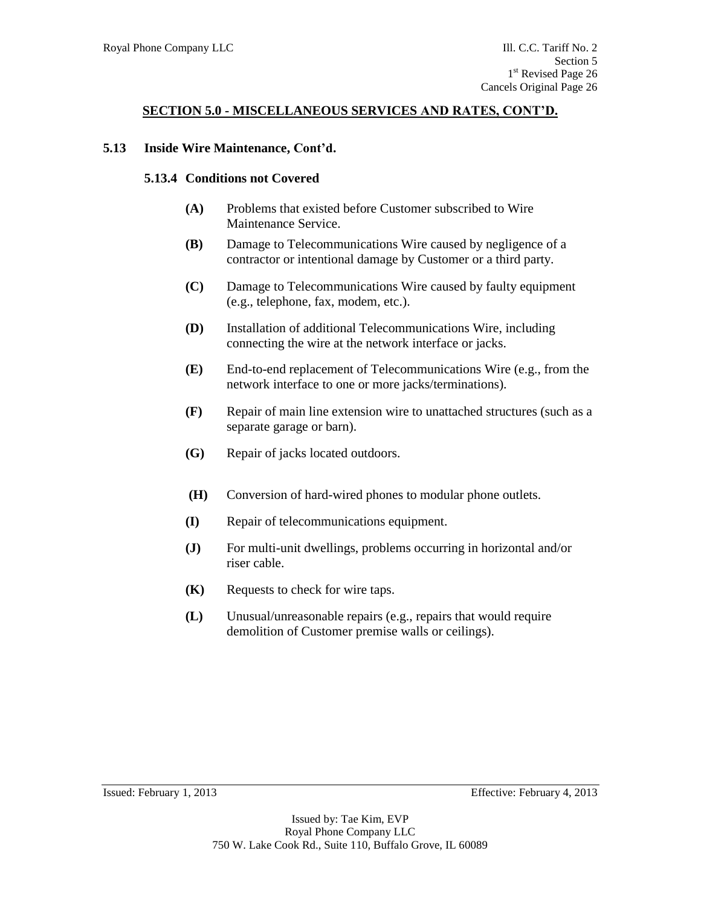## SECTION 5.0 - MISCELLANEOUS SERVICES AND RATES, CONT'D.

### 5.13 Inside Wire Maintenance, Cont'd.

#### 5.13.4 Conditions not Covered

**(A)** Problems that existed before Customer subscribed to Wire Maintenance Service.

**(B)** Damage to Telecommunications Wire caused by negligence of a contractor or intentional damage by Customer or a third party.

**(C)** Damage to Telecommunications Wire caused by faulty equipment (e.g., telephone, fax, modem, etc.).

**(D)** Installation of additional Telecommunications Wire, including connecting the wire at the network interface or jacks.

**(E)** End-to-end replacement of Telecommunications Wire (e.g., from the network interface to one or more jacks/terminations).

**(F)** Repair of main line extension wire to unattached structures (such as a separate garage or barn).

**(G)** Repair of jacks located outdoors.

**(H)** Conversion of hard-wired phones to modular phone outlets.

**(I)** Repair of telecommunications equipment.

**(J)** For multi-unit dwellings, problems occurring in horizontal and/or riser cable.

**(K)** Requests to check for wire taps.

**(L)** Unusual/unreasonable repairs (e.g., repairs that would require demolition of Customer premise walls or ceilings).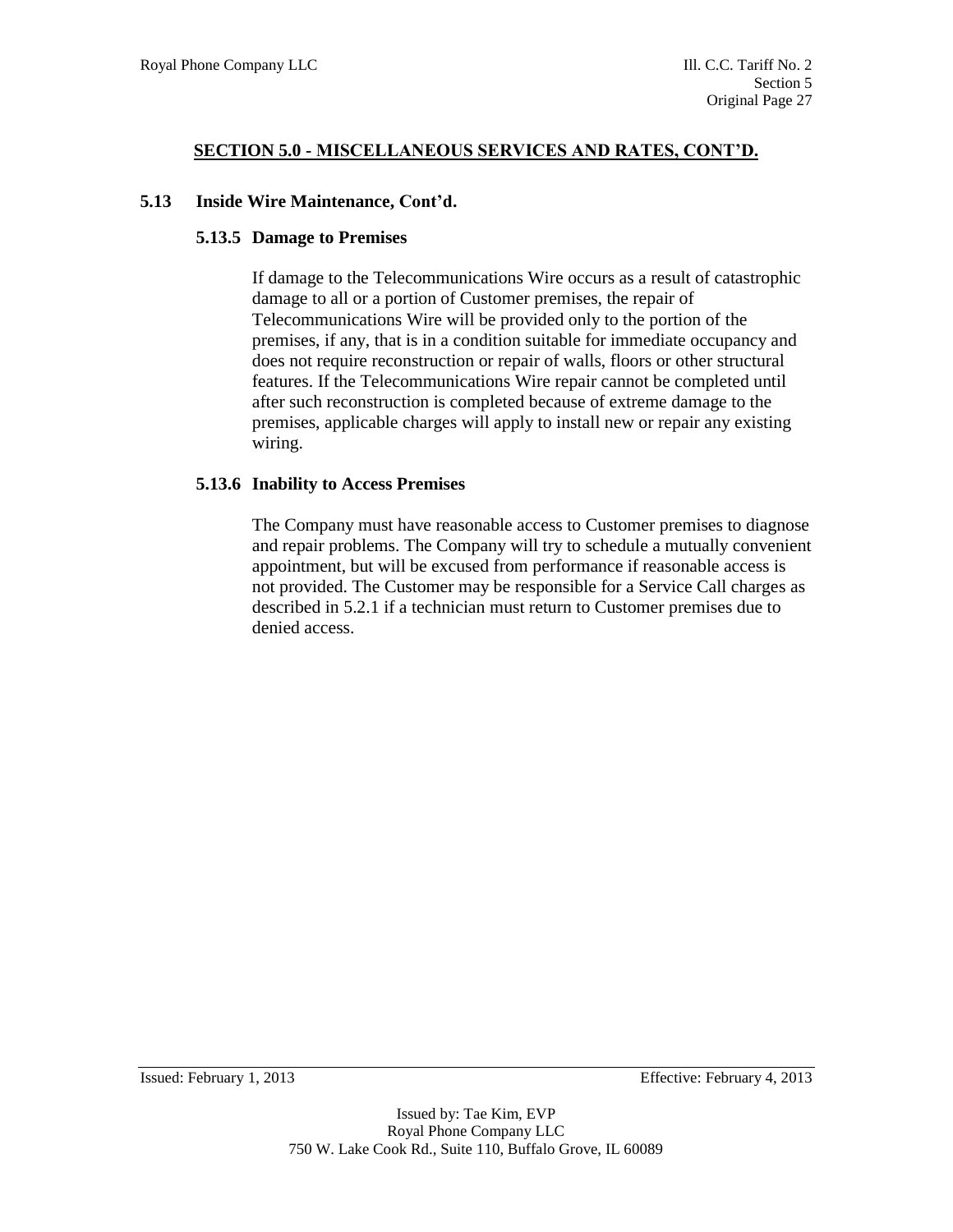## SECTION 5.0 - MISCELLANEOUS SERVICES AND RATES, CONT'D.

### 5.13 Inside Wire Maintenance, Cont'd.

#### 5.13.5 Damage to Premises

If damage to the Telecommunications Wire occurs as a result of catastrophic damage to all or a portion of Customer premises, the repair of Telecommunications Wire will be provided only to the portion of the premises, if any, that is in a condition suitable for immediate occupancy and does not require reconstruction or repair of walls, floors or other structural features. If the Telecommunications Wire repair cannot be completed until after such reconstruction is completed because of extreme damage to the premises, applicable charges will apply to install new or repair any existing wiring.

#### 5.13.6 Inability to Access Premises

The Company must have reasonable access to Customer premises to diagnose and repair problems. The Company will try to schedule a mutually convenient appointment, but will be excused from performance if reasonable access is not provided. The Customer may be responsible for a Service Call charges as described in 5.2.1 if a technician must return to Customer premises due to denied access.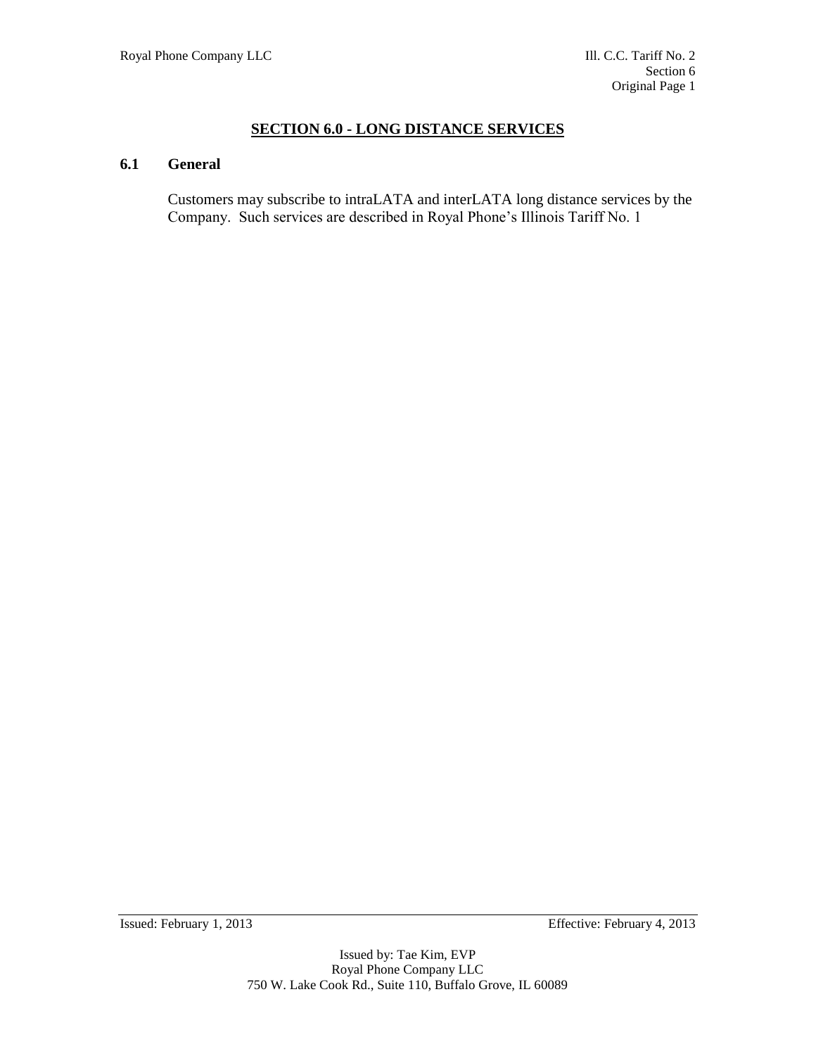## SECTION 6.0 - LONG DISTANCE SERVICES

### 6.1 General

Customers may subscribe to intraLATA and interLATA long distance services by the Company. Such services are described in Royal Phone's Illinois Tariff No. 1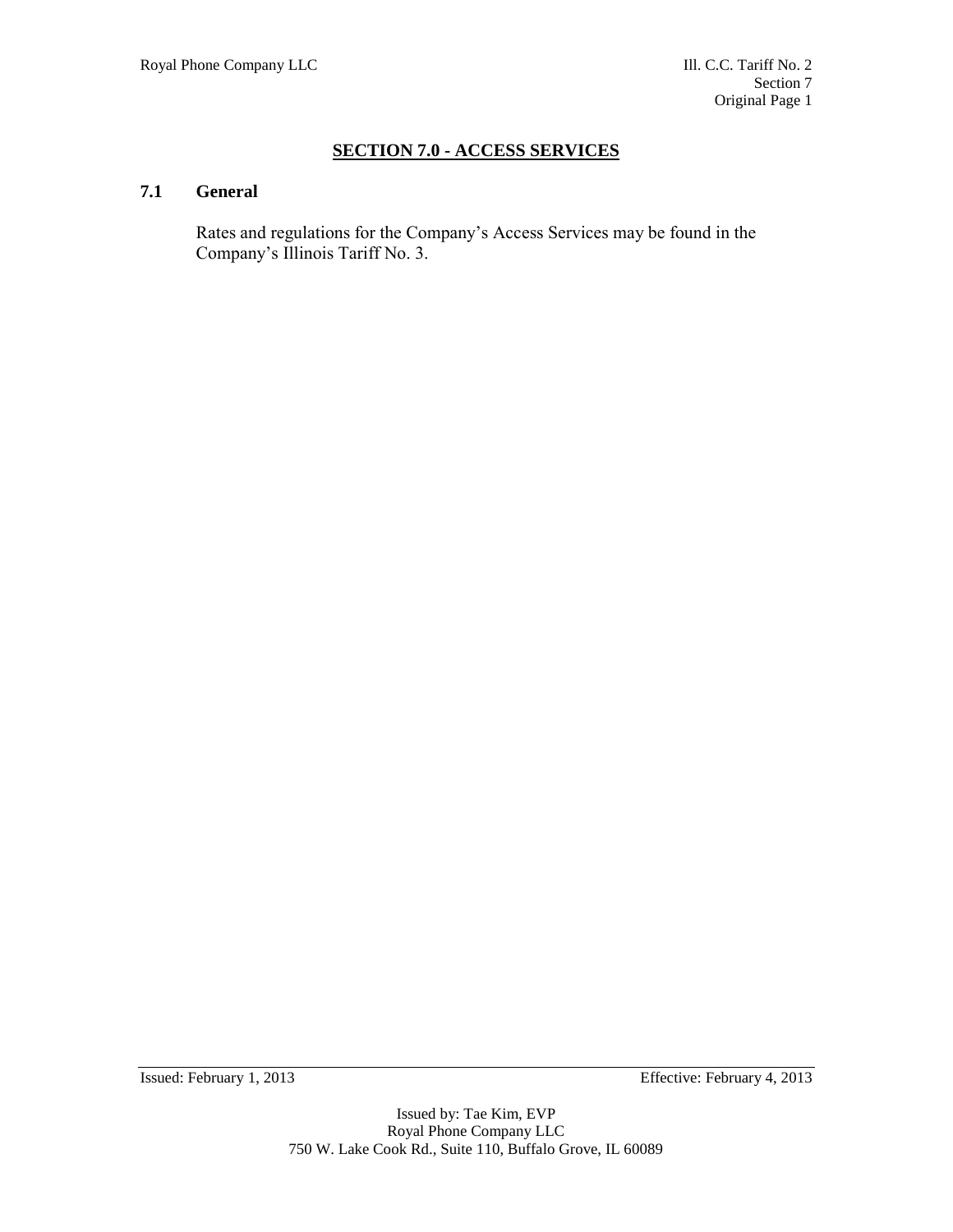# SECTION 7.0 - ACCESS SERVICES

## 7.1 General

Rates and regulations for the Company's Access Services may be found in the Company's Illinois Tariff No. 3.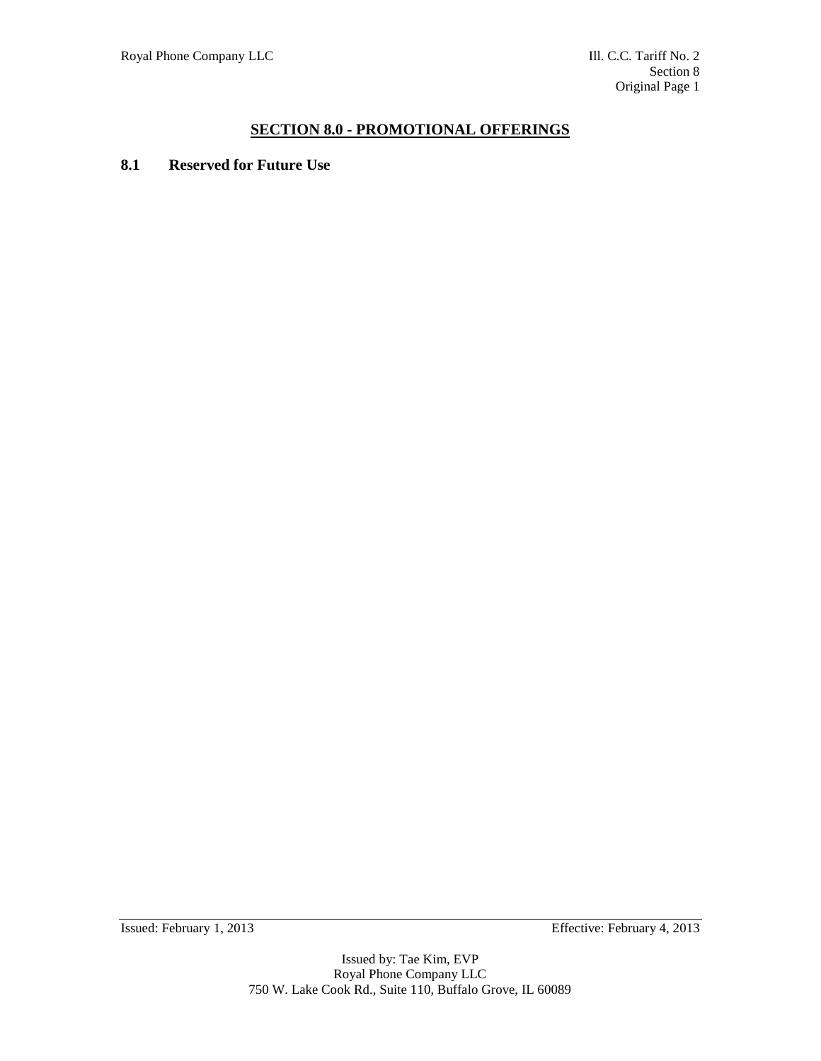## SECTION 8.0 - PROMOTIONAL OFFERINGS

### 8.1 Reserved for Future Use